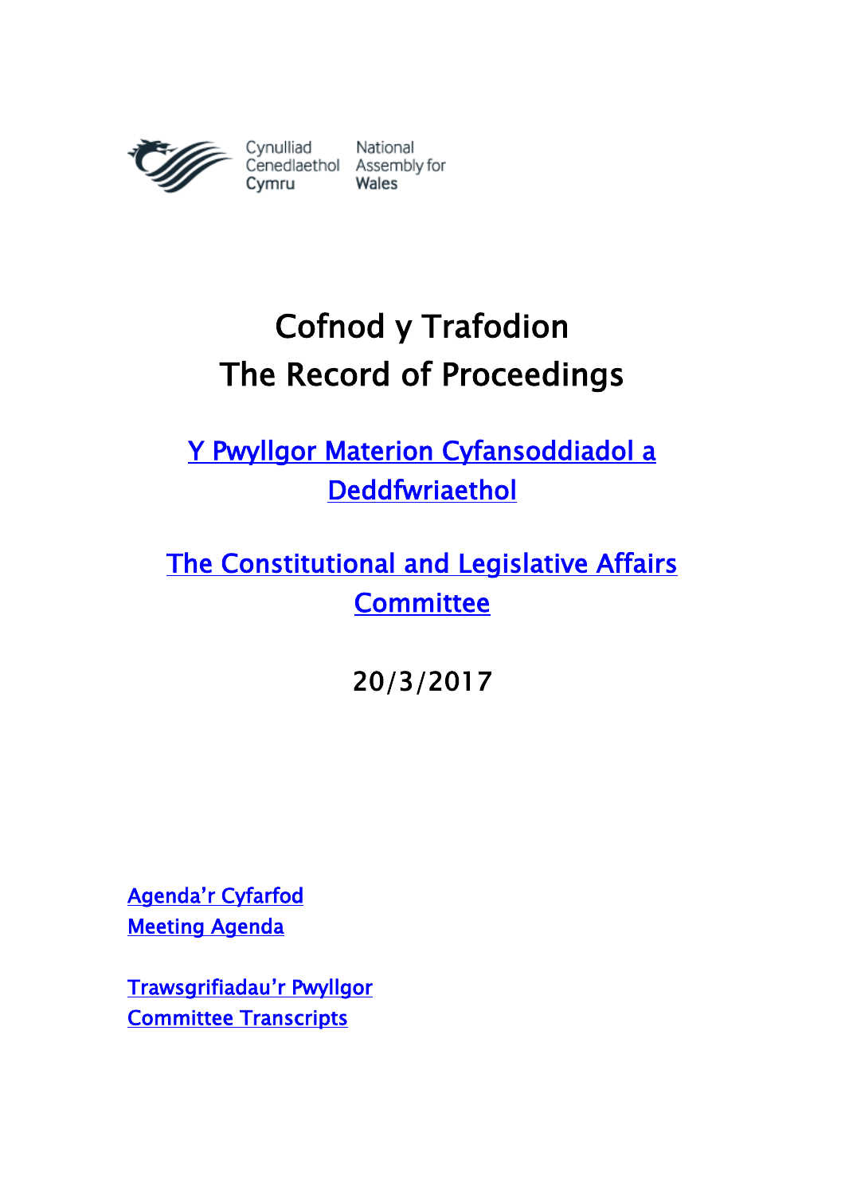Cynulliad Cenedlaethol Cymru | National Assembly for Wales

# Cofnod y Trafodion
# The Record of Proceedings

## Y Pwyllgor Materion Cyfansoddiadol a Deddfwriaethol

## The Constitutional and Legislative Affairs Committee

## 20/3/2017

Agenda'r Cyfarfod
Meeting Agenda

Trawsgrifiadau'r Pwyllgor
Committee Transcripts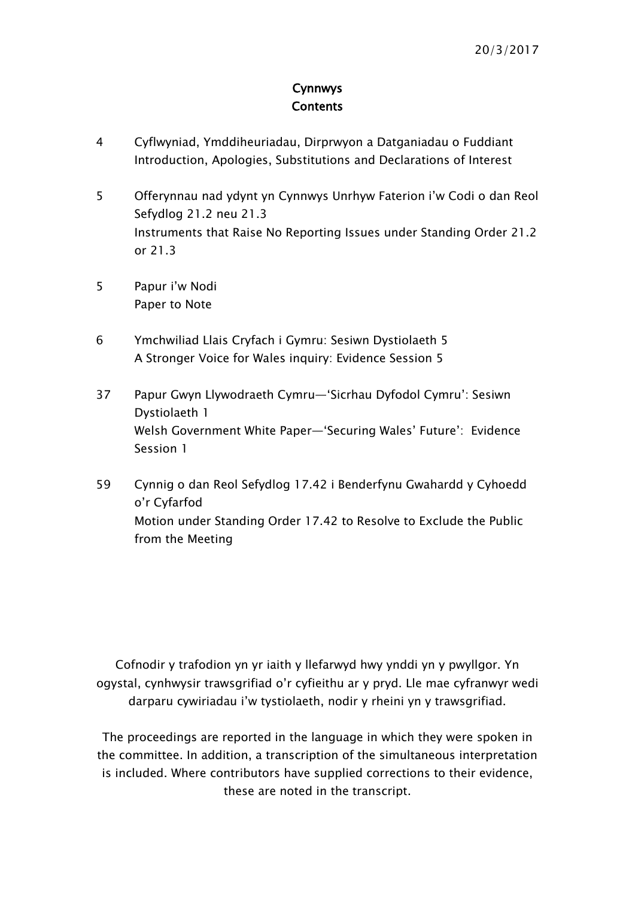20/3/2017

# Cynnwys
# Contents

4 Cyflwyniad, Ymddiheuriadau, Dirprwyon a Datganiadau o Fuddiant
Introduction, Apologies, Substitutions and Declarations of Interest

5 Offerynnau nad ydynt yn Cynnwys Unrhyw Faterion i'w Codi o dan Reol Sefydlog 21.2 neu 21.3
Instruments that Raise No Reporting Issues under Standing Order 21.2 or 21.3

5 Papur i'w Nodi
Paper to Note

6 Ymchwiliad Llais Cryfach i Gymru: Sesiwn Dystiolaeth 5
A Stronger Voice for Wales inquiry: Evidence Session 5

37 Papur Gwyn Llywodraeth Cymru—'Sicrhau Dyfodol Cymru': Sesiwn Dystiolaeth 1
Welsh Government White Paper—'Securing Wales' Future': Evidence Session 1

59 Cynnig o dan Reol Sefydlog 17.42 i Benderfynu Gwahardd y Cyhoedd o'r Cyfarfod
Motion under Standing Order 17.42 to Resolve to Exclude the Public from the Meeting

Cofnodir y trafodion yn yr iaith y llefarwyd hwy ynddi yn y pwyllgor. Yn ogystal, cynhwysir trawsgrifiad o'r cyfieithu ar y pryd. Lle mae cyfranwyr wedi darparu cywiriadau i'w tystiolaeth, nodir y rheini yn y trawsgrifiad.

The proceedings are reported in the language in which they were spoken in the committee. In addition, a transcription of the simultaneous interpretation is included. Where contributors have supplied corrections to their evidence, these are noted in the transcript.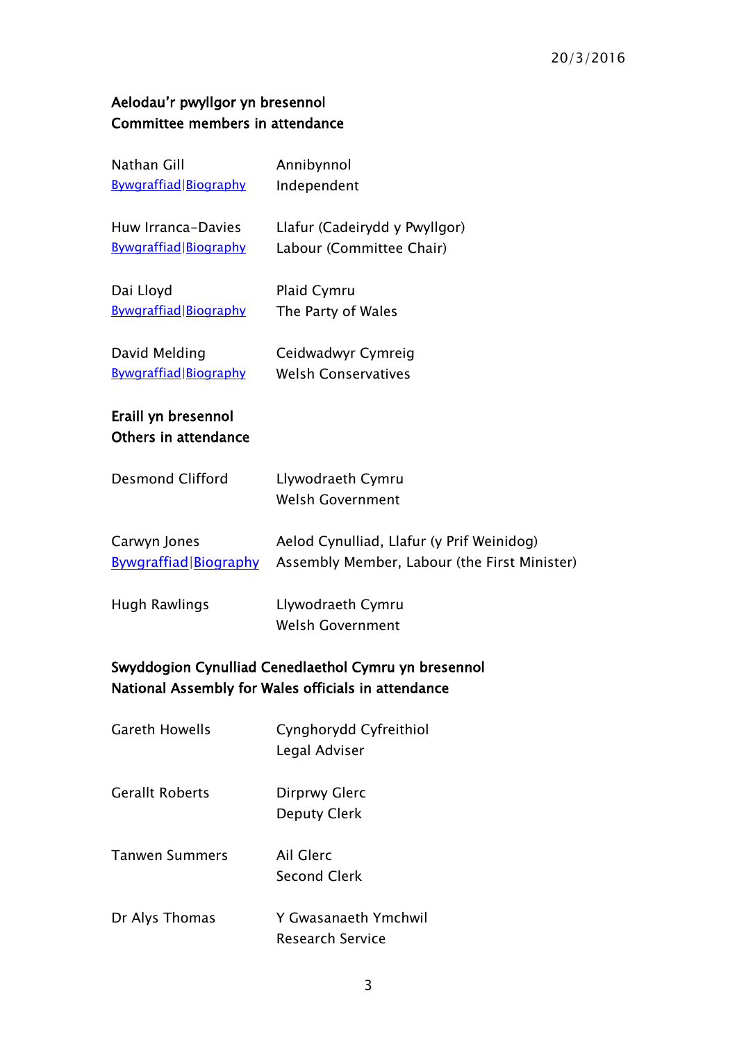20/3/2016

**Aelodau'r pwyllgor yn bresennol**
**Committee members in attendance**

| | |
|---|---|
| Nathan Gill<br>Bywgraffiad\|Biography | Annibynnol<br>Independent |
| Huw Irranca-Davies<br>Bywgraffiad\|Biography | Llafur (Cadeirydd y Pwyllgor)<br>Labour (Committee Chair) |
| Dai Lloyd<br>Bywgraffiad\|Biography | Plaid Cymru<br>The Party of Wales |
| David Melding<br>Bywgraffiad\|Biography | Ceidwadwyr Cymreig<br>Welsh Conservatives |

**Eraill yn bresennol**
**Others in attendance**

| | |
|---|---|
| Desmond Clifford | Llywodraeth Cymru<br>Welsh Government |
| Carwyn Jones<br>Bywgraffiad\|Biography | Aelod Cynulliad, Llafur (y Prif Weinidog)<br>Assembly Member, Labour (the First Minister) |
| Hugh Rawlings | Llywodraeth Cymru<br>Welsh Government |

**Swyddogion Cynulliad Cenedlaethol Cymru yn bresennol**
**National Assembly for Wales officials in attendance**

| | |
|---|---|
| Gareth Howells | Cynghorydd Cyfreithiol<br>Legal Adviser |
| Gerallt Roberts | Dirprwy Glerc<br>Deputy Clerk |
| Tanwen Summers | Ail Glerc<br>Second Clerk |
| Dr Alys Thomas | Y Gwasanaeth Ymchwil<br>Research Service |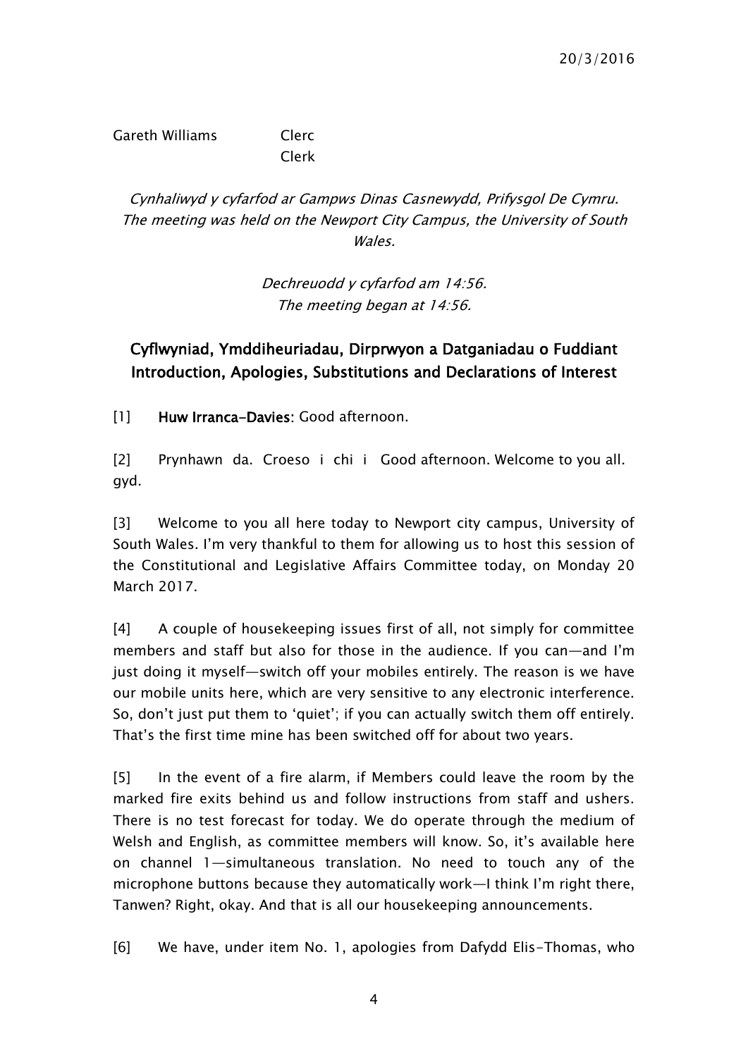Gareth Williams Clerc
Clerk

*Cynhaliwyd y cyfarfod ar Gampws Dinas Casnewydd, Prifysgol De Cymru.*
*The meeting was held on the Newport City Campus, the University of South Wales.*

*Dechreuodd y cyfarfod am 14:56.*
*The meeting began at 14:56.*

## Cyflwyniad, Ymddiheuriadau, Dirprwyon a Datganiadau o Fuddiant
## Introduction, Apologies, Substitutions and Declarations of Interest

[1] **Huw Irranca-Davies**: Good afternoon.

[2] Prynhawn da. Croeso i chi i gyd. Good afternoon. Welcome to you all.

[3] Welcome to you all here today to Newport city campus, University of South Wales. I'm very thankful to them for allowing us to host this session of the Constitutional and Legislative Affairs Committee today, on Monday 20 March 2017.

[4] A couple of housekeeping issues first of all, not simply for committee members and staff but also for those in the audience. If you can—and I'm just doing it myself—switch off your mobiles entirely. The reason is we have our mobile units here, which are very sensitive to any electronic interference. So, don't just put them to 'quiet'; if you can actually switch them off entirely. That's the first time mine has been switched off for about two years.

[5] In the event of a fire alarm, if Members could leave the room by the marked fire exits behind us and follow instructions from staff and ushers. There is no test forecast for today. We do operate through the medium of Welsh and English, as committee members will know. So, it's available here on channel 1—simultaneous translation. No need to touch any of the microphone buttons because they automatically work—I think I'm right there, Tanwen? Right, okay. And that is all our housekeeping announcements.

[6] We have, under item No. 1, apologies from Dafydd Elis-Thomas, who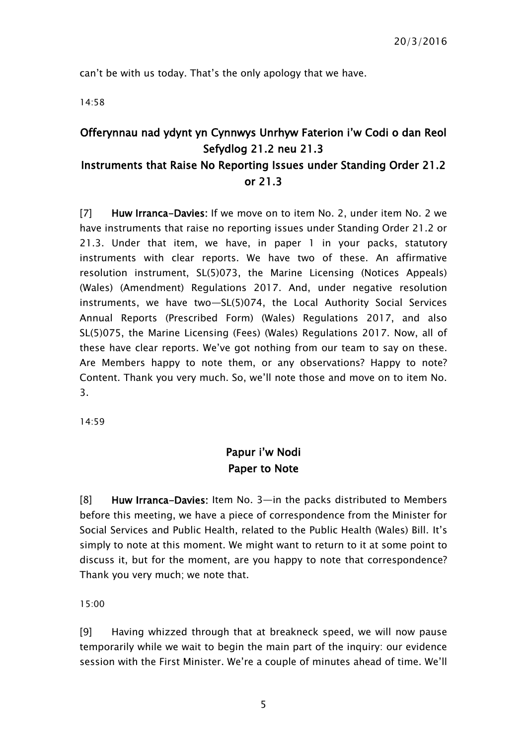can't be with us today. That's the only apology that we have.

14:58

## Offerynnau nad ydynt yn Cynnwys Unrhyw Faterion i'w Codi o dan Reol Sefydlog 21.2 neu 21.3
## Instruments that Raise No Reporting Issues under Standing Order 21.2 or 21.3

[7] **Huw Irranca-Davies:** If we move on to item No. 2, under item No. 2 we have instruments that raise no reporting issues under Standing Order 21.2 or 21.3. Under that item, we have, in paper 1 in your packs, statutory instruments with clear reports. We have two of these. An affirmative resolution instrument, SL(5)073, the Marine Licensing (Notices Appeals) (Wales) (Amendment) Regulations 2017. And, under negative resolution instruments, we have two—SL(5)074, the Local Authority Social Services Annual Reports (Prescribed Form) (Wales) Regulations 2017, and also SL(5)075, the Marine Licensing (Fees) (Wales) Regulations 2017. Now, all of these have clear reports. We've got nothing from our team to say on these. Are Members happy to note them, or any observations? Happy to note? Content. Thank you very much. So, we'll note those and move on to item No. 3.

14:59

## Papur i'w Nodi
## Paper to Note

[8] **Huw Irranca-Davies:** Item No. 3—in the packs distributed to Members before this meeting, we have a piece of correspondence from the Minister for Social Services and Public Health, related to the Public Health (Wales) Bill. It's simply to note at this moment. We might want to return to it at some point to discuss it, but for the moment, are you happy to note that correspondence? Thank you very much; we note that.

15:00

[9] Having whizzed through that at breakneck speed, we will now pause temporarily while we wait to begin the main part of the inquiry: our evidence session with the First Minister. We're a couple of minutes ahead of time. We'll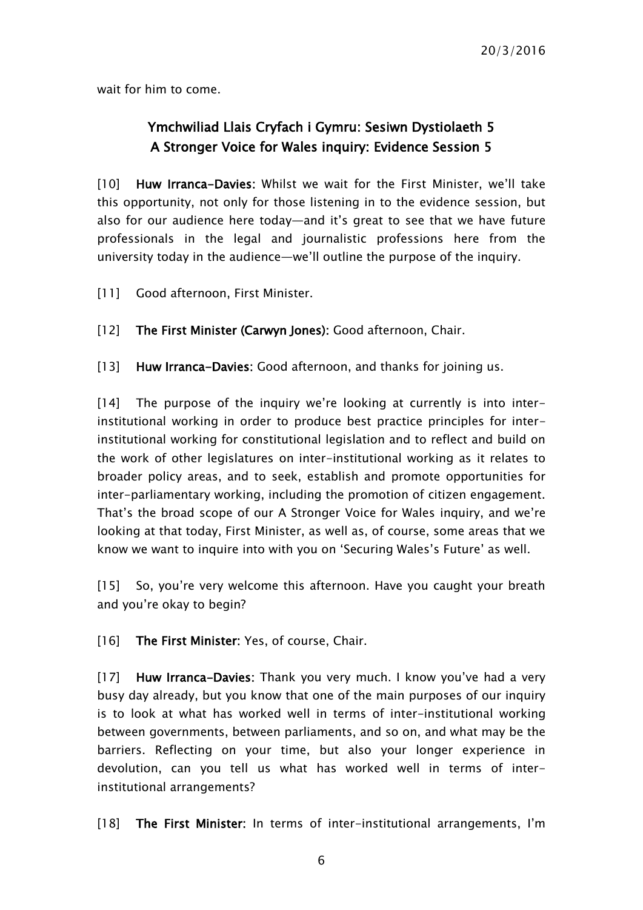wait for him to come.

## Ymchwiliad Llais Cryfach i Gymru: Sesiwn Dystiolaeth 5
## A Stronger Voice for Wales inquiry: Evidence Session 5

[10] **Huw Irranca-Davies:** Whilst we wait for the First Minister, we'll take this opportunity, not only for those listening in to the evidence session, but also for our audience here today—and it's great to see that we have future professionals in the legal and journalistic professions here from the university today in the audience—we'll outline the purpose of the inquiry.

[11] Good afternoon, First Minister.

[12] **The First Minister (Carwyn Jones):** Good afternoon, Chair.

[13] **Huw Irranca-Davies:** Good afternoon, and thanks for joining us.

[14] The purpose of the inquiry we're looking at currently is into inter-institutional working in order to produce best practice principles for inter-institutional working for constitutional legislation and to reflect and build on the work of other legislatures on inter-institutional working as it relates to broader policy areas, and to seek, establish and promote opportunities for inter-parliamentary working, including the promotion of citizen engagement. That's the broad scope of our A Stronger Voice for Wales inquiry, and we're looking at that today, First Minister, as well as, of course, some areas that we know we want to inquire into with you on 'Securing Wales's Future' as well.

[15] So, you're very welcome this afternoon. Have you caught your breath and you're okay to begin?

[16] **The First Minister:** Yes, of course, Chair.

[17] **Huw Irranca-Davies:** Thank you very much. I know you've had a very busy day already, but you know that one of the main purposes of our inquiry is to look at what has worked well in terms of inter-institutional working between governments, between parliaments, and so on, and what may be the barriers. Reflecting on your time, but also your longer experience in devolution, can you tell us what has worked well in terms of inter-institutional arrangements?

[18] **The First Minister:** In terms of inter-institutional arrangements, I'm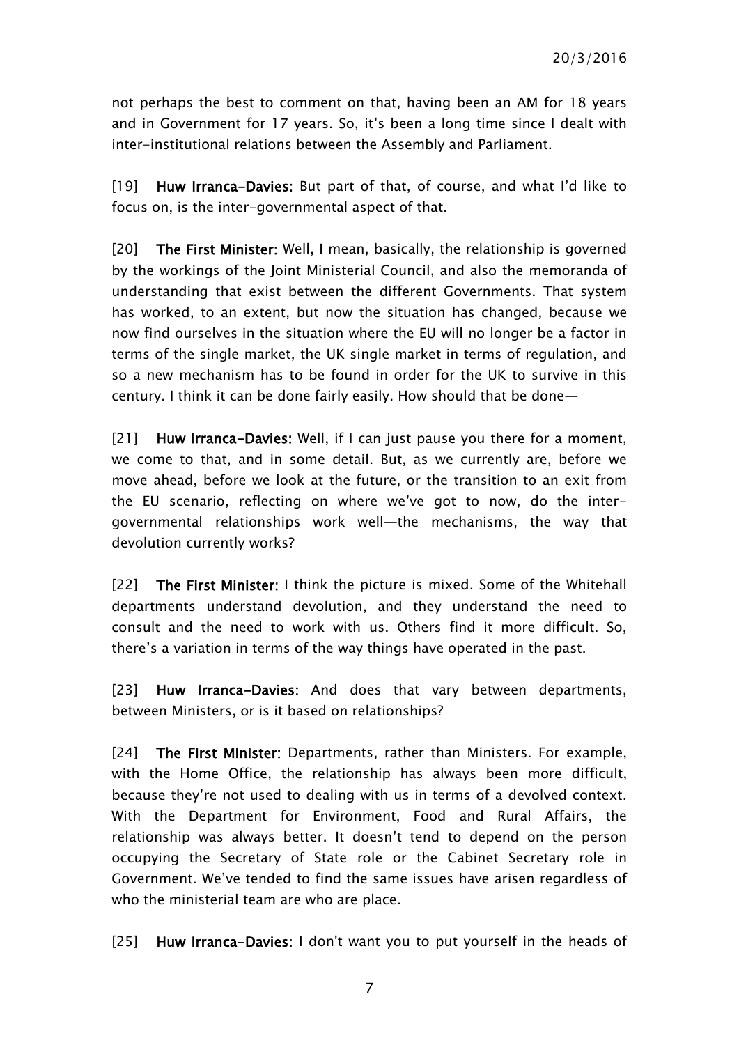not perhaps the best to comment on that, having been an AM for 18 years and in Government for 17 years. So, it's been a long time since I dealt with inter-institutional relations between the Assembly and Parliament.

[19] **Huw Irranca-Davies**: But part of that, of course, and what I'd like to focus on, is the inter-governmental aspect of that.

[20] **The First Minister**: Well, I mean, basically, the relationship is governed by the workings of the Joint Ministerial Council, and also the memoranda of understanding that exist between the different Governments. That system has worked, to an extent, but now the situation has changed, because we now find ourselves in the situation where the EU will no longer be a factor in terms of the single market, the UK single market in terms of regulation, and so a new mechanism has to be found in order for the UK to survive in this century. I think it can be done fairly easily. How should that be done—

[21] **Huw Irranca-Davies**: Well, if I can just pause you there for a moment, we come to that, and in some detail. But, as we currently are, before we move ahead, before we look at the future, or the transition to an exit from the EU scenario, reflecting on where we've got to now, do the inter-governmental relationships work well—the mechanisms, the way that devolution currently works?

[22] **The First Minister**: I think the picture is mixed. Some of the Whitehall departments understand devolution, and they understand the need to consult and the need to work with us. Others find it more difficult. So, there's a variation in terms of the way things have operated in the past.

[23] **Huw Irranca-Davies**: And does that vary between departments, between Ministers, or is it based on relationships?

[24] **The First Minister**: Departments, rather than Ministers. For example, with the Home Office, the relationship has always been more difficult, because they're not used to dealing with us in terms of a devolved context. With the Department for Environment, Food and Rural Affairs, the relationship was always better. It doesn't tend to depend on the person occupying the Secretary of State role or the Cabinet Secretary role in Government. We've tended to find the same issues have arisen regardless of who the ministerial team are who are place.

[25] **Huw Irranca-Davies**: I don't want you to put yourself in the heads of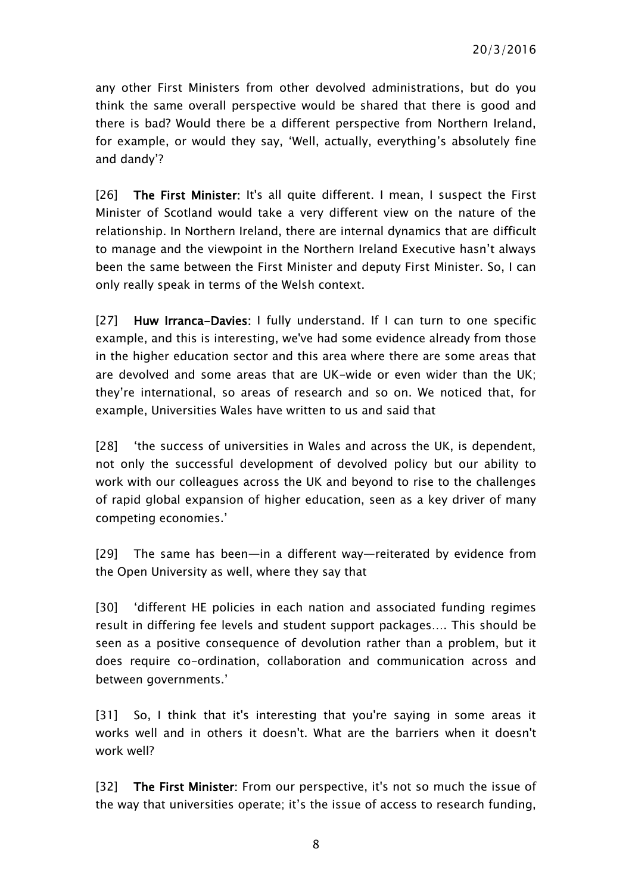any other First Ministers from other devolved administrations, but do you think the same overall perspective would be shared that there is good and there is bad? Would there be a different perspective from Northern Ireland, for example, or would they say, 'Well, actually, everything's absolutely fine and dandy'?

[26] **The First Minister:** It's all quite different. I mean, I suspect the First Minister of Scotland would take a very different view on the nature of the relationship. In Northern Ireland, there are internal dynamics that are difficult to manage and the viewpoint in the Northern Ireland Executive hasn't always been the same between the First Minister and deputy First Minister. So, I can only really speak in terms of the Welsh context.

[27] **Huw Irranca-Davies:** I fully understand. If I can turn to one specific example, and this is interesting, we've had some evidence already from those in the higher education sector and this area where there are some areas that are devolved and some areas that are UK-wide or even wider than the UK; they're international, so areas of research and so on. We noticed that, for example, Universities Wales have written to us and said that

[28] 'the success of universities in Wales and across the UK, is dependent, not only the successful development of devolved policy but our ability to work with our colleagues across the UK and beyond to rise to the challenges of rapid global expansion of higher education, seen as a key driver of many competing economies.'

[29] The same has been—in a different way—reiterated by evidence from the Open University as well, where they say that

[30] 'different HE policies in each nation and associated funding regimes result in differing fee levels and student support packages…. This should be seen as a positive consequence of devolution rather than a problem, but it does require co-ordination, collaboration and communication across and between governments.'

[31] So, I think that it's interesting that you're saying in some areas it works well and in others it doesn't. What are the barriers when it doesn't work well?

[32] **The First Minister:** From our perspective, it's not so much the issue of the way that universities operate; it's the issue of access to research funding,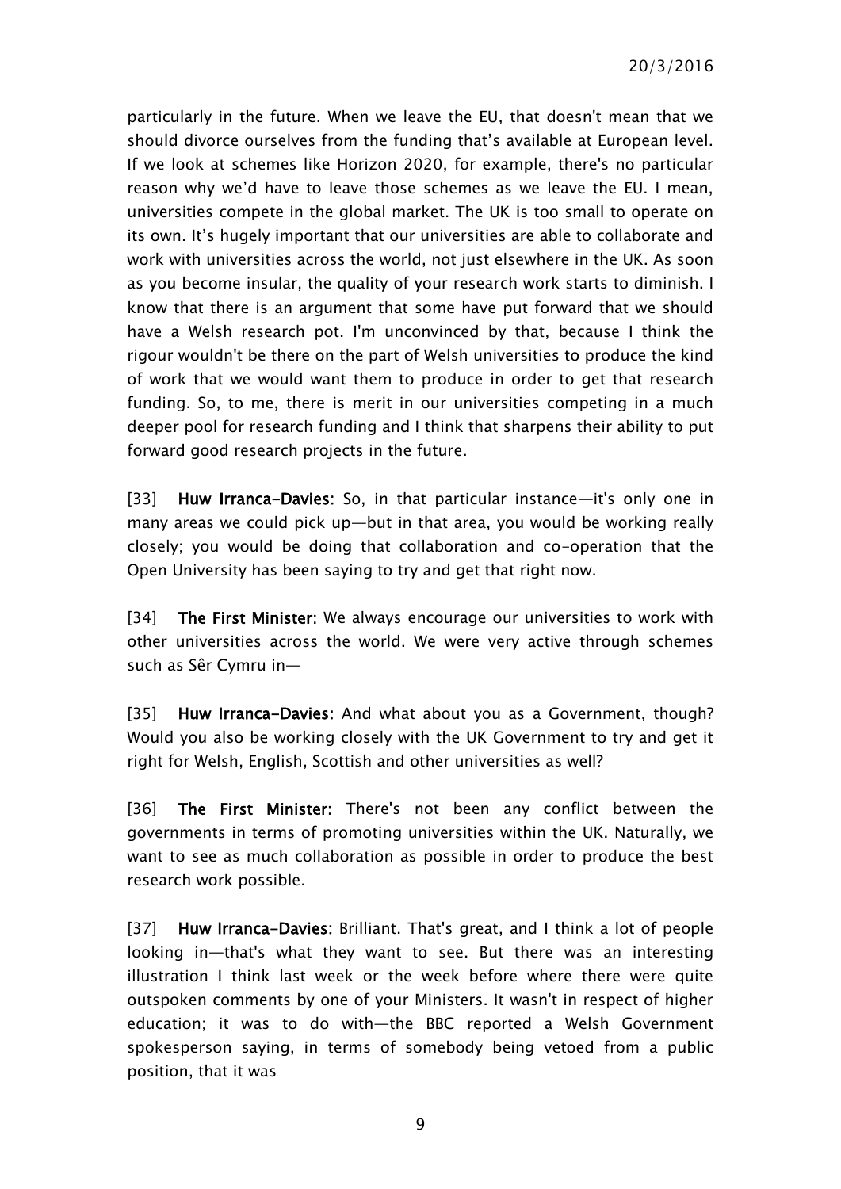particularly in the future. When we leave the EU, that doesn't mean that we should divorce ourselves from the funding that's available at European level. If we look at schemes like Horizon 2020, for example, there's no particular reason why we'd have to leave those schemes as we leave the EU. I mean, universities compete in the global market. The UK is too small to operate on its own. It's hugely important that our universities are able to collaborate and work with universities across the world, not just elsewhere in the UK. As soon as you become insular, the quality of your research work starts to diminish. I know that there is an argument that some have put forward that we should have a Welsh research pot. I'm unconvinced by that, because I think the rigour wouldn't be there on the part of Welsh universities to produce the kind of work that we would want them to produce in order to get that research funding. So, to me, there is merit in our universities competing in a much deeper pool for research funding and I think that sharpens their ability to put forward good research projects in the future.

[33] **Huw Irranca-Davies**: So, in that particular instance—it's only one in many areas we could pick up—but in that area, you would be working really closely; you would be doing that collaboration and co-operation that the Open University has been saying to try and get that right now.

[34] **The First Minister**: We always encourage our universities to work with other universities across the world. We were very active through schemes such as Sêr Cymru in—

[35] **Huw Irranca-Davies**: And what about you as a Government, though? Would you also be working closely with the UK Government to try and get it right for Welsh, English, Scottish and other universities as well?

[36] **The First Minister**: There's not been any conflict between the governments in terms of promoting universities within the UK. Naturally, we want to see as much collaboration as possible in order to produce the best research work possible.

[37] **Huw Irranca-Davies**: Brilliant. That's great, and I think a lot of people looking in—that's what they want to see. But there was an interesting illustration I think last week or the week before where there were quite outspoken comments by one of your Ministers. It wasn't in respect of higher education; it was to do with—the BBC reported a Welsh Government spokesperson saying, in terms of somebody being vetoed from a public position, that it was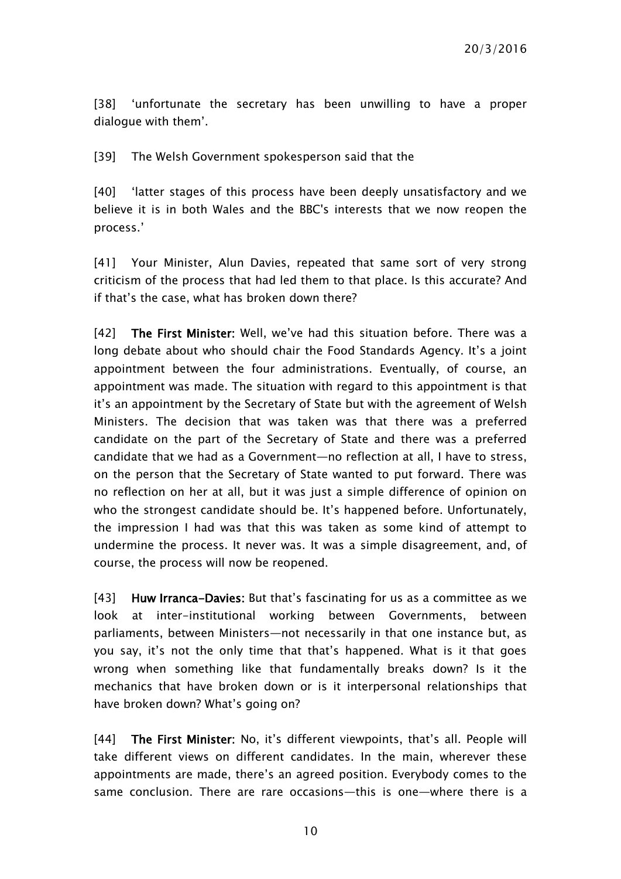[38] 'unfortunate the secretary has been unwilling to have a proper dialogue with them'.

[39] The Welsh Government spokesperson said that the

[40] 'latter stages of this process have been deeply unsatisfactory and we believe it is in both Wales and the BBC's interests that we now reopen the process.'

[41] Your Minister, Alun Davies, repeated that same sort of very strong criticism of the process that had led them to that place. Is this accurate? And if that's the case, what has broken down there?

[42] **The First Minister:** Well, we've had this situation before. There was a long debate about who should chair the Food Standards Agency. It's a joint appointment between the four administrations. Eventually, of course, an appointment was made. The situation with regard to this appointment is that it's an appointment by the Secretary of State but with the agreement of Welsh Ministers. The decision that was taken was that there was a preferred candidate on the part of the Secretary of State and there was a preferred candidate that we had as a Government—no reflection at all, I have to stress, on the person that the Secretary of State wanted to put forward. There was no reflection on her at all, but it was just a simple difference of opinion on who the strongest candidate should be. It's happened before. Unfortunately, the impression I had was that this was taken as some kind of attempt to undermine the process. It never was. It was a simple disagreement, and, of course, the process will now be reopened.

[43] **Huw Irranca-Davies:** But that's fascinating for us as a committee as we look at inter-institutional working between Governments, between parliaments, between Ministers—not necessarily in that one instance but, as you say, it's not the only time that that's happened. What is it that goes wrong when something like that fundamentally breaks down? Is it the mechanics that have broken down or is it interpersonal relationships that have broken down? What's going on?

[44] **The First Minister:** No, it's different viewpoints, that's all. People will take different views on different candidates. In the main, wherever these appointments are made, there's an agreed position. Everybody comes to the same conclusion. There are rare occasions—this is one—where there is a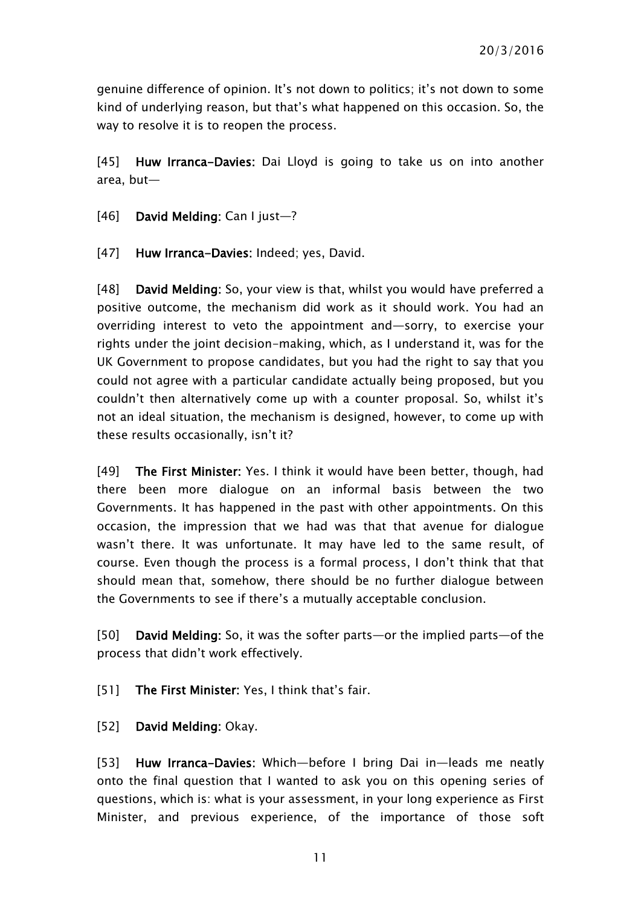genuine difference of opinion. It's not down to politics; it's not down to some kind of underlying reason, but that's what happened on this occasion. So, the way to resolve it is to reopen the process.

[45] **Huw Irranca-Davies:** Dai Lloyd is going to take us on into another area, but—

[46] **David Melding:** Can I just—?

[47] **Huw Irranca-Davies:** Indeed; yes, David.

[48] **David Melding:** So, your view is that, whilst you would have preferred a positive outcome, the mechanism did work as it should work. You had an overriding interest to veto the appointment and—sorry, to exercise your rights under the joint decision-making, which, as I understand it, was for the UK Government to propose candidates, but you had the right to say that you could not agree with a particular candidate actually being proposed, but you couldn't then alternatively come up with a counter proposal. So, whilst it's not an ideal situation, the mechanism is designed, however, to come up with these results occasionally, isn't it?

[49] **The First Minister:** Yes. I think it would have been better, though, had there been more dialogue on an informal basis between the two Governments. It has happened in the past with other appointments. On this occasion, the impression that we had was that that avenue for dialogue wasn't there. It was unfortunate. It may have led to the same result, of course. Even though the process is a formal process, I don't think that that should mean that, somehow, there should be no further dialogue between the Governments to see if there's a mutually acceptable conclusion.

[50] **David Melding:** So, it was the softer parts—or the implied parts—of the process that didn't work effectively.

[51] **The First Minister:** Yes, I think that's fair.

[52] **David Melding:** Okay.

[53] **Huw Irranca-Davies:** Which—before I bring Dai in—leads me neatly onto the final question that I wanted to ask you on this opening series of questions, which is: what is your assessment, in your long experience as First Minister, and previous experience, of the importance of those soft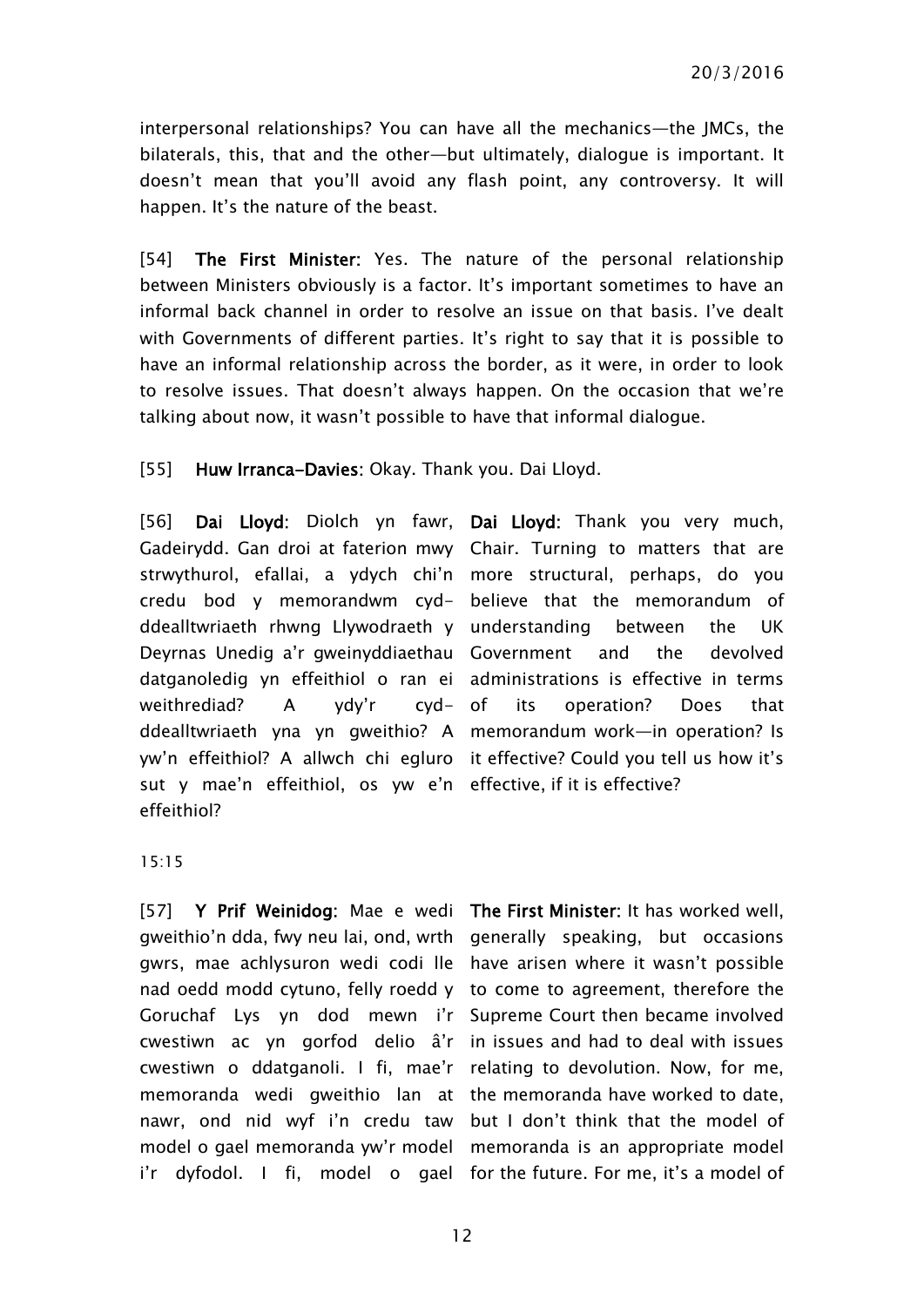interpersonal relationships? You can have all the mechanics—the JMCs, the bilaterals, this, that and the other—but ultimately, dialogue is important. It doesn't mean that you'll avoid any flash point, any controversy. It will happen. It's the nature of the beast.

[54] **The First Minister:** Yes. The nature of the personal relationship between Ministers obviously is a factor. It's important sometimes to have an informal back channel in order to resolve an issue on that basis. I've dealt with Governments of different parties. It's right to say that it is possible to have an informal relationship across the border, as it were, in order to look to resolve issues. That doesn't always happen. On the occasion that we're talking about now, it wasn't possible to have that informal dialogue.

[55] **Huw Irranca-Davies:** Okay. Thank you. Dai Lloyd.

[56] **Dai Lloyd:** Diolch yn fawr, Gadeirydd. Gan droi at faterion mwy strwythurol, efallai, a ydych chi'n credu bod y memorandwm cyd-ddealltwriaeth rhwng Llywodraeth y Deyrnas Unedig a'r gweinyddiaethau datganoledig yn effeithiol o ran ei weithrediad? A ydy'r cyd-ddealltwriaeth yna yn gweithio? A yw'n effeithiol? A allwch chi egluro sut y mae'n effeithiol, os yw e'n effeithiol?

**Dai Lloyd:** Thank you very much, Chair. Turning to matters that are more structural, perhaps, do you believe that the memorandum of understanding between the UK Government and the devolved administrations is effective in terms of its operation? Does that memorandum work—in operation? Is it effective? Could you tell us how it's effective, if it is effective?

15:15

[57] **Y Prif Weinidog:** Mae e wedi gweithio'n dda, fwy neu lai, ond, wrth gwrs, mae achlysuron wedi codi lle nad oedd modd cytuno, felly roedd y Goruchaf Lys yn dod mewn i'r cwestiwn ac yn gorfod delio â'r cwestiwn o ddatganoli. I fi, mae'r memoranda wedi gweithio lan at nawr, ond nid wyf i'n credu taw model o gael memoranda yw'r model i'r dyfodol. I fi, model o gael

**The First Minister:** It has worked well, generally speaking, but occasions have arisen where it wasn't possible to come to agreement, therefore the Supreme Court then became involved in issues and had to deal with issues relating to devolution. Now, for me, the memoranda have worked to date, but I don't think that the model of memoranda is an appropriate model for the future. For me, it's a model of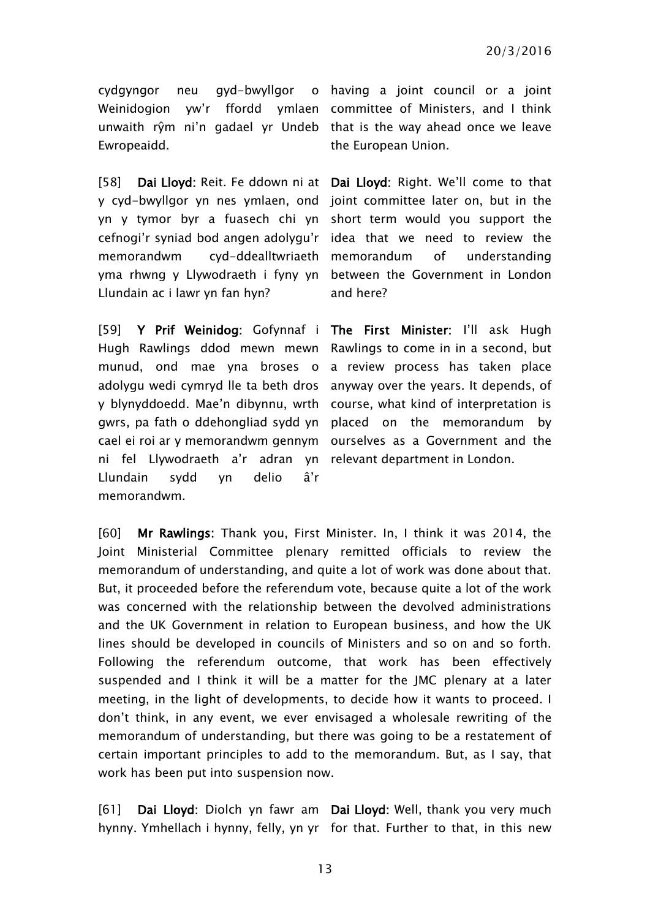cydgyngor neu gyd-bwyllgor o Weinidogion yw'r ffordd ymlaen unwaith rŷm ni'n gadael yr Undeb Ewropeaidd.

having a joint council or a joint committee of Ministers, and I think that is the way ahead once we leave the European Union.

[58] **Dai Lloyd**: Reit. Fe ddown ni at y cyd-bwyllgor yn nes ymlaen, ond yn y tymor byr a fuasech chi yn cefnogi'r syniad bod angen adolygu'r memorandwm cyd-ddealltwriaeth yma rhwng y Llywodraeth i fyny yn Llundain ac i lawr yn fan hyn?

**Dai Lloyd**: Right. We'll come to that joint committee later on, but in the short term would you support the idea that we need to review the memorandum of understanding between the Government in London and here?

[59] **Y Prif Weinidog**: Gofynnaf i Hugh Rawlings ddod mewn mewn munud, ond mae yna broses o adolygu wedi cymryd lle ta beth dros y blynyddoedd. Mae'n dibynnu, wrth gwrs, pa fath o ddehongliad sydd yn cael ei roi ar y memorandwm gennym ni fel Llywodraeth a'r adran yn Llundain sydd yn delio â'r memorandwm.

**The First Minister**: I'll ask Hugh Rawlings to come in in a second, but a review process has taken place anyway over the years. It depends, of course, what kind of interpretation is placed on the memorandum by ourselves as a Government and the relevant department in London.

[60] **Mr Rawlings**: Thank you, First Minister. In, I think it was 2014, the Joint Ministerial Committee plenary remitted officials to review the memorandum of understanding, and quite a lot of work was done about that. But, it proceeded before the referendum vote, because quite a lot of the work was concerned with the relationship between the devolved administrations and the UK Government in relation to European business, and how the UK lines should be developed in councils of Ministers and so on and so forth. Following the referendum outcome, that work has been effectively suspended and I think it will be a matter for the JMC plenary at a later meeting, in the light of developments, to decide how it wants to proceed. I don't think, in any event, we ever envisaged a wholesale rewriting of the memorandum of understanding, but there was going to be a restatement of certain important principles to add to the memorandum. But, as I say, that work has been put into suspension now.

[61] **Dai Lloyd**: Diolch yn fawr am hynny. Ymhellach i hynny, felly, yn yr

**Dai Lloyd**: Well, thank you very much for that. Further to that, in this new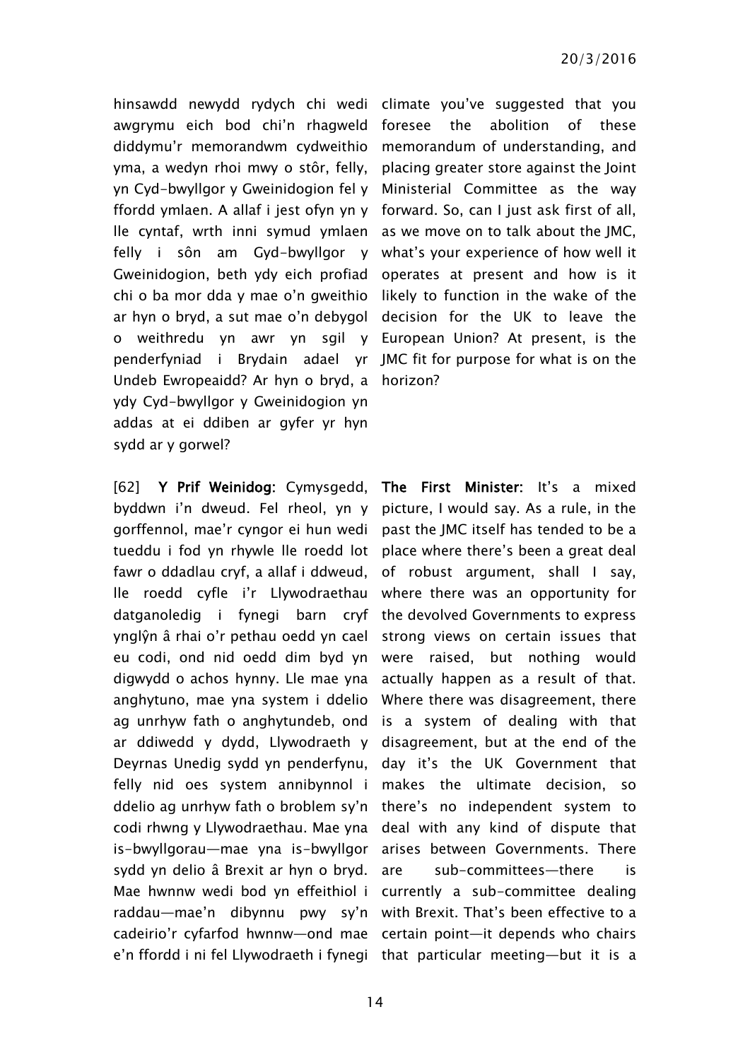hinsawdd newydd rydych chi wedi awgrymu eich bod chi'n rhagweld diddymu'r memorandwm cydweithio yma, a wedyn rhoi mwy o stôr, felly, yn Cyd-bwyllgor y Gweinidogion fel y ffordd ymlaen. A allaf i jest ofyn yn y lle cyntaf, wrth inni symud ymlaen felly i sôn am Gyd-bwyllgor y Gweinidogion, beth ydy eich profiad chi o ba mor dda y mae o'n gweithio ar hyn o bryd, a sut mae o'n debygol o weithredu yn awr yn sgil y penderfyniad i Brydain adael yr Undeb Ewropeaidd? Ar hyn o bryd, a ydy Cyd-bwyllgor y Gweinidogion yn addas at ei ddiben ar gyfer yr hyn sydd ar y gorwel?

climate you've suggested that you foresee the abolition of these memorandum of understanding, and placing greater store against the Joint Ministerial Committee as the way forward. So, can I just ask first of all, as we move on to talk about the JMC, what's your experience of how well it operates at present and how is it likely to function in the wake of the decision for the UK to leave the European Union? At present, is the JMC fit for purpose for what is on the horizon?

[62] **Y Prif Weinidog**: Cymysgedd, byddwn i'n dweud. Fel rheol, yn y gorffennol, mae'r cyngor ei hun wedi tueddu i fod yn rhywle lle roedd lot fawr o ddadlau cryf, a allaf i ddweud, lle roedd cyfle i'r Llywodraethau datganoledig i fynegi barn cryf ynglŷn â rhai o'r pethau oedd yn cael eu codi, ond nid oedd dim byd yn digwydd o achos hynny. Lle mae yna anghytuno, mae yna system i ddelio ag unrhyw fath o anghytundeb, ond ar ddiwedd y dydd, Llywodraeth y Deyrnas Unedig sydd yn penderfynu, felly nid oes system annibynnol i ddelio ag unrhyw fath o broblem sy'n codi rhwng y Llywodraethau. Mae yna is-bwyllgorau—mae yna is-bwyllgor sydd yn delio â Brexit ar hyn o bryd. Mae hwnnw wedi bod yn effeithiol i raddau—mae'n dibynnu pwy sy'n cadeirio'r cyfarfod hwnnw—ond mae e'n ffordd i ni fel Llywodraeth i fynegi

**The First Minister**: It's a mixed picture, I would say. As a rule, in the past the JMC itself has tended to be a place where there's been a great deal of robust argument, shall I say, where there was an opportunity for the devolved Governments to express strong views on certain issues that were raised, but nothing would actually happen as a result of that. Where there was disagreement, there is a system of dealing with that disagreement, but at the end of the day it's the UK Government that makes the ultimate decision, so there's no independent system to deal with any kind of dispute that arises between Governments. There are sub-committees—there is currently a sub-committee dealing with Brexit. That's been effective to a certain point—it depends who chairs that particular meeting—but it is a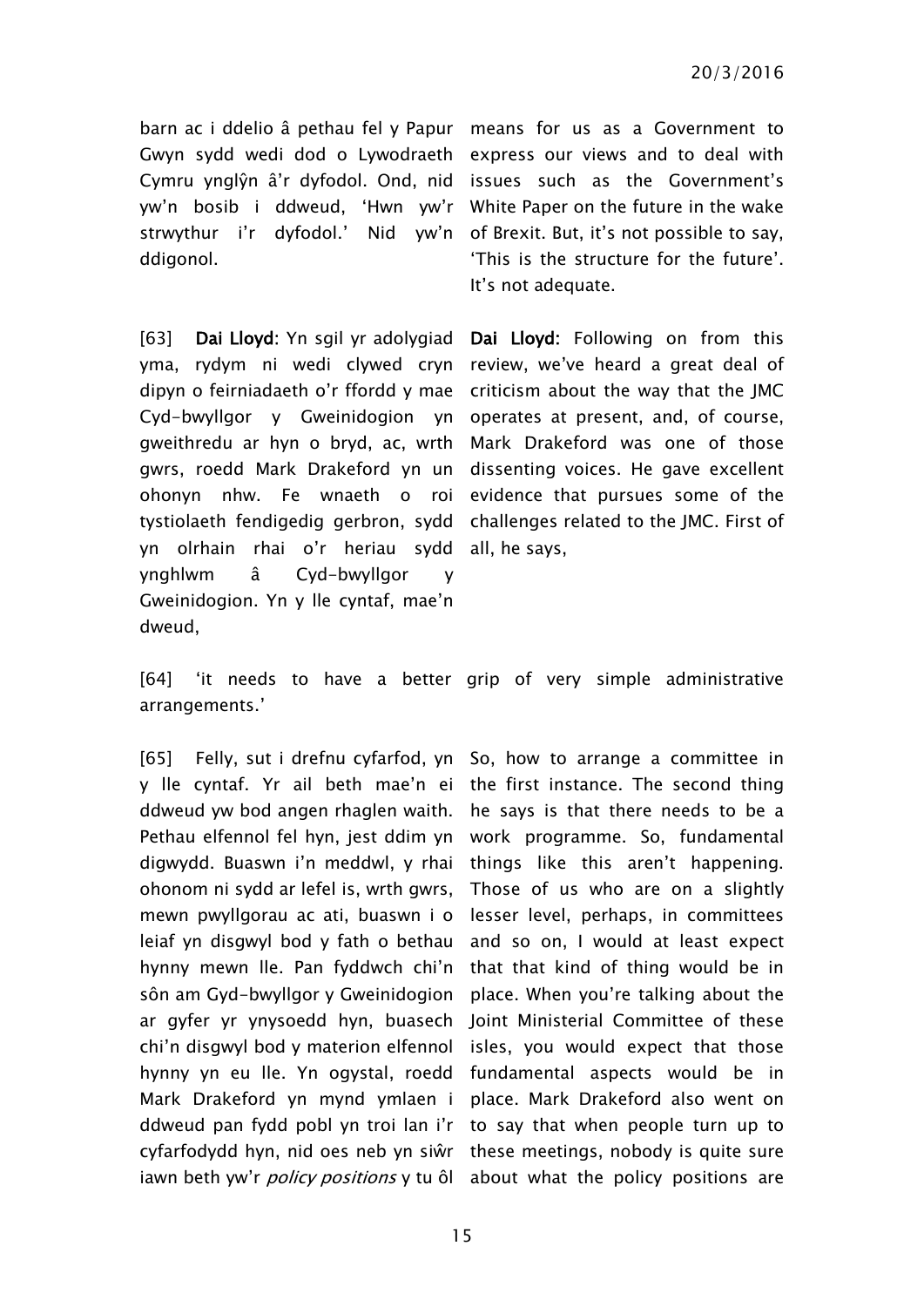barn ac i ddelio â pethau fel y Papur Gwyn sydd wedi dod o Lywodraeth Cymru ynglŷn â'r dyfodol. Ond, nid yw'n bosib i ddweud, 'Hwn yw'r strwythur i'r dyfodol.' Nid yw'n ddigonol.

means for us as a Government to express our views and to deal with issues such as the Government's White Paper on the future in the wake of Brexit. But, it's not possible to say, 'This is the structure for the future'. It's not adequate.

[63] **Dai Lloyd**: Yn sgil yr adolygiad yma, rydym ni wedi clywed cryn dipyn o feirniadaeth o'r ffordd y mae Cyd-bwyllgor y Gweinidogion yn gweithredu ar hyn o bryd, ac, wrth gwrs, roedd Mark Drakeford yn un ohonyn nhw. Fe wnaeth o roi tystiolaeth fendigedig gerbron, sydd yn olrhain rhai o'r heriau sydd ynghlwm â Cyd-bwyllgor y Gweinidogion. Yn y lle cyntaf, mae'n dweud,

**Dai Lloyd:** Following on from this review, we've heard a great deal of criticism about the way that the JMC operates at present, and, of course, Mark Drakeford was one of those dissenting voices. He gave excellent evidence that pursues some of the challenges related to the JMC. First of all, he says,

[64] 'it needs to have a better grip of very simple administrative arrangements.'

[65] Felly, sut i drefnu cyfarfod, yn y lle cyntaf. Yr ail beth mae'n ei ddweud yw bod angen rhaglen waith. Pethau elfennol fel hyn, jest ddim yn digwydd. Buaswn i'n meddwl, y rhai ohonom ni sydd ar lefel is, wrth gwrs, mewn pwyllgorau ac ati, buaswn i o leiaf yn disgwyl bod y fath o bethau hynny mewn lle. Pan fyddwch chi'n sôn am Gyd-bwyllgor y Gweinidogion ar gyfer yr ynysoedd hyn, buasech chi'n disgwyl bod y materion elfennol hynny yn eu lle. Yn ogystal, roedd Mark Drakeford yn mynd ymlaen i ddweud pan fydd pobl yn troi lan i'r cyfarfodydd hyn, nid oes neb yn siŵr iawn beth yw'r *policy positions* y tu ôl

So, how to arrange a committee in the first instance. The second thing he says is that there needs to be a work programme. So, fundamental things like this aren't happening. Those of us who are on a slightly lesser level, perhaps, in committees and so on, I would at least expect that that kind of thing would be in place. When you're talking about the Joint Ministerial Committee of these isles, you would expect that those fundamental aspects would be in place. Mark Drakeford also went on to say that when people turn up to these meetings, nobody is quite sure about what the policy positions are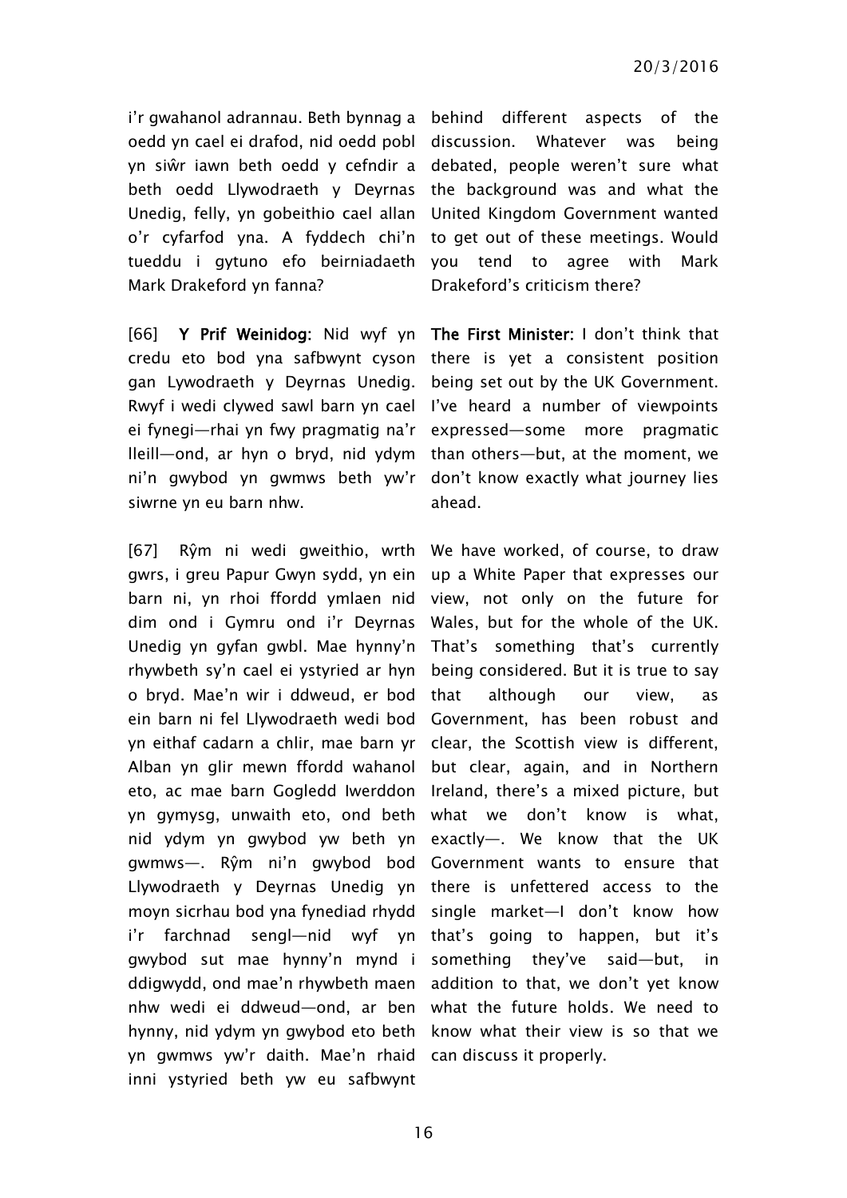i'r gwahanol adrannau. Beth bynnag a oedd yn cael ei drafod, nid oedd pobl yn siŵr iawn beth oedd y cefndir a beth oedd Llywodraeth y Deyrnas Unedig, felly, yn gobeithio cael allan o'r cyfarfod yna. A fyddech chi'n tueddu i gytuno efo beirniadaeth Mark Drakeford yn fanna?

behind different aspects of the discussion. Whatever was being debated, people weren't sure what the background was and what the United Kingdom Government wanted to get out of these meetings. Would you tend to agree with Mark Drakeford's criticism there?

[66] **Y Prif Weinidog**: Nid wyf yn credu eto bod yna safbwynt cyson gan Lywodraeth y Deyrnas Unedig. Rwyf i wedi clywed sawl barn yn cael ei fynegi—rhai yn fwy pragmatig na'r lleill—ond, ar hyn o bryd, nid ydym ni'n gwybod yn gwmws beth yw'r siwrne yn eu barn nhw.

**The First Minister:** I don't think that there is yet a consistent position being set out by the UK Government. I've heard a number of viewpoints expressed—some more pragmatic than others—but, at the moment, we don't know exactly what journey lies ahead.

[67] Rŷm ni wedi gweithio, wrth gwrs, i greu Papur Gwyn sydd, yn ein barn ni, yn rhoi ffordd ymlaen nid dim ond i Gymru ond i'r Deyrnas Unedig yn gyfan gwbl. Mae hynny'n rhywbeth sy'n cael ei ystyried ar hyn o bryd. Mae'n wir i ddweud, er bod ein barn ni fel Llywodraeth wedi bod yn eithaf cadarn a chlir, mae barn yr Alban yn glir mewn ffordd wahanol eto, ac mae barn Gogledd Iwerddon yn gymysg, unwaith eto, ond beth nid ydym yn gwybod yw beth yn gwmws—. Rŷm ni'n gwybod bod Llywodraeth y Deyrnas Unedig yn moyn sicrhau bod yna fynediad rhydd i'r farchnad sengl—nid wyf yn gwybod sut mae hynny'n mynd i ddigwydd, ond mae'n rhywbeth maen nhw wedi ei ddweud—ond, ar ben hynny, nid ydym yn gwybod eto beth yn gwmws yw'r daith. Mae'n rhaid inni ystyried beth yw eu safbwynt

We have worked, of course, to draw up a White Paper that expresses our view, not only on the future for Wales, but for the whole of the UK. That's something that's currently being considered. But it is true to say that although our view, as Government, has been robust and clear, the Scottish view is different, but clear, again, and in Northern Ireland, there's a mixed picture, but what we don't know is what, exactly—. We know that the UK Government wants to ensure that there is unfettered access to the single market—I don't know how that's going to happen, but it's something they've said—but, in addition to that, we don't yet know what the future holds. We need to know what their view is so that we can discuss it properly.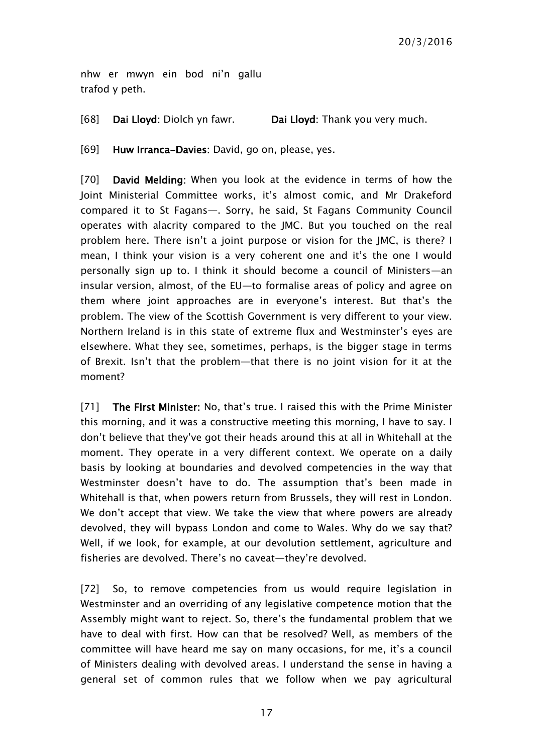nhw er mwyn ein bod ni'n gallu trafod y peth.

[68] **Dai Lloyd**: Diolch yn fawr. **Dai Lloyd**: Thank you very much.

[69] **Huw Irranca-Davies**: David, go on, please, yes.

[70] **David Melding**: When you look at the evidence in terms of how the Joint Ministerial Committee works, it's almost comic, and Mr Drakeford compared it to St Fagans—. Sorry, he said, St Fagans Community Council operates with alacrity compared to the JMC. But you touched on the real problem here. There isn't a joint purpose or vision for the JMC, is there? I mean, I think your vision is a very coherent one and it's the one I would personally sign up to. I think it should become a council of Ministers—an insular version, almost, of the EU—to formalise areas of policy and agree on them where joint approaches are in everyone's interest. But that's the problem. The view of the Scottish Government is very different to your view. Northern Ireland is in this state of extreme flux and Westminster's eyes are elsewhere. What they see, sometimes, perhaps, is the bigger stage in terms of Brexit. Isn't that the problem—that there is no joint vision for it at the moment?

[71] **The First Minister**: No, that's true. I raised this with the Prime Minister this morning, and it was a constructive meeting this morning, I have to say. I don't believe that they've got their heads around this at all in Whitehall at the moment. They operate in a very different context. We operate on a daily basis by looking at boundaries and devolved competencies in the way that Westminster doesn't have to do. The assumption that's been made in Whitehall is that, when powers return from Brussels, they will rest in London. We don't accept that view. We take the view that where powers are already devolved, they will bypass London and come to Wales. Why do we say that? Well, if we look, for example, at our devolution settlement, agriculture and fisheries are devolved. There's no caveat—they're devolved.

[72] So, to remove competencies from us would require legislation in Westminster and an overriding of any legislative competence motion that the Assembly might want to reject. So, there's the fundamental problem that we have to deal with first. How can that be resolved? Well, as members of the committee will have heard me say on many occasions, for me, it's a council of Ministers dealing with devolved areas. I understand the sense in having a general set of common rules that we follow when we pay agricultural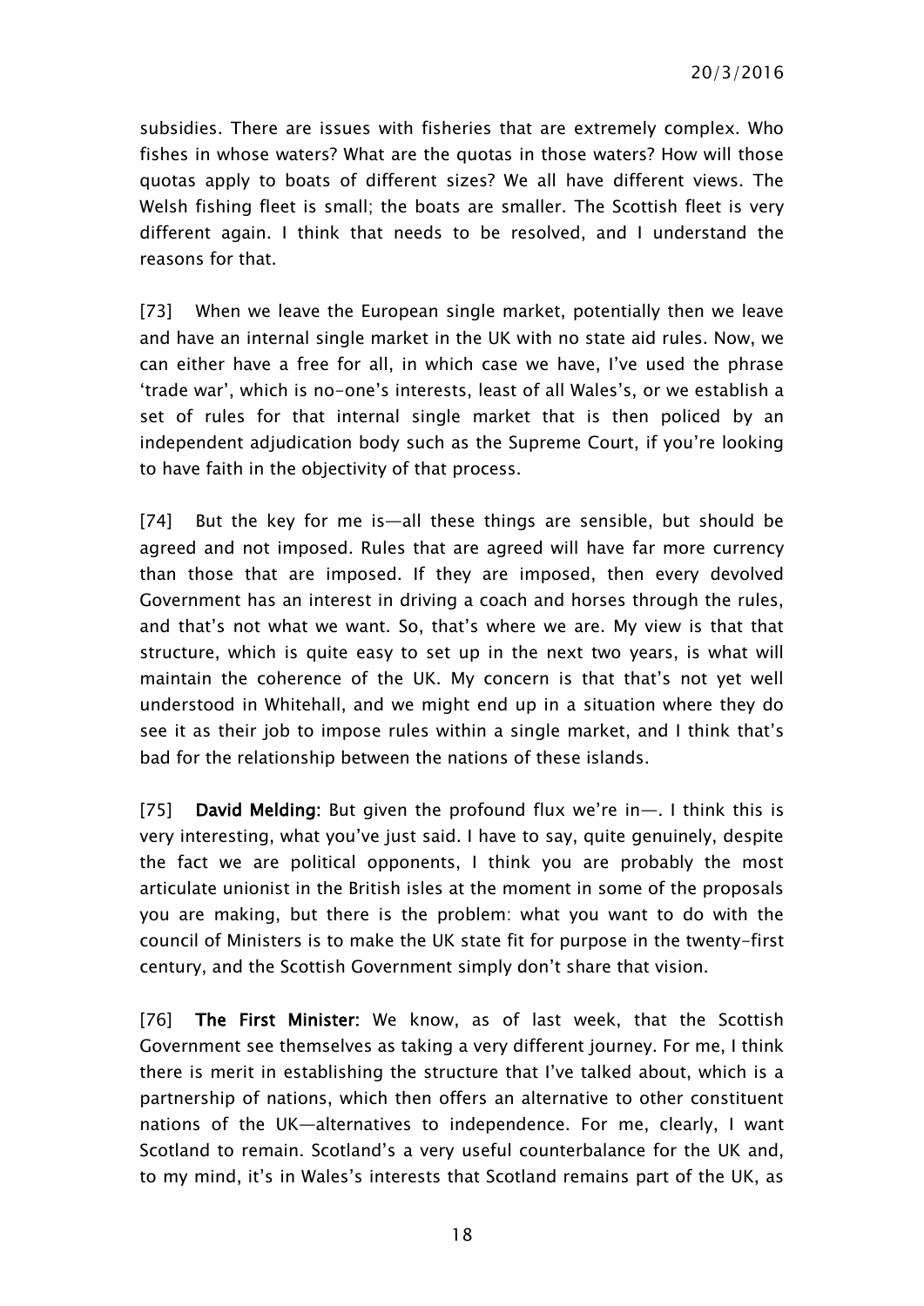subsidies. There are issues with fisheries that are extremely complex. Who fishes in whose waters? What are the quotas in those waters? How will those quotas apply to boats of different sizes? We all have different views. The Welsh fishing fleet is small; the boats are smaller. The Scottish fleet is very different again. I think that needs to be resolved, and I understand the reasons for that.

[73] When we leave the European single market, potentially then we leave and have an internal single market in the UK with no state aid rules. Now, we can either have a free for all, in which case we have, I've used the phrase 'trade war', which is no-one's interests, least of all Wales's, or we establish a set of rules for that internal single market that is then policed by an independent adjudication body such as the Supreme Court, if you're looking to have faith in the objectivity of that process.

[74] But the key for me is—all these things are sensible, but should be agreed and not imposed. Rules that are agreed will have far more currency than those that are imposed. If they are imposed, then every devolved Government has an interest in driving a coach and horses through the rules, and that's not what we want. So, that's where we are. My view is that that structure, which is quite easy to set up in the next two years, is what will maintain the coherence of the UK. My concern is that that's not yet well understood in Whitehall, and we might end up in a situation where they do see it as their job to impose rules within a single market, and I think that's bad for the relationship between the nations of these islands.

[75] **David Melding:** But given the profound flux we're in—. I think this is very interesting, what you've just said. I have to say, quite genuinely, despite the fact we are political opponents, I think you are probably the most articulate unionist in the British isles at the moment in some of the proposals you are making, but there is the problem: what you want to do with the council of Ministers is to make the UK state fit for purpose in the twenty-first century, and the Scottish Government simply don't share that vision.

[76] **The First Minister:** We know, as of last week, that the Scottish Government see themselves as taking a very different journey. For me, I think there is merit in establishing the structure that I've talked about, which is a partnership of nations, which then offers an alternative to other constituent nations of the UK—alternatives to independence. For me, clearly, I want Scotland to remain. Scotland's a very useful counterbalance for the UK and, to my mind, it's in Wales's interests that Scotland remains part of the UK, as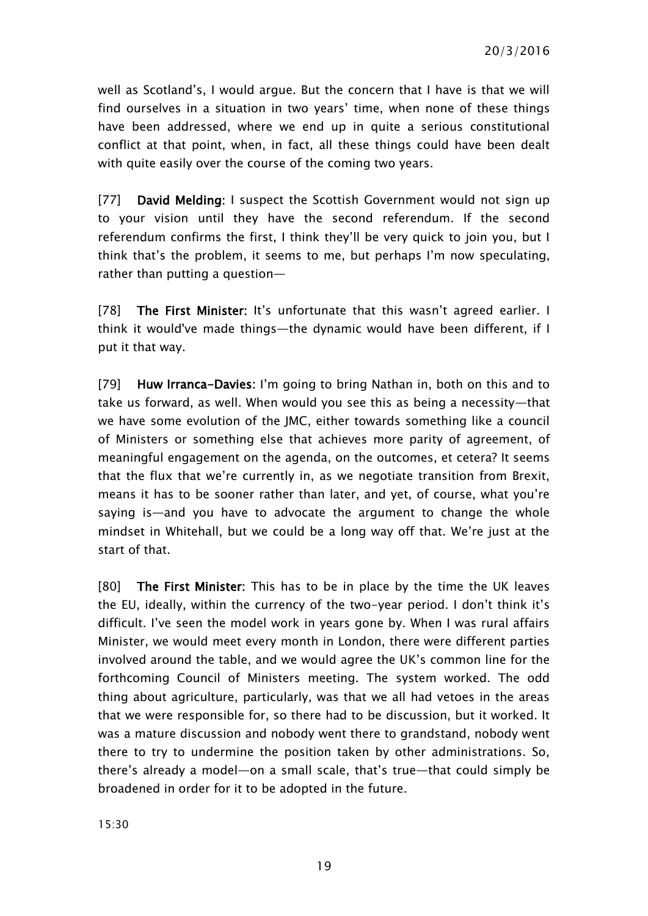well as Scotland's, I would argue. But the concern that I have is that we will find ourselves in a situation in two years' time, when none of these things have been addressed, where we end up in quite a serious constitutional conflict at that point, when, in fact, all these things could have been dealt with quite easily over the course of the coming two years.

[77] **David Melding:** I suspect the Scottish Government would not sign up to your vision until they have the second referendum. If the second referendum confirms the first, I think they'll be very quick to join you, but I think that's the problem, it seems to me, but perhaps I'm now speculating, rather than putting a question—

[78] **The First Minister:** It's unfortunate that this wasn't agreed earlier. I think it would've made things—the dynamic would have been different, if I put it that way.

[79] **Huw Irranca-Davies:** I'm going to bring Nathan in, both on this and to take us forward, as well. When would you see this as being a necessity—that we have some evolution of the JMC, either towards something like a council of Ministers or something else that achieves more parity of agreement, of meaningful engagement on the agenda, on the outcomes, et cetera? It seems that the flux that we're currently in, as we negotiate transition from Brexit, means it has to be sooner rather than later, and yet, of course, what you're saying is—and you have to advocate the argument to change the whole mindset in Whitehall, but we could be a long way off that. We're just at the start of that.

[80] **The First Minister:** This has to be in place by the time the UK leaves the EU, ideally, within the currency of the two-year period. I don't think it's difficult. I've seen the model work in years gone by. When I was rural affairs Minister, we would meet every month in London, there were different parties involved around the table, and we would agree the UK's common line for the forthcoming Council of Ministers meeting. The system worked. The odd thing about agriculture, particularly, was that we all had vetoes in the areas that we were responsible for, so there had to be discussion, but it worked. It was a mature discussion and nobody went there to grandstand, nobody went there to try to undermine the position taken by other administrations. So, there's already a model—on a small scale, that's true—that could simply be broadened in order for it to be adopted in the future.

15:30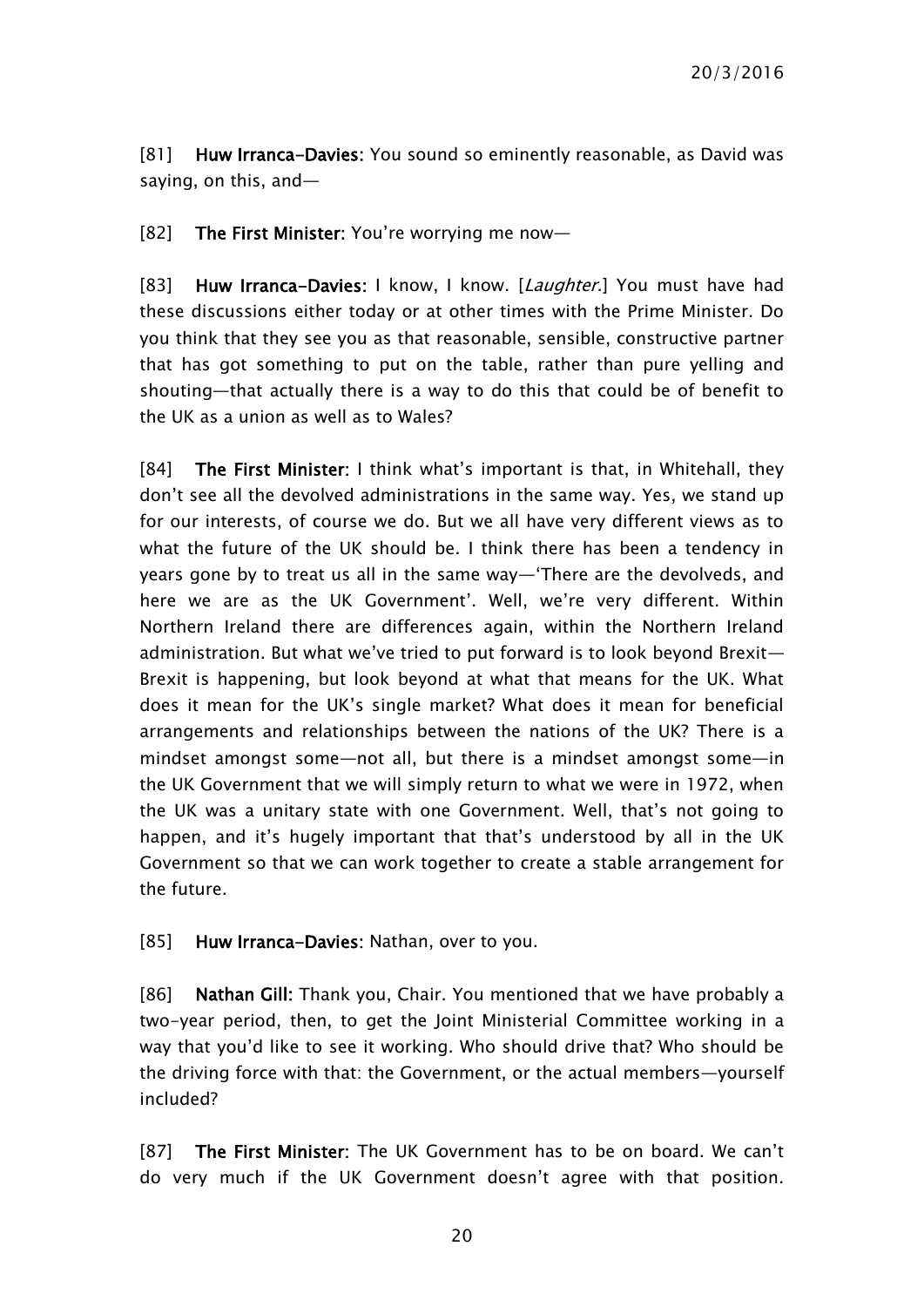[81] **Huw Irranca-Davies:** You sound so eminently reasonable, as David was saying, on this, and—

[82] **The First Minister:** You're worrying me now—

[83] **Huw Irranca-Davies:** I know, I know. [*Laughter.*] You must have had these discussions either today or at other times with the Prime Minister. Do you think that they see you as that reasonable, sensible, constructive partner that has got something to put on the table, rather than pure yelling and shouting—that actually there is a way to do this that could be of benefit to the UK as a union as well as to Wales?

[84] **The First Minister:** I think what's important is that, in Whitehall, they don't see all the devolved administrations in the same way. Yes, we stand up for our interests, of course we do. But we all have very different views as to what the future of the UK should be. I think there has been a tendency in years gone by to treat us all in the same way—'There are the devolveds, and here we are as the UK Government'. Well, we're very different. Within Northern Ireland there are differences again, within the Northern Ireland administration. But what we've tried to put forward is to look beyond Brexit—Brexit is happening, but look beyond at what that means for the UK. What does it mean for the UK's single market? What does it mean for beneficial arrangements and relationships between the nations of the UK? There is a mindset amongst some—not all, but there is a mindset amongst some—in the UK Government that we will simply return to what we were in 1972, when the UK was a unitary state with one Government. Well, that's not going to happen, and it's hugely important that that's understood by all in the UK Government so that we can work together to create a stable arrangement for the future.

[85] **Huw Irranca-Davies:** Nathan, over to you.

[86] **Nathan Gill:** Thank you, Chair. You mentioned that we have probably a two-year period, then, to get the Joint Ministerial Committee working in a way that you'd like to see it working. Who should drive that? Who should be the driving force with that: the Government, or the actual members—yourself included?

[87] **The First Minister:** The UK Government has to be on board. We can't do very much if the UK Government doesn't agree with that position.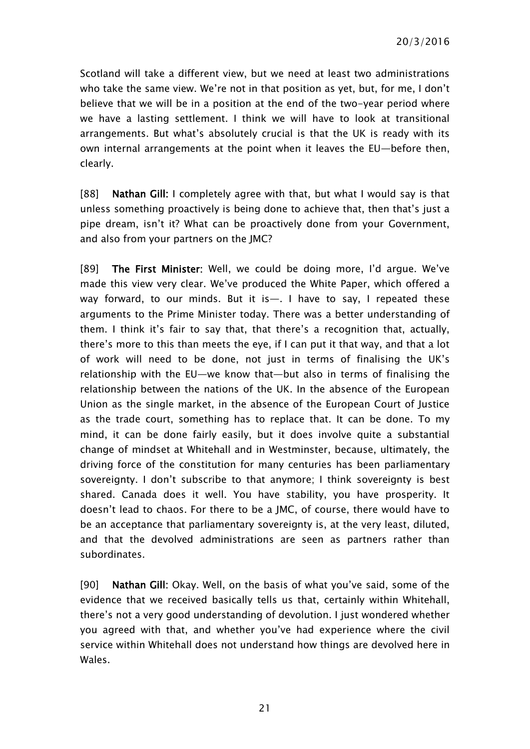Scotland will take a different view, but we need at least two administrations who take the same view. We're not in that position as yet, but, for me, I don't believe that we will be in a position at the end of the two-year period where we have a lasting settlement. I think we will have to look at transitional arrangements. But what's absolutely crucial is that the UK is ready with its own internal arrangements at the point when it leaves the EU—before then, clearly.

[88] **Nathan Gill:** I completely agree with that, but what I would say is that unless something proactively is being done to achieve that, then that's just a pipe dream, isn't it? What can be proactively done from your Government, and also from your partners on the JMC?

[89] **The First Minister:** Well, we could be doing more, I'd argue. We've made this view very clear. We've produced the White Paper, which offered a way forward, to our minds. But it is—. I have to say, I repeated these arguments to the Prime Minister today. There was a better understanding of them. I think it's fair to say that, that there's a recognition that, actually, there's more to this than meets the eye, if I can put it that way, and that a lot of work will need to be done, not just in terms of finalising the UK's relationship with the EU—we know that—but also in terms of finalising the relationship between the nations of the UK. In the absence of the European Union as the single market, in the absence of the European Court of Justice as the trade court, something has to replace that. It can be done. To my mind, it can be done fairly easily, but it does involve quite a substantial change of mindset at Whitehall and in Westminster, because, ultimately, the driving force of the constitution for many centuries has been parliamentary sovereignty. I don't subscribe to that anymore; I think sovereignty is best shared. Canada does it well. You have stability, you have prosperity. It doesn't lead to chaos. For there to be a JMC, of course, there would have to be an acceptance that parliamentary sovereignty is, at the very least, diluted, and that the devolved administrations are seen as partners rather than subordinates.

[90] **Nathan Gill:** Okay. Well, on the basis of what you've said, some of the evidence that we received basically tells us that, certainly within Whitehall, there's not a very good understanding of devolution. I just wondered whether you agreed with that, and whether you've had experience where the civil service within Whitehall does not understand how things are devolved here in Wales.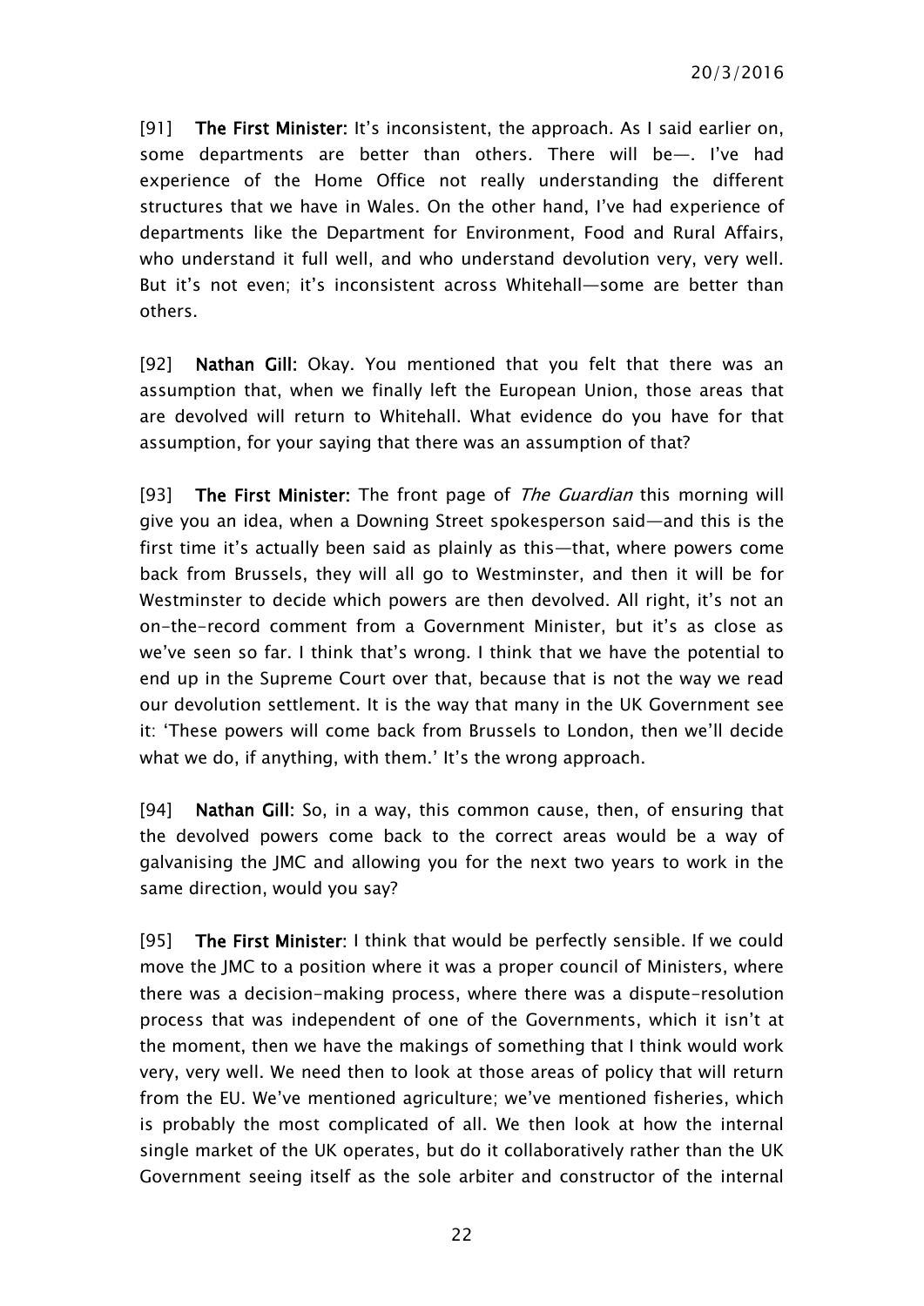[91] **The First Minister:** It's inconsistent, the approach. As I said earlier on, some departments are better than others. There will be—. I've had experience of the Home Office not really understanding the different structures that we have in Wales. On the other hand, I've had experience of departments like the Department for Environment, Food and Rural Affairs, who understand it full well, and who understand devolution very, very well. But it's not even; it's inconsistent across Whitehall—some are better than others.

[92] **Nathan Gill:** Okay. You mentioned that you felt that there was an assumption that, when we finally left the European Union, those areas that are devolved will return to Whitehall. What evidence do you have for that assumption, for your saying that there was an assumption of that?

[93] **The First Minister:** The front page of *The Guardian* this morning will give you an idea, when a Downing Street spokesperson said—and this is the first time it's actually been said as plainly as this—that, where powers come back from Brussels, they will all go to Westminster, and then it will be for Westminster to decide which powers are then devolved. All right, it's not an on-the-record comment from a Government Minister, but it's as close as we've seen so far. I think that's wrong. I think that we have the potential to end up in the Supreme Court over that, because that is not the way we read our devolution settlement. It is the way that many in the UK Government see it: 'These powers will come back from Brussels to London, then we'll decide what we do, if anything, with them.' It's the wrong approach.

[94] **Nathan Gill:** So, in a way, this common cause, then, of ensuring that the devolved powers come back to the correct areas would be a way of galvanising the JMC and allowing you for the next two years to work in the same direction, would you say?

[95] **The First Minister:** I think that would be perfectly sensible. If we could move the JMC to a position where it was a proper council of Ministers, where there was a decision-making process, where there was a dispute-resolution process that was independent of one of the Governments, which it isn't at the moment, then we have the makings of something that I think would work very, very well. We need then to look at those areas of policy that will return from the EU. We've mentioned agriculture; we've mentioned fisheries, which is probably the most complicated of all. We then look at how the internal single market of the UK operates, but do it collaboratively rather than the UK Government seeing itself as the sole arbiter and constructor of the internal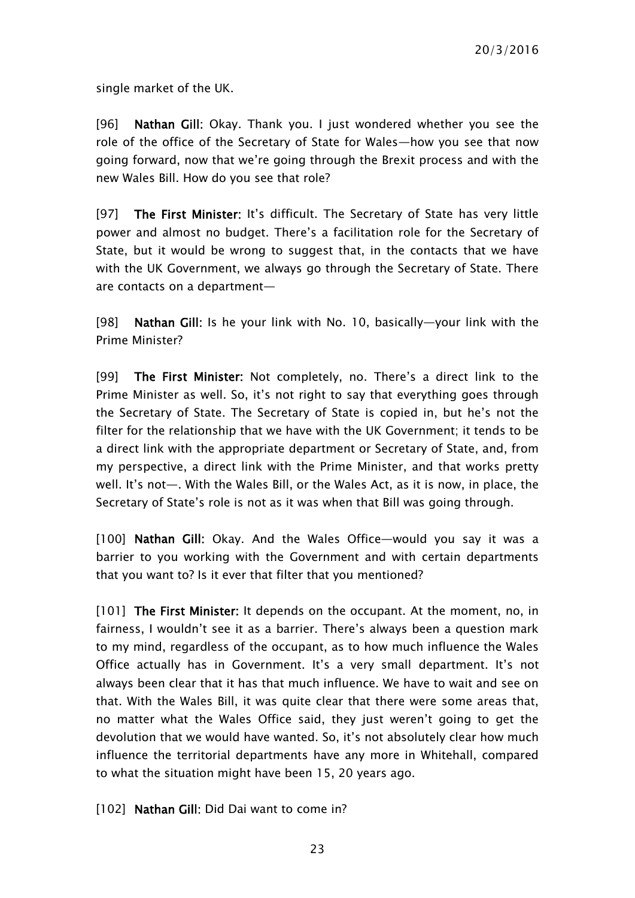single market of the UK.

[96] **Nathan Gill**: Okay. Thank you. I just wondered whether you see the role of the office of the Secretary of State for Wales—how you see that now going forward, now that we're going through the Brexit process and with the new Wales Bill. How do you see that role?

[97] **The First Minister**: It's difficult. The Secretary of State has very little power and almost no budget. There's a facilitation role for the Secretary of State, but it would be wrong to suggest that, in the contacts that we have with the UK Government, we always go through the Secretary of State. There are contacts on a department—

[98] **Nathan Gill**: Is he your link with No. 10, basically—your link with the Prime Minister?

[99] **The First Minister**: Not completely, no. There's a direct link to the Prime Minister as well. So, it's not right to say that everything goes through the Secretary of State. The Secretary of State is copied in, but he's not the filter for the relationship that we have with the UK Government; it tends to be a direct link with the appropriate department or Secretary of State, and, from my perspective, a direct link with the Prime Minister, and that works pretty well. It's not—. With the Wales Bill, or the Wales Act, as it is now, in place, the Secretary of State's role is not as it was when that Bill was going through.

[100] **Nathan Gill**: Okay. And the Wales Office—would you say it was a barrier to you working with the Government and with certain departments that you want to? Is it ever that filter that you mentioned?

[101] **The First Minister**: It depends on the occupant. At the moment, no, in fairness, I wouldn't see it as a barrier. There's always been a question mark to my mind, regardless of the occupant, as to how much influence the Wales Office actually has in Government. It's a very small department. It's not always been clear that it has that much influence. We have to wait and see on that. With the Wales Bill, it was quite clear that there were some areas that, no matter what the Wales Office said, they just weren't going to get the devolution that we would have wanted. So, it's not absolutely clear how much influence the territorial departments have any more in Whitehall, compared to what the situation might have been 15, 20 years ago.

[102] **Nathan Gill**: Did Dai want to come in?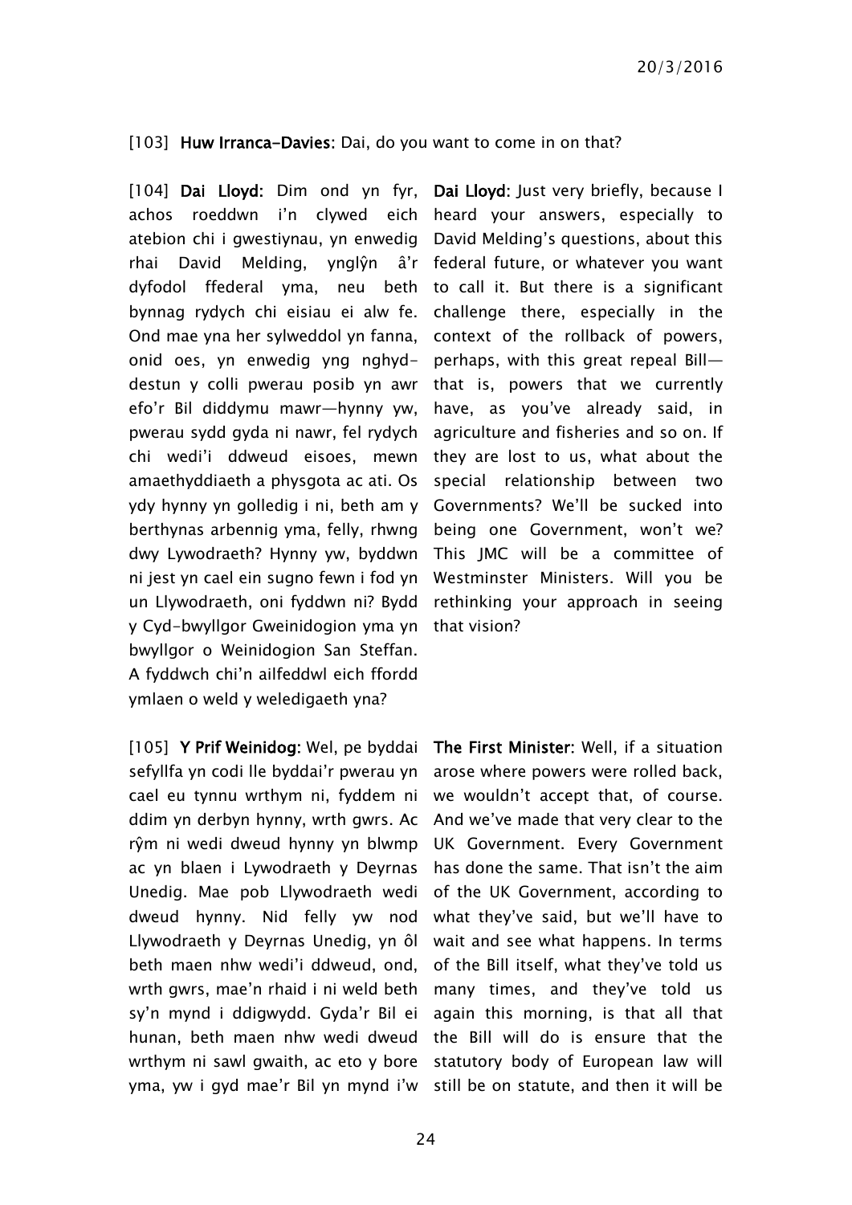[103] **Huw Irranca-Davies**: Dai, do you want to come in on that?

[104] **Dai Lloyd**: Dim ond yn fyr, achos roeddwn i'n clywed eich atebion chi i gwestiynau, yn enwedig rhai David Melding, ynglŷn â'r dyfodol ffederal yma, neu beth bynnag rydych chi eisiau ei alw fe. Ond mae yna her sylweddol yn fanna, onid oes, yn enwedig yng nghyd-destun y colli pwerau posib yn awr efo'r Bil diddymu mawr—hynny yw, pwerau sydd gyda ni nawr, fel rydych chi wedi'i ddweud eisoes, mewn amaethyddiaeth a physgota ac ati. Os ydy hynny yn golledig i ni, beth am y berthynas arbennig yma, felly, rhwng dwy Lywodraeth? Hynny yw, byddwn ni jest yn cael ein sugno fewn i fod yn un Llywodraeth, oni fyddwn ni? Bydd y Cyd-bwyllgor Gweinidogion yma yn bwyllgor o Weinidogion San Steffan. A fyddwch chi'n ailfeddwl eich ffordd ymlaen o weld y weledigaeth yna?

**Dai Lloyd**: Just very briefly, because I heard your answers, especially to David Melding's questions, about this federal future, or whatever you want to call it. But there is a significant challenge there, especially in the context of the rollback of powers, perhaps, with this great repeal Bill—that is, powers that we currently have, as you've already said, in agriculture and fisheries and so on. If they are lost to us, what about the special relationship between two Governments? We'll be sucked into being one Government, won't we? This JMC will be a committee of Westminster Ministers. Will you be rethinking your approach in seeing that vision?

[105] **Y Prif Weinidog**: Wel, pe byddai sefyllfa yn codi lle byddai'r pwerau yn cael eu tynnu wrthym ni, fyddem ni ddim yn derbyn hynny, wrth gwrs. Ac rŷm ni wedi dweud hynny yn blwmp ac yn blaen i Lywodraeth y Deyrnas Unedig. Mae pob Llywodraeth wedi dweud hynny. Nid felly yw nod Llywodraeth y Deyrnas Unedig, yn ôl beth maen nhw wedi'i ddweud, ond, wrth gwrs, mae'n rhaid i ni weld beth sy'n mynd i ddigwydd. Gyda'r Bil ei hunan, beth maen nhw wedi dweud wrthym ni sawl gwaith, ac eto y bore yma, yw i gyd mae'r Bil yn mynd i'w

**The First Minister**: Well, if a situation arose where powers were rolled back, we wouldn't accept that, of course. And we've made that very clear to the UK Government. Every Government has done the same. That isn't the aim of the UK Government, according to what they've said, but we'll have to wait and see what happens. In terms of the Bill itself, what they've told us many times, and they've told us again this morning, is that all that the Bill will do is ensure that the statutory body of European law will still be on statute, and then it will be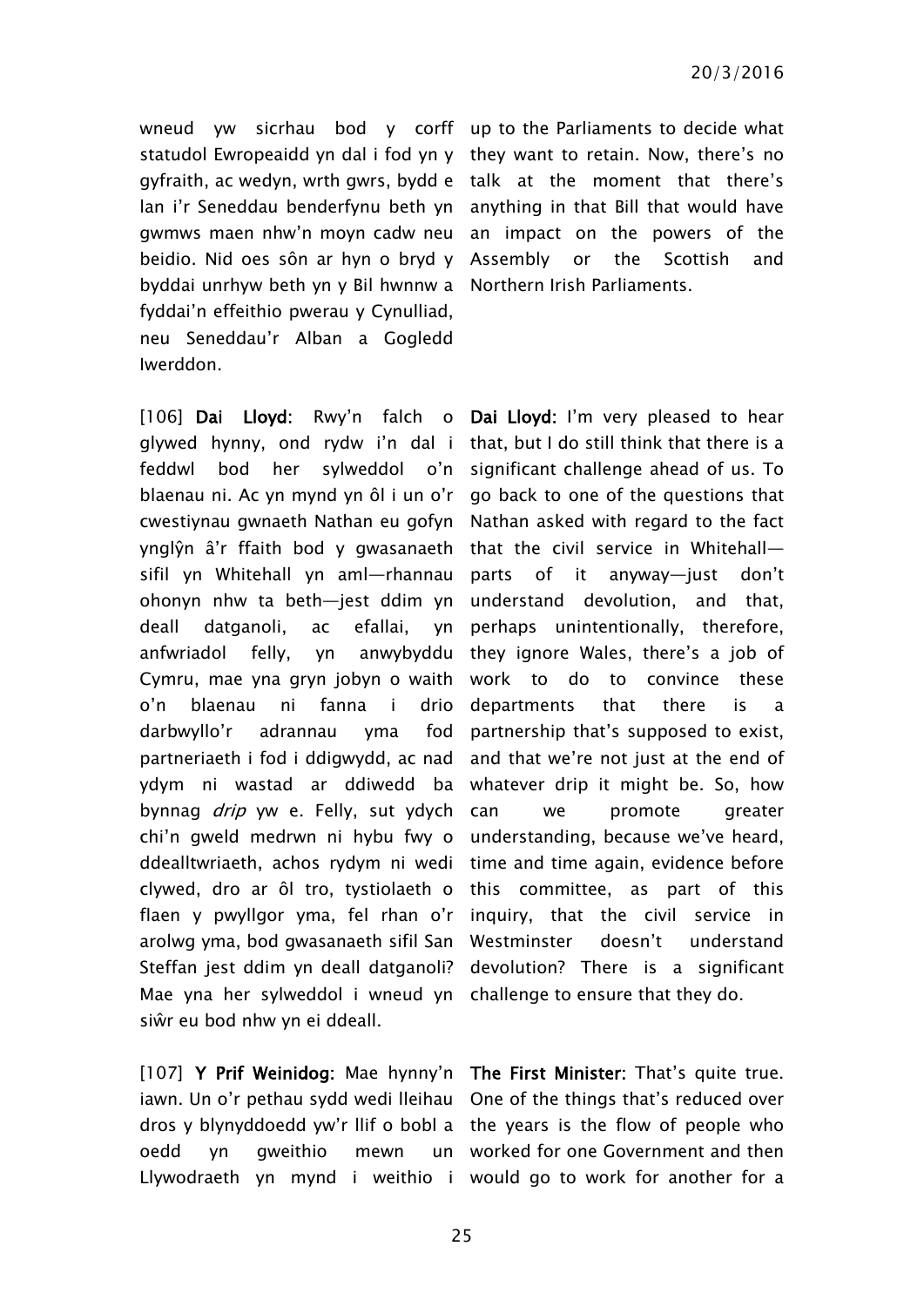wneud yw sicrhau bod y corff statudol Ewropeaidd yn dal i fod yn y gyfraith, ac wedyn, wrth gwrs, bydd e lan i'r Seneddau benderfynu beth yn gwmws maen nhw'n moyn cadw neu beidio. Nid oes sôn ar hyn o bryd y byddai unrhyw beth yn y Bil hwnnw a fyddai'n effeithio pwerau y Cynulliad, neu Seneddau'r Alban a Gogledd Iwerddon.

up to the Parliaments to decide what they want to retain. Now, there's no talk at the moment that there's anything in that Bill that would have an impact on the powers of the Assembly or the Scottish and Northern Irish Parliaments.

[106] **Dai Lloyd:** Rwy'n falch o glywed hynny, ond rydw i'n dal i feddwl bod her sylweddol o'n blaenau ni. Ac yn mynd yn ôl i un o'r cwestiynau gwnaeth Nathan eu gofyn ynglŷn â'r ffaith bod y gwasanaeth sifil yn Whitehall yn aml—rhannau ohonyn nhw ta beth—jest ddim yn deall datganoli, ac efallai, yn anfwriadol felly, yn anwybyddu Cymru, mae yna gryn jobyn o waith o'n blaenau ni fanna i drio darbwyllo'r adrannau yma fod partneriaeth i fod i ddigwydd, ac nad ydym ni wastad ar ddiwedd ba bynnag *drip* yw e. Felly, sut ydych chi'n gweld medrwn ni hybu fwy o ddealltwriaeth, achos rydym ni wedi clywed, dro ar ôl tro, tystiolaeth o flaen y pwyllgor yma, fel rhan o'r arolwg yma, bod gwasanaeth sifil San Steffan jest ddim yn deall datganoli? Mae yna her sylweddol i wneud yn siŵr eu bod nhw yn ei ddeall.

**Dai Lloyd:** I'm very pleased to hear that, but I do still think that there is a significant challenge ahead of us. To go back to one of the questions that Nathan asked with regard to the fact that the civil service in Whitehall—parts of it anyway—just don't understand devolution, and that, perhaps unintentionally, therefore, they ignore Wales, there's a job of work to do to convince these departments that there is a partnership that's supposed to exist, and that we're not just at the end of whatever drip it might be. So, how can we promote greater understanding, because we've heard, time and time again, evidence before this committee, as part of this inquiry, that the civil service in Westminster doesn't understand devolution? There is a significant challenge to ensure that they do.

[107] **Y Prif Weinidog:** Mae hynny'n iawn. Un o'r pethau sydd wedi lleihau dros y blynyddoedd yw'r llif o bobl a oedd yn gweithio mewn un Llywodraeth yn mynd i weithio i

**The First Minister:** That's quite true. One of the things that's reduced over the years is the flow of people who worked for one Government and then would go to work for another for a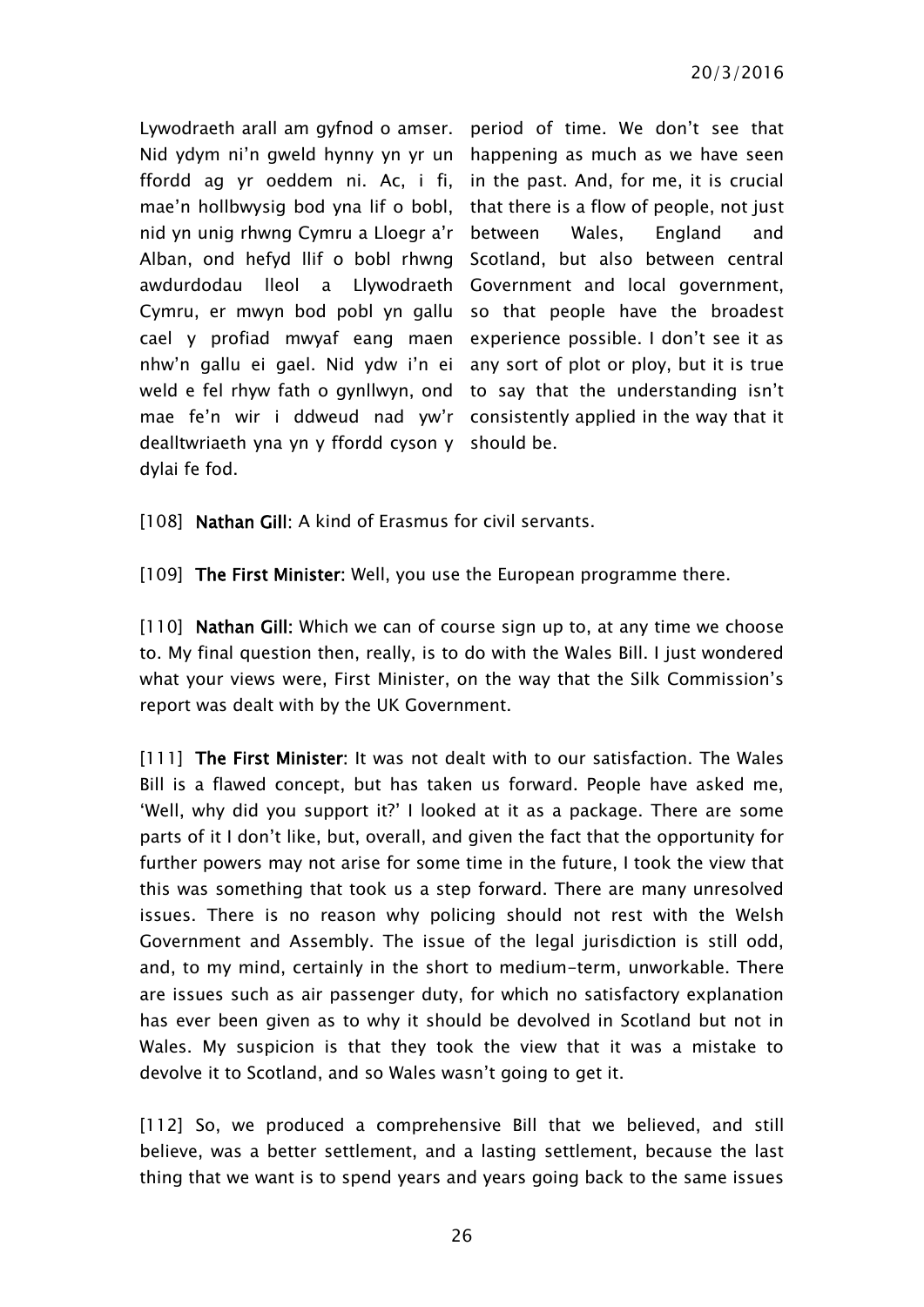Lywodraeth arall am gyfnod o amser. Nid ydym ni'n gweld hynny yn yr un ffordd ag yr oeddem ni. Ac, i fi, mae'n hollbwysig bod yna lif o bobl, nid yn unig rhwng Cymru a Lloegr a'r Alban, ond hefyd llif o bobl rhwng awdurdodau lleol a Llywodraeth Cymru, er mwyn bod pobl yn gallu cael y profiad mwyaf eang maen nhw'n gallu ei gael. Nid ydw i'n ei weld e fel rhyw fath o gynllwyn, ond mae fe'n wir i ddweud nad yw'r dealltwriaeth yna yn y ffordd cyson y dylai fe fod.

period of time. We don't see that happening as much as we have seen in the past. And, for me, it is crucial that there is a flow of people, not just between Wales, England and Scotland, but also between central Government and local government, so that people have the broadest experience possible. I don't see it as any sort of plot or ploy, but it is true to say that the understanding isn't consistently applied in the way that it should be.

[108] **Nathan Gill**: A kind of Erasmus for civil servants.

[109] **The First Minister**: Well, you use the European programme there.

[110] **Nathan Gill**: Which we can of course sign up to, at any time we choose to. My final question then, really, is to do with the Wales Bill. I just wondered what your views were, First Minister, on the way that the Silk Commission's report was dealt with by the UK Government.

[111] **The First Minister**: It was not dealt with to our satisfaction. The Wales Bill is a flawed concept, but has taken us forward. People have asked me, 'Well, why did you support it?' I looked at it as a package. There are some parts of it I don't like, but, overall, and given the fact that the opportunity for further powers may not arise for some time in the future, I took the view that this was something that took us a step forward. There are many unresolved issues. There is no reason why policing should not rest with the Welsh Government and Assembly. The issue of the legal jurisdiction is still odd, and, to my mind, certainly in the short to medium-term, unworkable. There are issues such as air passenger duty, for which no satisfactory explanation has ever been given as to why it should be devolved in Scotland but not in Wales. My suspicion is that they took the view that it was a mistake to devolve it to Scotland, and so Wales wasn't going to get it.

[112] So, we produced a comprehensive Bill that we believed, and still believe, was a better settlement, and a lasting settlement, because the last thing that we want is to spend years and years going back to the same issues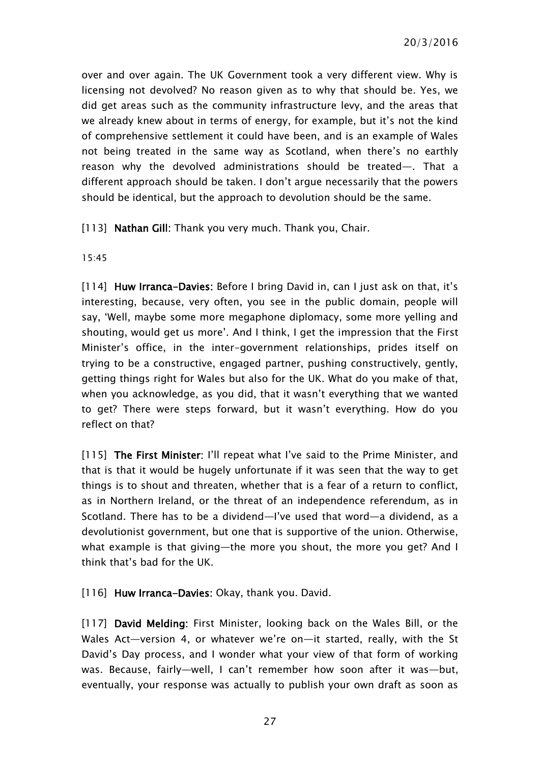over and over again. The UK Government took a very different view. Why is licensing not devolved? No reason given as to why that should be. Yes, we did get areas such as the community infrastructure levy, and the areas that we already knew about in terms of energy, for example, but it's not the kind of comprehensive settlement it could have been, and is an example of Wales not being treated in the same way as Scotland, when there's no earthly reason why the devolved administrations should be treated—. That a different approach should be taken. I don't argue necessarily that the powers should be identical, but the approach to devolution should be the same.

[113] **Nathan Gill**: Thank you very much. Thank you, Chair.

15:45

[114] **Huw Irranca-Davies**: Before I bring David in, can I just ask on that, it's interesting, because, very often, you see in the public domain, people will say, 'Well, maybe some more megaphone diplomacy, some more yelling and shouting, would get us more'. And I think, I get the impression that the First Minister's office, in the inter-government relationships, prides itself on trying to be a constructive, engaged partner, pushing constructively, gently, getting things right for Wales but also for the UK. What do you make of that, when you acknowledge, as you did, that it wasn't everything that we wanted to get? There were steps forward, but it wasn't everything. How do you reflect on that?

[115] **The First Minister**: I'll repeat what I've said to the Prime Minister, and that is that it would be hugely unfortunate if it was seen that the way to get things is to shout and threaten, whether that is a fear of a return to conflict, as in Northern Ireland, or the threat of an independence referendum, as in Scotland. There has to be a dividend—I've used that word—a dividend, as a devolutionist government, but one that is supportive of the union. Otherwise, what example is that giving—the more you shout, the more you get? And I think that's bad for the UK.

[116] **Huw Irranca-Davies**: Okay, thank you. David.

[117] **David Melding**: First Minister, looking back on the Wales Bill, or the Wales Act—version 4, or whatever we're on—it started, really, with the St David's Day process, and I wonder what your view of that form of working was. Because, fairly—well, I can't remember how soon after it was—but, eventually, your response was actually to publish your own draft as soon as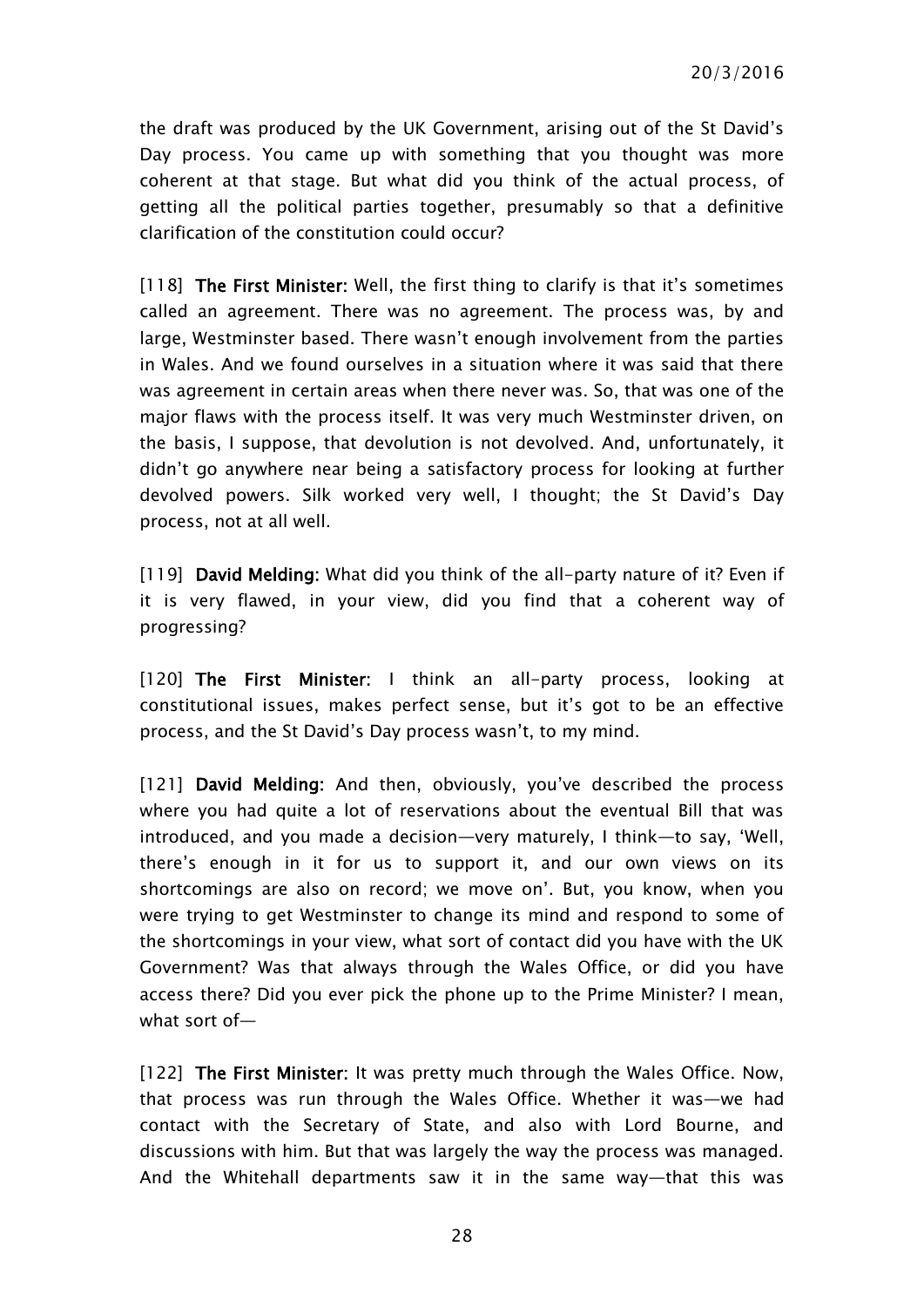the draft was produced by the UK Government, arising out of the St David's Day process. You came up with something that you thought was more coherent at that stage. But what did you think of the actual process, of getting all the political parties together, presumably so that a definitive clarification of the constitution could occur?

[118] **The First Minister:** Well, the first thing to clarify is that it's sometimes called an agreement. There was no agreement. The process was, by and large, Westminster based. There wasn't enough involvement from the parties in Wales. And we found ourselves in a situation where it was said that there was agreement in certain areas when there never was. So, that was one of the major flaws with the process itself. It was very much Westminster driven, on the basis, I suppose, that devolution is not devolved. And, unfortunately, it didn't go anywhere near being a satisfactory process for looking at further devolved powers. Silk worked very well, I thought; the St David's Day process, not at all well.

[119] **David Melding:** What did you think of the all-party nature of it? Even if it is very flawed, in your view, did you find that a coherent way of progressing?

[120] **The First Minister:** I think an all-party process, looking at constitutional issues, makes perfect sense, but it's got to be an effective process, and the St David's Day process wasn't, to my mind.

[121] **David Melding:** And then, obviously, you've described the process where you had quite a lot of reservations about the eventual Bill that was introduced, and you made a decision—very maturely, I think—to say, 'Well, there's enough in it for us to support it, and our own views on its shortcomings are also on record; we move on'. But, you know, when you were trying to get Westminster to change its mind and respond to some of the shortcomings in your view, what sort of contact did you have with the UK Government? Was that always through the Wales Office, or did you have access there? Did you ever pick the phone up to the Prime Minister? I mean, what sort of—

[122] **The First Minister:** It was pretty much through the Wales Office. Now, that process was run through the Wales Office. Whether it was—we had contact with the Secretary of State, and also with Lord Bourne, and discussions with him. But that was largely the way the process was managed. And the Whitehall departments saw it in the same way—that this was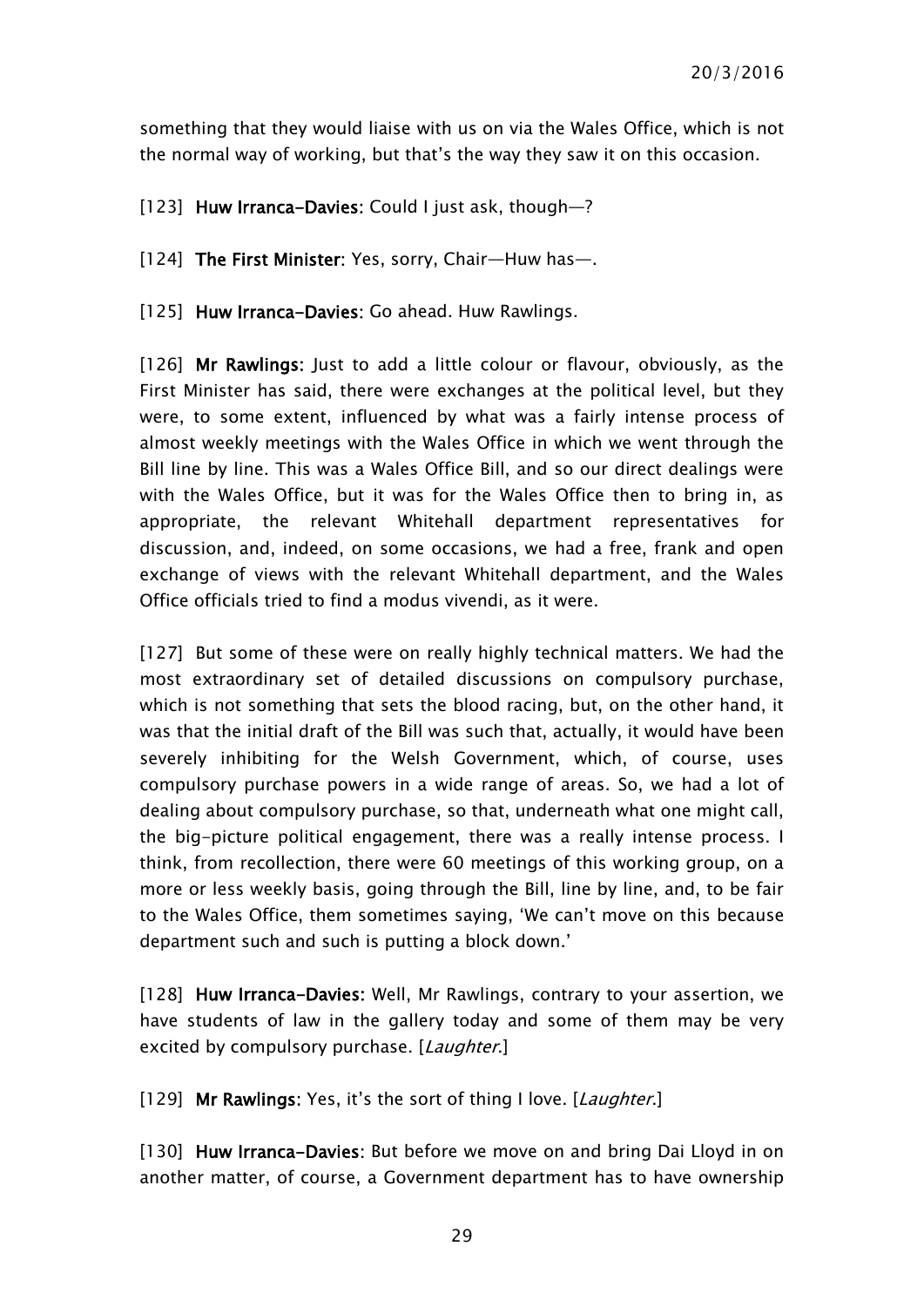something that they would liaise with us on via the Wales Office, which is not the normal way of working, but that's the way they saw it on this occasion.

[123] **Huw Irranca-Davies:** Could I just ask, though—?

[124] **The First Minister:** Yes, sorry, Chair—Huw has—.

[125] **Huw Irranca-Davies:** Go ahead. Huw Rawlings.

[126] **Mr Rawlings:** Just to add a little colour or flavour, obviously, as the First Minister has said, there were exchanges at the political level, but they were, to some extent, influenced by what was a fairly intense process of almost weekly meetings with the Wales Office in which we went through the Bill line by line. This was a Wales Office Bill, and so our direct dealings were with the Wales Office, but it was for the Wales Office then to bring in, as appropriate, the relevant Whitehall department representatives for discussion, and, indeed, on some occasions, we had a free, frank and open exchange of views with the relevant Whitehall department, and the Wales Office officials tried to find a modus vivendi, as it were.

[127] But some of these were on really highly technical matters. We had the most extraordinary set of detailed discussions on compulsory purchase, which is not something that sets the blood racing, but, on the other hand, it was that the initial draft of the Bill was such that, actually, it would have been severely inhibiting for the Welsh Government, which, of course, uses compulsory purchase powers in a wide range of areas. So, we had a lot of dealing about compulsory purchase, so that, underneath what one might call, the big-picture political engagement, there was a really intense process. I think, from recollection, there were 60 meetings of this working group, on a more or less weekly basis, going through the Bill, line by line, and, to be fair to the Wales Office, them sometimes saying, 'We can't move on this because department such and such is putting a block down.'

[128] **Huw Irranca-Davies:** Well, Mr Rawlings, contrary to your assertion, we have students of law in the gallery today and some of them may be very excited by compulsory purchase. [*Laughter.*]

[129] **Mr Rawlings:** Yes, it's the sort of thing I love. [*Laughter.*]

[130] **Huw Irranca-Davies:** But before we move on and bring Dai Lloyd in on another matter, of course, a Government department has to have ownership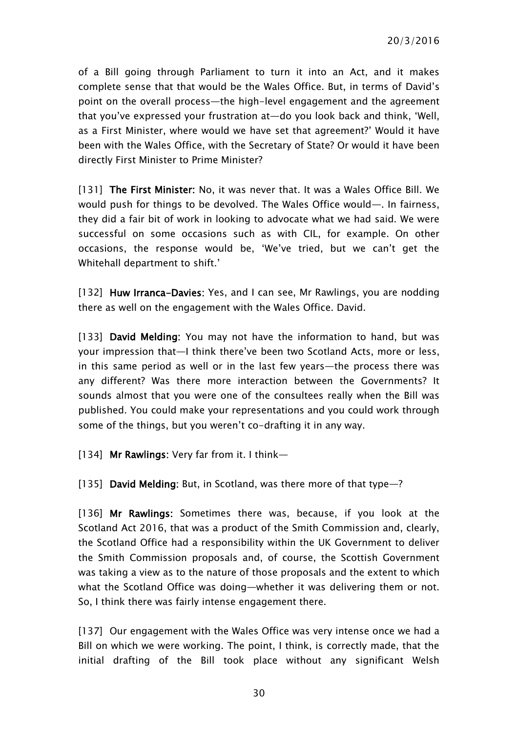of a Bill going through Parliament to turn it into an Act, and it makes complete sense that that would be the Wales Office. But, in terms of David's point on the overall process—the high-level engagement and the agreement that you've expressed your frustration at—do you look back and think, 'Well, as a First Minister, where would we have set that agreement?' Would it have been with the Wales Office, with the Secretary of State? Or would it have been directly First Minister to Prime Minister?

[131] **The First Minister:** No, it was never that. It was a Wales Office Bill. We would push for things to be devolved. The Wales Office would—. In fairness, they did a fair bit of work in looking to advocate what we had said. We were successful on some occasions such as with CIL, for example. On other occasions, the response would be, 'We've tried, but we can't get the Whitehall department to shift.'

[132] **Huw Irranca-Davies:** Yes, and I can see, Mr Rawlings, you are nodding there as well on the engagement with the Wales Office. David.

[133] **David Melding:** You may not have the information to hand, but was your impression that—I think there've been two Scotland Acts, more or less, in this same period as well or in the last few years—the process there was any different? Was there more interaction between the Governments? It sounds almost that you were one of the consultees really when the Bill was published. You could make your representations and you could work through some of the things, but you weren't co-drafting it in any way.

[134] **Mr Rawlings:** Very far from it. I think—

[135] **David Melding:** But, in Scotland, was there more of that type—?

[136] **Mr Rawlings:** Sometimes there was, because, if you look at the Scotland Act 2016, that was a product of the Smith Commission and, clearly, the Scotland Office had a responsibility within the UK Government to deliver the Smith Commission proposals and, of course, the Scottish Government was taking a view as to the nature of those proposals and the extent to which what the Scotland Office was doing—whether it was delivering them or not. So, I think there was fairly intense engagement there.

[137] Our engagement with the Wales Office was very intense once we had a Bill on which we were working. The point, I think, is correctly made, that the initial drafting of the Bill took place without any significant Welsh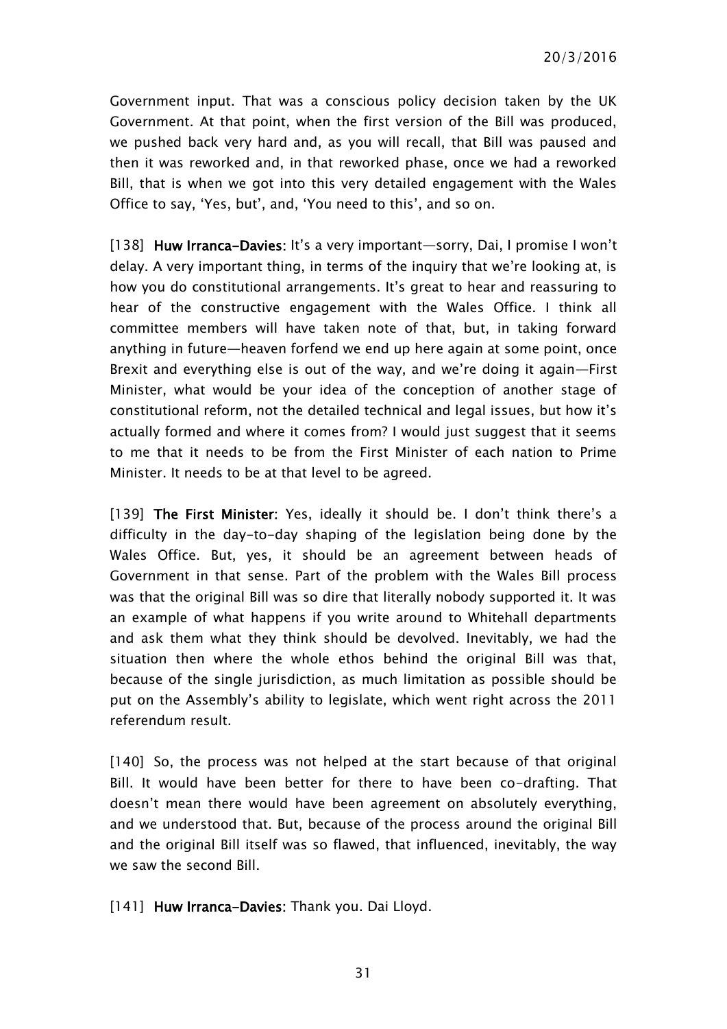Government input. That was a conscious policy decision taken by the UK Government. At that point, when the first version of the Bill was produced, we pushed back very hard and, as you will recall, that Bill was paused and then it was reworked and, in that reworked phase, once we had a reworked Bill, that is when we got into this very detailed engagement with the Wales Office to say, 'Yes, but', and, 'You need to this', and so on.

[138] **Huw Irranca-Davies**: It's a very important—sorry, Dai, I promise I won't delay. A very important thing, in terms of the inquiry that we're looking at, is how you do constitutional arrangements. It's great to hear and reassuring to hear of the constructive engagement with the Wales Office. I think all committee members will have taken note of that, but, in taking forward anything in future—heaven forfend we end up here again at some point, once Brexit and everything else is out of the way, and we're doing it again—First Minister, what would be your idea of the conception of another stage of constitutional reform, not the detailed technical and legal issues, but how it's actually formed and where it comes from? I would just suggest that it seems to me that it needs to be from the First Minister of each nation to Prime Minister. It needs to be at that level to be agreed.

[139] **The First Minister**: Yes, ideally it should be. I don't think there's a difficulty in the day-to-day shaping of the legislation being done by the Wales Office. But, yes, it should be an agreement between heads of Government in that sense. Part of the problem with the Wales Bill process was that the original Bill was so dire that literally nobody supported it. It was an example of what happens if you write around to Whitehall departments and ask them what they think should be devolved. Inevitably, we had the situation then where the whole ethos behind the original Bill was that, because of the single jurisdiction, as much limitation as possible should be put on the Assembly's ability to legislate, which went right across the 2011 referendum result.

[140] So, the process was not helped at the start because of that original Bill. It would have been better for there to have been co-drafting. That doesn't mean there would have been agreement on absolutely everything, and we understood that. But, because of the process around the original Bill and the original Bill itself was so flawed, that influenced, inevitably, the way we saw the second Bill.

[141] **Huw Irranca-Davies**: Thank you. Dai Lloyd.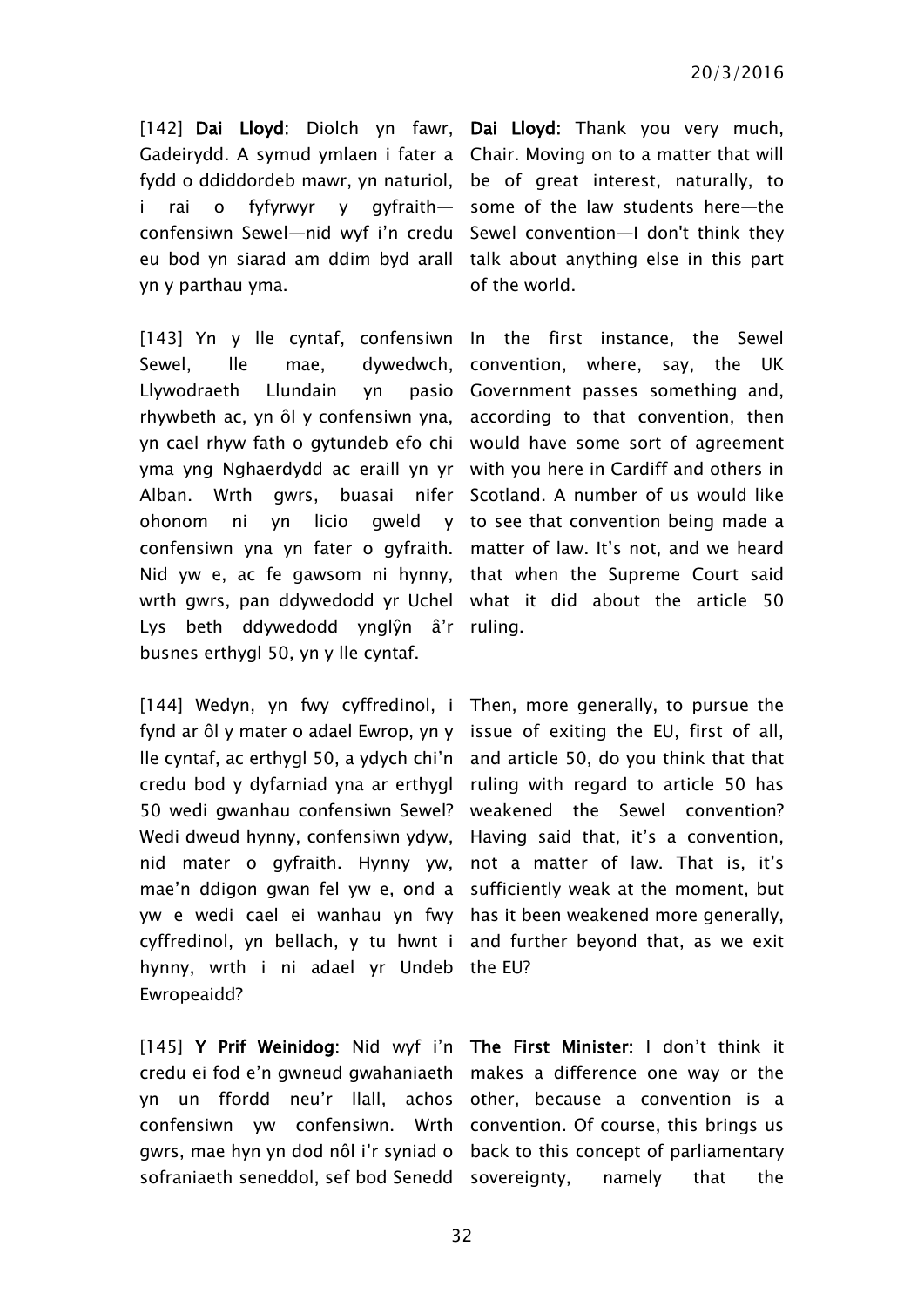[142] **Dai Lloyd**: Diolch yn fawr, Gadeirydd. A symud ymlaen i fater a fydd o ddiddordeb mawr, yn naturiol, i rai o fyfyrwyr y gyfraith—confensiwn Sewel—nid wyf i'n credu eu bod yn siarad am ddim byd arall yn y parthau yma.

**Dai Lloyd**: Thank you very much, Chair. Moving on to a matter that will be of great interest, naturally, to some of the law students here—the Sewel convention—I don't think they talk about anything else in this part of the world.

[143] Yn y lle cyntaf, confensiwn Sewel, lle mae, dywedwch, Llywodraeth Llundain yn pasio rhywbeth ac, yn ôl y confensiwn yna, yn cael rhyw fath o gytundeb efo chi yma yng Nghaerdydd ac eraill yn yr Alban. Wrth gwrs, buasai nifer ohonom ni yn licio gweld y confensiwn yna yn fater o gyfraith. Nid yw e, ac fe gawsom ni hynny, wrth gwrs, pan ddywedodd yr Uchel Lys beth ddywedodd ynglŷn â'r busnes erthygl 50, yn y lle cyntaf.

In the first instance, the Sewel convention, where, say, the UK Government passes something and, according to that convention, then would have some sort of agreement with you here in Cardiff and others in Scotland. A number of us would like to see that convention being made a matter of law. It's not, and we heard that when the Supreme Court said what it did about the article 50 ruling.

[144] Wedyn, yn fwy cyffredinol, i fynd ar ôl y mater o adael Ewrop, yn y lle cyntaf, ac erthygl 50, a ydych chi'n credu bod y dyfarniad yna ar erthygl 50 wedi gwanhau confensiwn Sewel? Wedi dweud hynny, confensiwn ydyw, nid mater o gyfraith. Hynny yw, mae'n ddigon gwan fel yw e, ond a yw e wedi cael ei wanhau yn fwy cyffredinol, yn bellach, y tu hwnt i hynny, wrth i ni adael yr Undeb Ewropeaidd?

Then, more generally, to pursue the issue of exiting the EU, first of all, and article 50, do you think that that ruling with regard to article 50 has weakened the Sewel convention? Having said that, it's a convention, not a matter of law. That is, it's sufficiently weak at the moment, but has it been weakened more generally, and further beyond that, as we exit the EU?

[145] **Y Prif Weinidog**: Nid wyf i'n credu ei fod e'n gwneud gwahaniaeth yn un ffordd neu'r llall, achos confensiwn yw confensiwn. Wrth gwrs, mae hyn yn dod nôl i'r syniad o sofraniaeth seneddol, sef bod Senedd

**The First Minister**: I don't think it makes a difference one way or the other, because a convention is a convention. Of course, this brings us back to this concept of parliamentary sovereignty, namely that the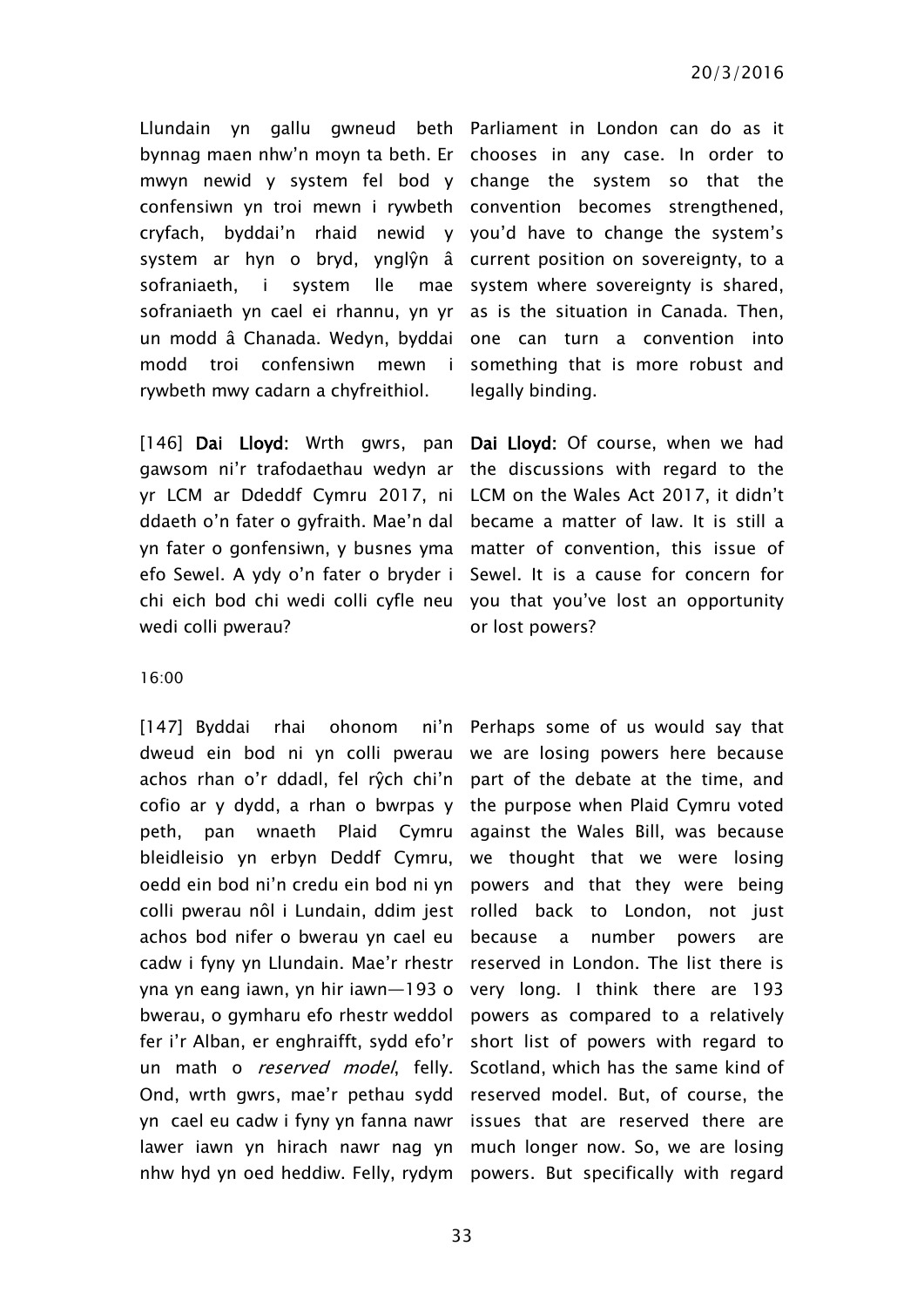Llundain yn gallu gwneud beth bynnag maen nhw'n moyn ta beth. Er mwyn newid y system fel bod y confensiwn yn troi mewn i rywbeth cryfach, byddai'n rhaid newid y system ar hyn o bryd, ynglŷn â sofraniaeth, i system lle mae sofraniaeth yn cael ei rhannu, yn yr un modd â Chanada. Wedyn, byddai modd troi confensiwn mewn i rywbeth mwy cadarn a chyfreithiol.

Parliament in London can do as it chooses in any case. In order to change the system so that the convention becomes strengthened, you'd have to change the system's current position on sovereignty, to a system where sovereignty is shared, as is the situation in Canada. Then, one can turn a convention into something that is more robust and legally binding.

[146] **Dai Lloyd**: Wrth gwrs, pan gawsom ni'r trafodaethau wedyn ar yr LCM ar Ddeddf Cymru 2017, ni ddaeth o'n fater o gyfraith. Mae'n dal yn fater o gonfensiwn, y busnes yma efo Sewel. A ydy o'n fater o bryder i chi eich bod chi wedi colli cyfle neu wedi colli pwerau?

**Dai Lloyd**: Of course, when we had the discussions with regard to the LCM on the Wales Act 2017, it didn't became a matter of law. It is still a matter of convention, this issue of Sewel. It is a cause for concern for you that you've lost an opportunity or lost powers?

16:00

[147] Byddai rhai ohonom ni'n dweud ein bod ni yn colli pwerau achos rhan o'r ddadl, fel rŷch chi'n cofio ar y dydd, a rhan o bwrpas y peth, pan wnaeth Plaid Cymru bleidleisio yn erbyn Deddf Cymru, oedd ein bod ni'n credu ein bod ni yn colli pwerau nôl i Lundain, ddim jest achos bod nifer o bwerau yn cael eu cadw i fyny yn Llundain. Mae'r rhestr yna yn eang iawn, yn hir iawn—193 o bwerau, o gymharu efo rhestr weddol fer i'r Alban, er enghraifft, sydd efo'r un math o *reserved model*, felly. Ond, wrth gwrs, mae'r pethau sydd yn cael eu cadw i fyny yn fanna nawr lawer iawn yn hirach nawr nag yn nhw hyd yn oed heddiw. Felly, rydym

Perhaps some of us would say that we are losing powers here because part of the debate at the time, and the purpose when Plaid Cymru voted against the Wales Bill, was because we thought that we were losing powers and that they were being rolled back to London, not just because a number powers are reserved in London. The list there is very long. I think there are 193 powers as compared to a relatively short list of powers with regard to Scotland, which has the same kind of reserved model. But, of course, the issues that are reserved there are much longer now. So, we are losing powers. But specifically with regard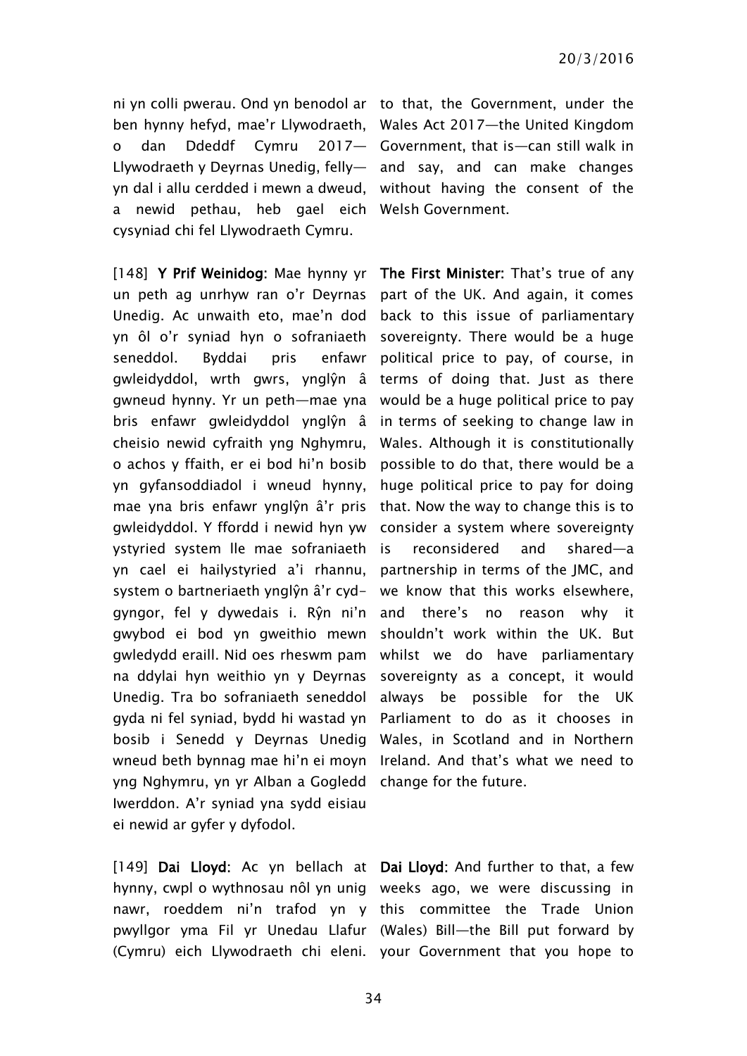ni yn colli pwerau. Ond yn benodol ar ben hynny hefyd, mae'r Llywodraeth, o dan Ddeddf Cymru 2017—Llywodraeth y Deyrnas Unedig, felly—yn dal i allu cerdded i mewn a dweud, a newid pethau, heb gael eich cysyniad chi fel Llywodraeth Cymru.

to that, the Government, under the Wales Act 2017—the United Kingdom Government, that is—can still walk in and say, and can make changes without having the consent of the Welsh Government.

[148] **Y Prif Weinidog**: Mae hynny yr un peth ag unrhyw ran o'r Deyrnas Unedig. Ac unwaith eto, mae'n dod yn ôl o'r syniad hyn o sofraniaeth seneddol. Byddai pris enfawr gwleidyddol, wrth gwrs, ynglŷn â gwneud hynny. Yr un peth—mae yna bris enfawr gwleidyddol ynglŷn â cheisio newid cyfraith yng Nghymru, o achos y ffaith, er ei bod hi'n bosib yn gyfansoddiadol i wneud hynny, mae yna bris enfawr ynglŷn â'r pris gwleidyddol. Y ffordd i newid hyn yw ystyried system lle mae sofraniaeth yn cael ei hailystyried a'i rhannu, system o bartneriaeth ynglŷn â'r cyd-gyngor, fel y dywedais i. Rŷn ni'n gwybod ei bod yn gweithio mewn gwledydd eraill. Nid oes rheswm pam na ddylai hyn weithio yn y Deyrnas Unedig. Tra bo sofraniaeth seneddol gyda ni fel syniad, bydd hi wastad yn bosib i Senedd y Deyrnas Unedig wneud beth bynnag mae hi'n ei moyn yng Nghymru, yn yr Alban a Gogledd Iwerddon. A'r syniad yna sydd eisiau ei newid ar gyfer y dyfodol.

**The First Minister**: That's true of any part of the UK. And again, it comes back to this issue of parliamentary sovereignty. There would be a huge political price to pay, of course, in terms of doing that. Just as there would be a huge political price to pay in terms of seeking to change law in Wales. Although it is constitutionally possible to do that, there would be a huge political price to pay for doing that. Now the way to change this is to consider a system where sovereignty is reconsidered and shared—a partnership in terms of the JMC, and we know that this works elsewhere, and there's no reason why it shouldn't work within the UK. But whilst we do have parliamentary sovereignty as a concept, it would always be possible for the UK Parliament to do as it chooses in Wales, in Scotland and in Northern Ireland. And that's what we need to change for the future.

[149] **Dai Lloyd**: Ac yn bellach at hynny, cwpl o wythnosau nôl yn unig nawr, roeddem ni'n trafod yn y pwyllgor yma Fil yr Undebau Llafur (Cymru) eich Llywodraeth chi eleni.

**Dai Lloyd**: And further to that, a few weeks ago, we were discussing in this committee the Trade Union (Wales) Bill—the Bill put forward by your Government that you hope to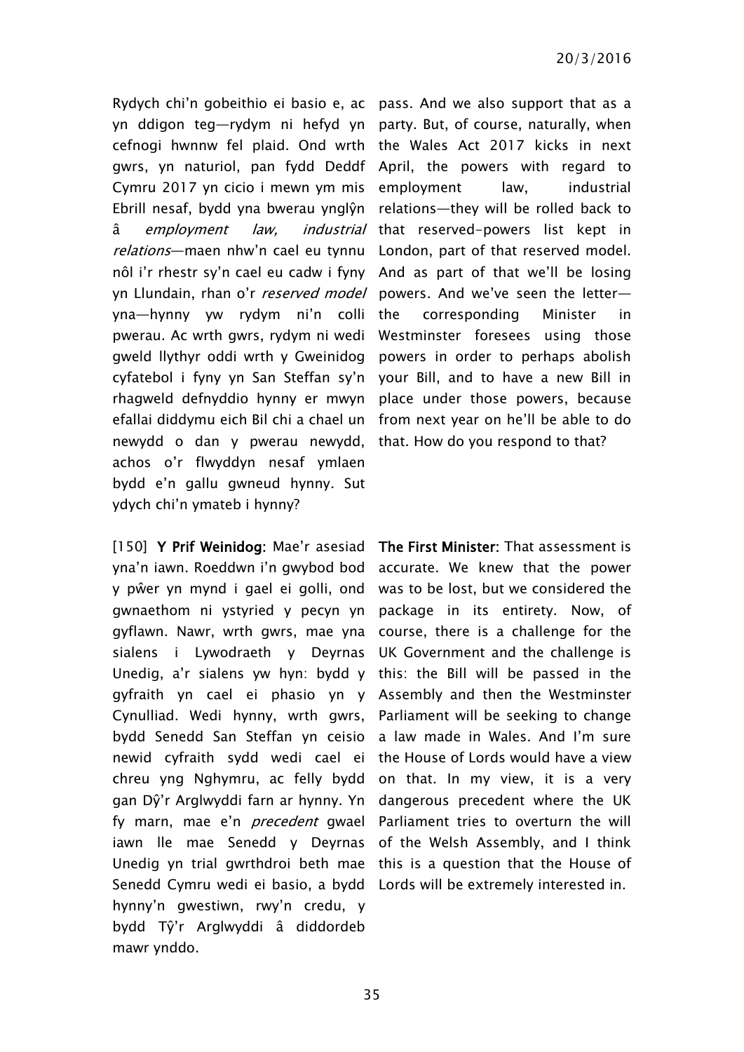Rydych chi'n gobeithio ei basio e, ac yn ddigon teg—rydym ni hefyd yn cefnogi hwnnw fel plaid. Ond wrth gwrs, yn naturiol, pan fydd Deddf Cymru 2017 yn cicio i mewn ym mis Ebrill nesaf, bydd yna bwerau ynglŷn â *employment law, industrial relations*—maen nhw'n cael eu tynnu nôl i'r rhestr sy'n cael eu cadw i fyny yn Llundain, rhan o'r *reserved model* yna—hynny yw rydym ni'n colli pwerau. Ac wrth gwrs, rydym ni wedi gweld llythyr oddi wrth y Gweinidog cyfatebol i fyny yn San Steffan sy'n rhagweld defnyddio hynny er mwyn efallai diddymu eich Bil chi a chael un newydd o dan y pwerau newydd, achos o'r flwyddyn nesaf ymlaen bydd e'n gallu gwneud hynny. Sut ydych chi'n ymateb i hynny?

pass. And we also support that as a party. But, of course, naturally, when the Wales Act 2017 kicks in next April, the powers with regard to employment law, industrial relations—they will be rolled back to that reserved-powers list kept in London, part of that reserved model. And as part of that we'll be losing powers. And we've seen the letter—the corresponding Minister in Westminster foresees using those powers in order to perhaps abolish your Bill, and to have a new Bill in place under those powers, because from next year on he'll be able to do that. How do you respond to that?

[150] **Y Prif Weinidog**: Mae'r asesiad yna'n iawn. Roeddwn i'n gwybod bod y pŵer yn mynd i gael ei golli, ond gwnaethom ni ystyried y pecyn yn gyflawn. Nawr, wrth gwrs, mae yna sialens i Lywodraeth y Deyrnas Unedig, a'r sialens yw hyn: bydd y gyfraith yn cael ei phasio yn y Cynulliad. Wedi hynny, wrth gwrs, bydd Senedd San Steffan yn ceisio newid cyfraith sydd wedi cael ei chreu yng Nghymru, ac felly bydd gan Dŷ'r Arglwyddi farn ar hynny. Yn fy marn, mae e'n *precedent* gwael iawn lle mae Senedd y Deyrnas Unedig yn trial gwrthdroi beth mae Senedd Cymru wedi ei basio, a bydd hynny'n gwestiwn, rwy'n credu, y bydd Tŷ'r Arglwyddi â diddordeb mawr ynddo.

**The First Minister**: That assessment is accurate. We knew that the power was to be lost, but we considered the package in its entirety. Now, of course, there is a challenge for the UK Government and the challenge is this: the Bill will be passed in the Assembly and then the Westminster Parliament will be seeking to change a law made in Wales. And I'm sure the House of Lords would have a view on that. In my view, it is a very dangerous precedent where the UK Parliament tries to overturn the will of the Welsh Assembly, and I think this is a question that the House of Lords will be extremely interested in.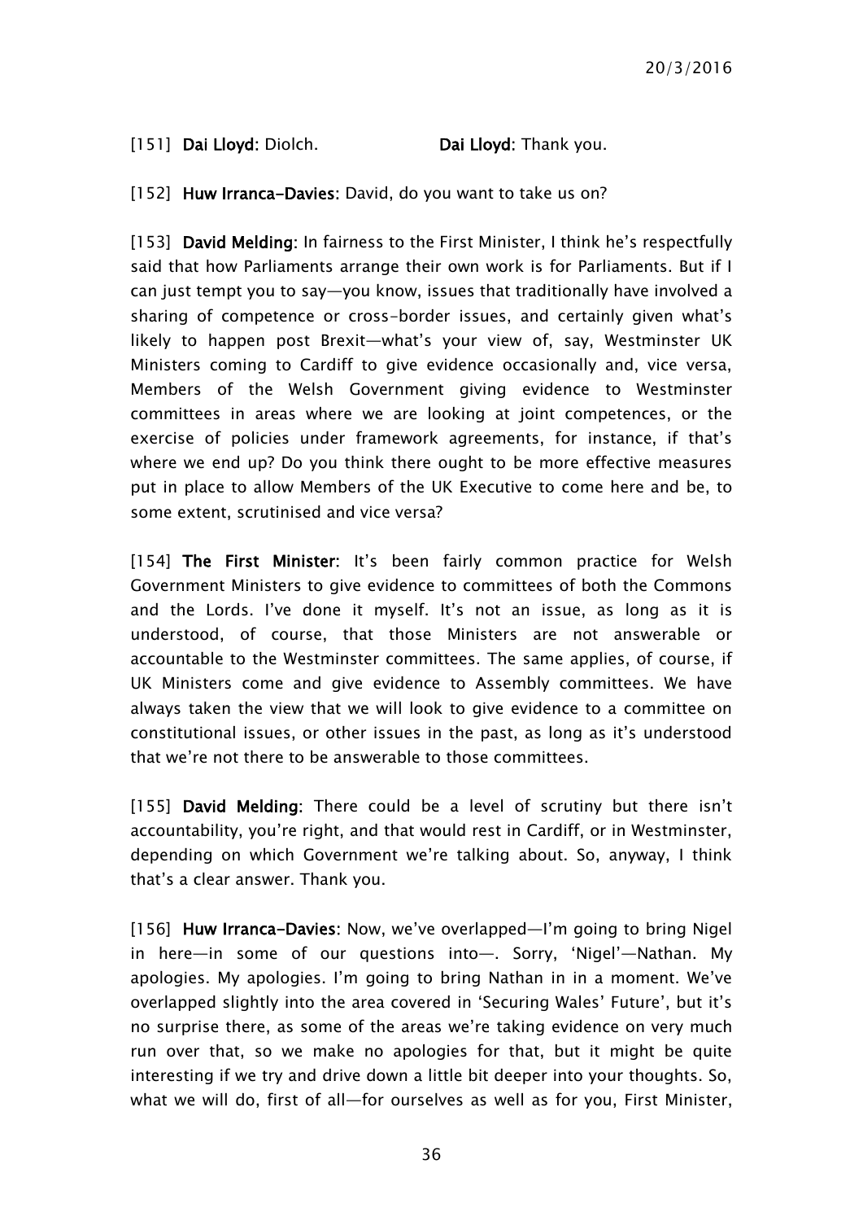[151] **Dai Lloyd**: Diolch. **Dai Lloyd**: Thank you.

[152] **Huw Irranca-Davies**: David, do you want to take us on?

[153] **David Melding**: In fairness to the First Minister, I think he's respectfully said that how Parliaments arrange their own work is for Parliaments. But if I can just tempt you to say—you know, issues that traditionally have involved a sharing of competence or cross-border issues, and certainly given what's likely to happen post Brexit—what's your view of, say, Westminster UK Ministers coming to Cardiff to give evidence occasionally and, vice versa, Members of the Welsh Government giving evidence to Westminster committees in areas where we are looking at joint competences, or the exercise of policies under framework agreements, for instance, if that's where we end up? Do you think there ought to be more effective measures put in place to allow Members of the UK Executive to come here and be, to some extent, scrutinised and vice versa?

[154] **The First Minister**: It's been fairly common practice for Welsh Government Ministers to give evidence to committees of both the Commons and the Lords. I've done it myself. It's not an issue, as long as it is understood, of course, that those Ministers are not answerable or accountable to the Westminster committees. The same applies, of course, if UK Ministers come and give evidence to Assembly committees. We have always taken the view that we will look to give evidence to a committee on constitutional issues, or other issues in the past, as long as it's understood that we're not there to be answerable to those committees.

[155] **David Melding**: There could be a level of scrutiny but there isn't accountability, you're right, and that would rest in Cardiff, or in Westminster, depending on which Government we're talking about. So, anyway, I think that's a clear answer. Thank you.

[156] **Huw Irranca-Davies**: Now, we've overlapped—I'm going to bring Nigel in here—in some of our questions into—. Sorry, 'Nigel'—Nathan. My apologies. My apologies. I'm going to bring Nathan in in a moment. We've overlapped slightly into the area covered in 'Securing Wales' Future', but it's no surprise there, as some of the areas we're taking evidence on very much run over that, so we make no apologies for that, but it might be quite interesting if we try and drive down a little bit deeper into your thoughts. So, what we will do, first of all—for ourselves as well as for you, First Minister,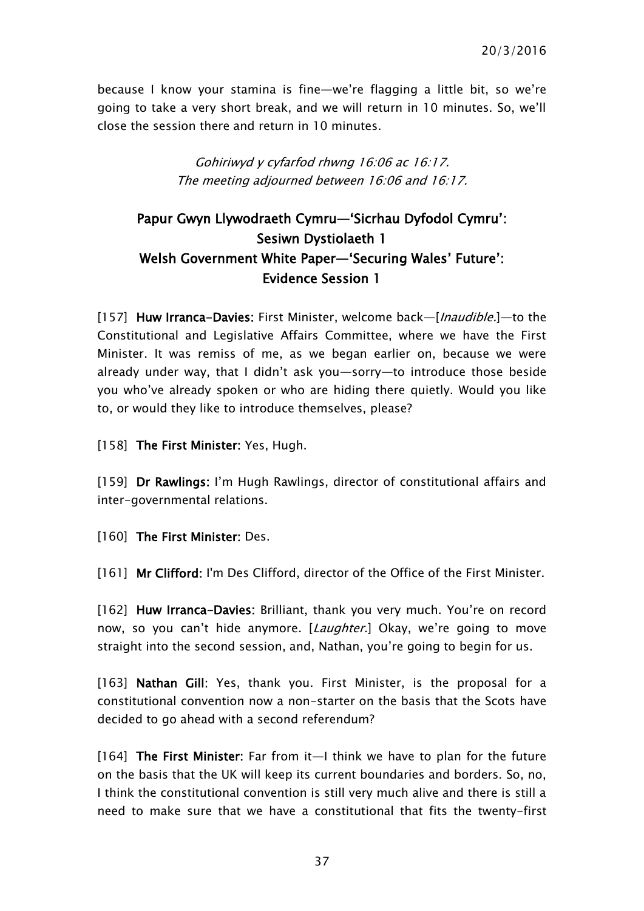because I know your stamina is fine—we're flagging a little bit, so we're going to take a very short break, and we will return in 10 minutes. So, we'll close the session there and return in 10 minutes.

*Gohiriwyd y cyfarfod rhwng 16:06 ac 16:17.*
*The meeting adjourned between 16:06 and 16:17.*

## Papur Gwyn Llywodraeth Cymru—'Sicrhau Dyfodol Cymru': Sesiwn Dystiolaeth 1
## Welsh Government White Paper—'Securing Wales' Future': Evidence Session 1

[157] **Huw Irranca-Davies:** First Minister, welcome back—[*Inaudible.*]—to the Constitutional and Legislative Affairs Committee, where we have the First Minister. It was remiss of me, as we began earlier on, because we were already under way, that I didn't ask you—sorry—to introduce those beside you who've already spoken or who are hiding there quietly. Would you like to, or would they like to introduce themselves, please?

[158] **The First Minister:** Yes, Hugh.

[159] **Dr Rawlings:** I'm Hugh Rawlings, director of constitutional affairs and inter-governmental relations.

[160] **The First Minister:** Des.

[161] **Mr Clifford:** I'm Des Clifford, director of the Office of the First Minister.

[162] **Huw Irranca-Davies:** Brilliant, thank you very much. You're on record now, so you can't hide anymore. [*Laughter.*] Okay, we're going to move straight into the second session, and, Nathan, you're going to begin for us.

[163] **Nathan Gill:** Yes, thank you. First Minister, is the proposal for a constitutional convention now a non-starter on the basis that the Scots have decided to go ahead with a second referendum?

[164] **The First Minister:** Far from it—I think we have to plan for the future on the basis that the UK will keep its current boundaries and borders. So, no, I think the constitutional convention is still very much alive and there is still a need to make sure that we have a constitutional that fits the twenty-first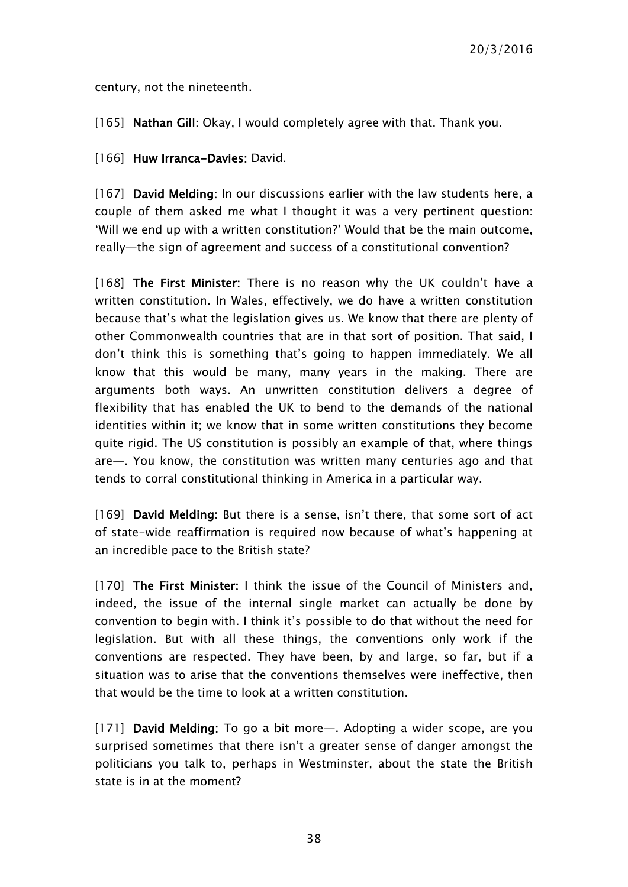century, not the nineteenth.

[165] **Nathan Gill**: Okay, I would completely agree with that. Thank you.

[166] **Huw Irranca-Davies**: David.

[167] **David Melding:** In our discussions earlier with the law students here, a couple of them asked me what I thought it was a very pertinent question: 'Will we end up with a written constitution?' Would that be the main outcome, really—the sign of agreement and success of a constitutional convention?

[168] **The First Minister:** There is no reason why the UK couldn't have a written constitution. In Wales, effectively, we do have a written constitution because that's what the legislation gives us. We know that there are plenty of other Commonwealth countries that are in that sort of position. That said, I don't think this is something that's going to happen immediately. We all know that this would be many, many years in the making. There are arguments both ways. An unwritten constitution delivers a degree of flexibility that has enabled the UK to bend to the demands of the national identities within it; we know that in some written constitutions they become quite rigid. The US constitution is possibly an example of that, where things are—. You know, the constitution was written many centuries ago and that tends to corral constitutional thinking in America in a particular way.

[169] **David Melding:** But there is a sense, isn't there, that some sort of act of state-wide reaffirmation is required now because of what's happening at an incredible pace to the British state?

[170] **The First Minister:** I think the issue of the Council of Ministers and, indeed, the issue of the internal single market can actually be done by convention to begin with. I think it's possible to do that without the need for legislation. But with all these things, the conventions only work if the conventions are respected. They have been, by and large, so far, but if a situation was to arise that the conventions themselves were ineffective, then that would be the time to look at a written constitution.

[171] **David Melding**: To go a bit more—. Adopting a wider scope, are you surprised sometimes that there isn't a greater sense of danger amongst the politicians you talk to, perhaps in Westminster, about the state the British state is in at the moment?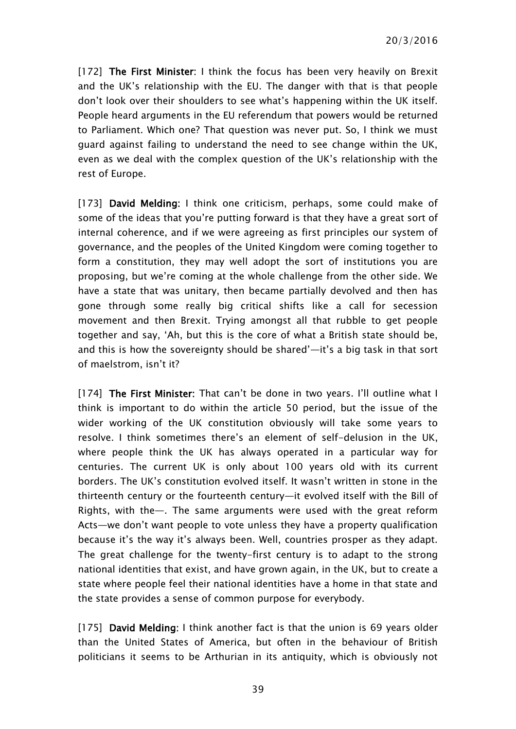[172] **The First Minister**: I think the focus has been very heavily on Brexit and the UK's relationship with the EU. The danger with that is that people don't look over their shoulders to see what's happening within the UK itself. People heard arguments in the EU referendum that powers would be returned to Parliament. Which one? That question was never put. So, I think we must guard against failing to understand the need to see change within the UK, even as we deal with the complex question of the UK's relationship with the rest of Europe.

[173] **David Melding**: I think one criticism, perhaps, some could make of some of the ideas that you're putting forward is that they have a great sort of internal coherence, and if we were agreeing as first principles our system of governance, and the peoples of the United Kingdom were coming together to form a constitution, they may well adopt the sort of institutions you are proposing, but we're coming at the whole challenge from the other side. We have a state that was unitary, then became partially devolved and then has gone through some really big critical shifts like a call for secession movement and then Brexit. Trying amongst all that rubble to get people together and say, 'Ah, but this is the core of what a British state should be, and this is how the sovereignty should be shared'—it's a big task in that sort of maelstrom, isn't it?

[174] **The First Minister**: That can't be done in two years. I'll outline what I think is important to do within the article 50 period, but the issue of the wider working of the UK constitution obviously will take some years to resolve. I think sometimes there's an element of self-delusion in the UK, where people think the UK has always operated in a particular way for centuries. The current UK is only about 100 years old with its current borders. The UK's constitution evolved itself. It wasn't written in stone in the thirteenth century or the fourteenth century—it evolved itself with the Bill of Rights, with the—. The same arguments were used with the great reform Acts—we don't want people to vote unless they have a property qualification because it's the way it's always been. Well, countries prosper as they adapt. The great challenge for the twenty-first century is to adapt to the strong national identities that exist, and have grown again, in the UK, but to create a state where people feel their national identities have a home in that state and the state provides a sense of common purpose for everybody.

[175] **David Melding**: I think another fact is that the union is 69 years older than the United States of America, but often in the behaviour of British politicians it seems to be Arthurian in its antiquity, which is obviously not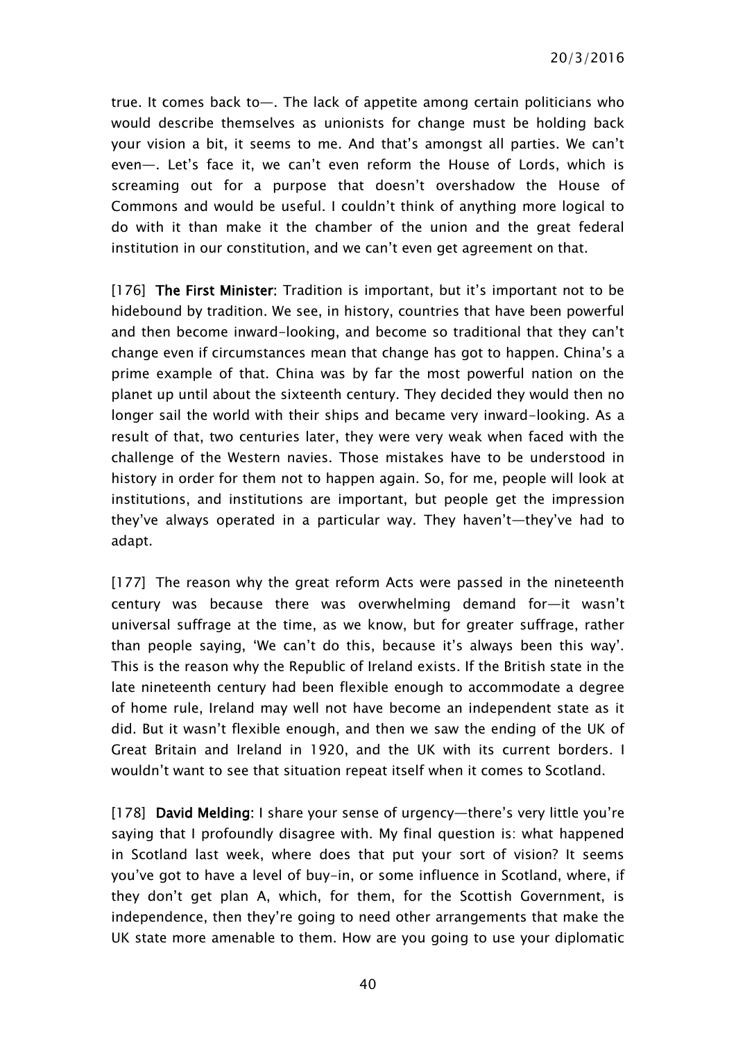true. It comes back to—. The lack of appetite among certain politicians who would describe themselves as unionists for change must be holding back your vision a bit, it seems to me. And that's amongst all parties. We can't even—. Let's face it, we can't even reform the House of Lords, which is screaming out for a purpose that doesn't overshadow the House of Commons and would be useful. I couldn't think of anything more logical to do with it than make it the chamber of the union and the great federal institution in our constitution, and we can't even get agreement on that.

[176] **The First Minister**: Tradition is important, but it's important not to be hidebound by tradition. We see, in history, countries that have been powerful and then become inward-looking, and become so traditional that they can't change even if circumstances mean that change has got to happen. China's a prime example of that. China was by far the most powerful nation on the planet up until about the sixteenth century. They decided they would then no longer sail the world with their ships and became very inward-looking. As a result of that, two centuries later, they were very weak when faced with the challenge of the Western navies. Those mistakes have to be understood in history in order for them not to happen again. So, for me, people will look at institutions, and institutions are important, but people get the impression they've always operated in a particular way. They haven't—they've had to adapt.

[177] The reason why the great reform Acts were passed in the nineteenth century was because there was overwhelming demand for—it wasn't universal suffrage at the time, as we know, but for greater suffrage, rather than people saying, 'We can't do this, because it's always been this way'. This is the reason why the Republic of Ireland exists. If the British state in the late nineteenth century had been flexible enough to accommodate a degree of home rule, Ireland may well not have become an independent state as it did. But it wasn't flexible enough, and then we saw the ending of the UK of Great Britain and Ireland in 1920, and the UK with its current borders. I wouldn't want to see that situation repeat itself when it comes to Scotland.

[178] **David Melding**: I share your sense of urgency—there's very little you're saying that I profoundly disagree with. My final question is: what happened in Scotland last week, where does that put your sort of vision? It seems you've got to have a level of buy-in, or some influence in Scotland, where, if they don't get plan A, which, for them, for the Scottish Government, is independence, then they're going to need other arrangements that make the UK state more amenable to them. How are you going to use your diplomatic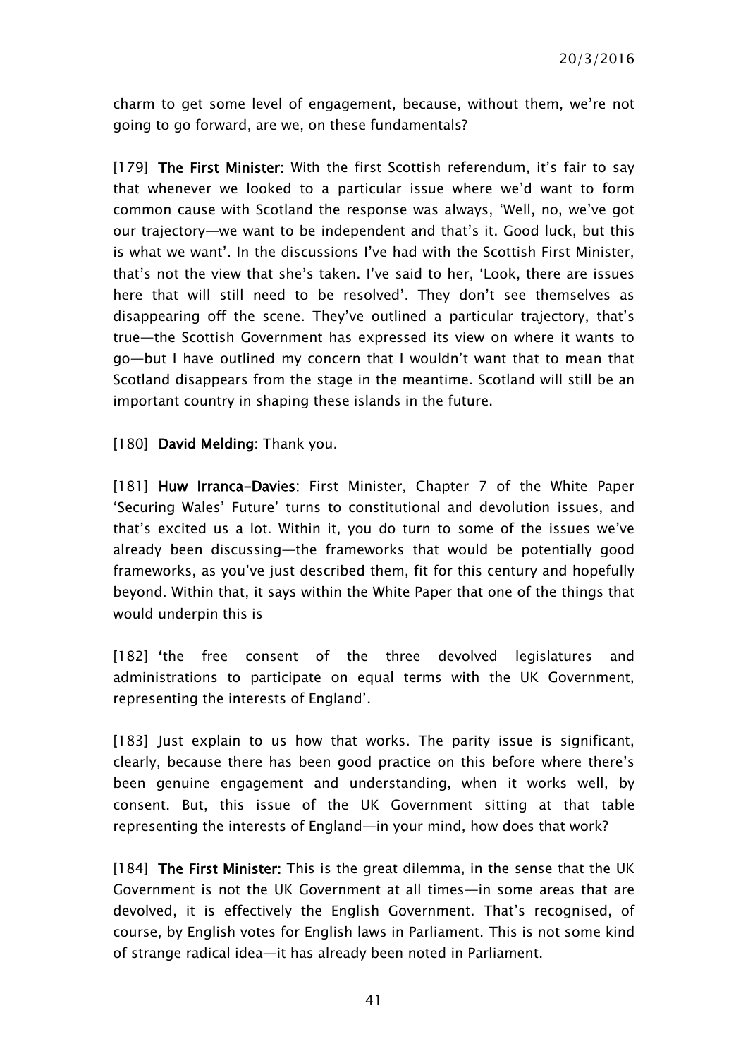charm to get some level of engagement, because, without them, we're not going to go forward, are we, on these fundamentals?

[179] **The First Minister**: With the first Scottish referendum, it's fair to say that whenever we looked to a particular issue where we'd want to form common cause with Scotland the response was always, 'Well, no, we've got our trajectory—we want to be independent and that's it. Good luck, but this is what we want'. In the discussions I've had with the Scottish First Minister, that's not the view that she's taken. I've said to her, 'Look, there are issues here that will still need to be resolved'. They don't see themselves as disappearing off the scene. They've outlined a particular trajectory, that's true—the Scottish Government has expressed its view on where it wants to go—but I have outlined my concern that I wouldn't want that to mean that Scotland disappears from the stage in the meantime. Scotland will still be an important country in shaping these islands in the future.

[180] **David Melding**: Thank you.

[181] **Huw Irranca-Davies**: First Minister, Chapter 7 of the White Paper 'Securing Wales' Future' turns to constitutional and devolution issues, and that's excited us a lot. Within it, you do turn to some of the issues we've already been discussing—the frameworks that would be potentially good frameworks, as you've just described them, fit for this century and hopefully beyond. Within that, it says within the White Paper that one of the things that would underpin this is

[182] 'the free consent of the three devolved legislatures and administrations to participate on equal terms with the UK Government, representing the interests of England'.

[183] Just explain to us how that works. The parity issue is significant, clearly, because there has been good practice on this before where there's been genuine engagement and understanding, when it works well, by consent. But, this issue of the UK Government sitting at that table representing the interests of England—in your mind, how does that work?

[184] **The First Minister**: This is the great dilemma, in the sense that the UK Government is not the UK Government at all times—in some areas that are devolved, it is effectively the English Government. That's recognised, of course, by English votes for English laws in Parliament. This is not some kind of strange radical idea—it has already been noted in Parliament.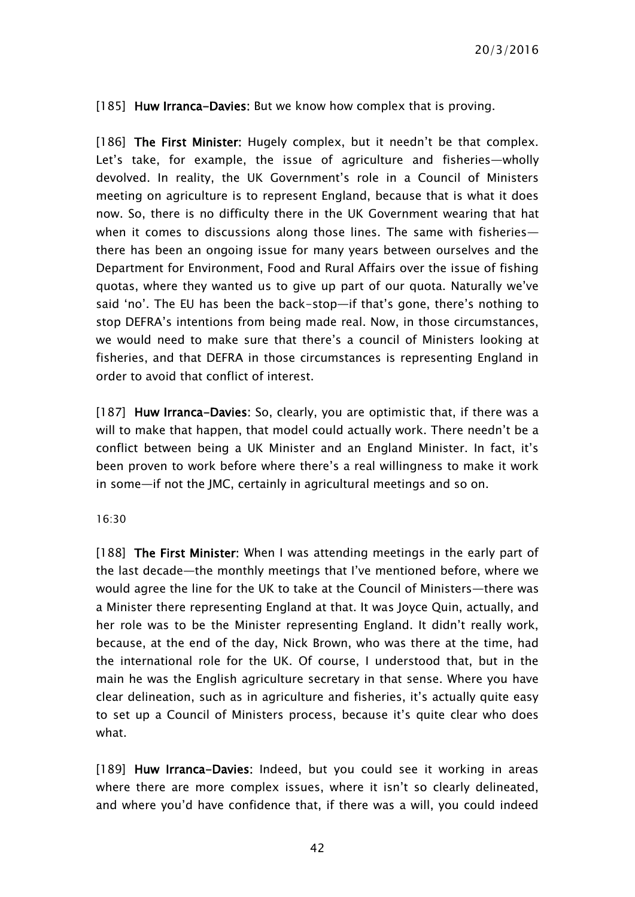[185] **Huw Irranca-Davies**: But we know how complex that is proving.

[186] **The First Minister**: Hugely complex, but it needn't be that complex. Let's take, for example, the issue of agriculture and fisheries—wholly devolved. In reality, the UK Government's role in a Council of Ministers meeting on agriculture is to represent England, because that is what it does now. So, there is no difficulty there in the UK Government wearing that hat when it comes to discussions along those lines. The same with fisheries—there has been an ongoing issue for many years between ourselves and the Department for Environment, Food and Rural Affairs over the issue of fishing quotas, where they wanted us to give up part of our quota. Naturally we've said 'no'. The EU has been the back-stop—if that's gone, there's nothing to stop DEFRA's intentions from being made real. Now, in those circumstances, we would need to make sure that there's a council of Ministers looking at fisheries, and that DEFRA in those circumstances is representing England in order to avoid that conflict of interest.

[187] **Huw Irranca-Davies**: So, clearly, you are optimistic that, if there was a will to make that happen, that model could actually work. There needn't be a conflict between being a UK Minister and an England Minister. In fact, it's been proven to work before where there's a real willingness to make it work in some—if not the JMC, certainly in agricultural meetings and so on.

16:30

[188] **The First Minister**: When I was attending meetings in the early part of the last decade—the monthly meetings that I've mentioned before, where we would agree the line for the UK to take at the Council of Ministers—there was a Minister there representing England at that. It was Joyce Quin, actually, and her role was to be the Minister representing England. It didn't really work, because, at the end of the day, Nick Brown, who was there at the time, had the international role for the UK. Of course, I understood that, but in the main he was the English agriculture secretary in that sense. Where you have clear delineation, such as in agriculture and fisheries, it's actually quite easy to set up a Council of Ministers process, because it's quite clear who does what.

[189] **Huw Irranca-Davies**: Indeed, but you could see it working in areas where there are more complex issues, where it isn't so clearly delineated, and where you'd have confidence that, if there was a will, you could indeed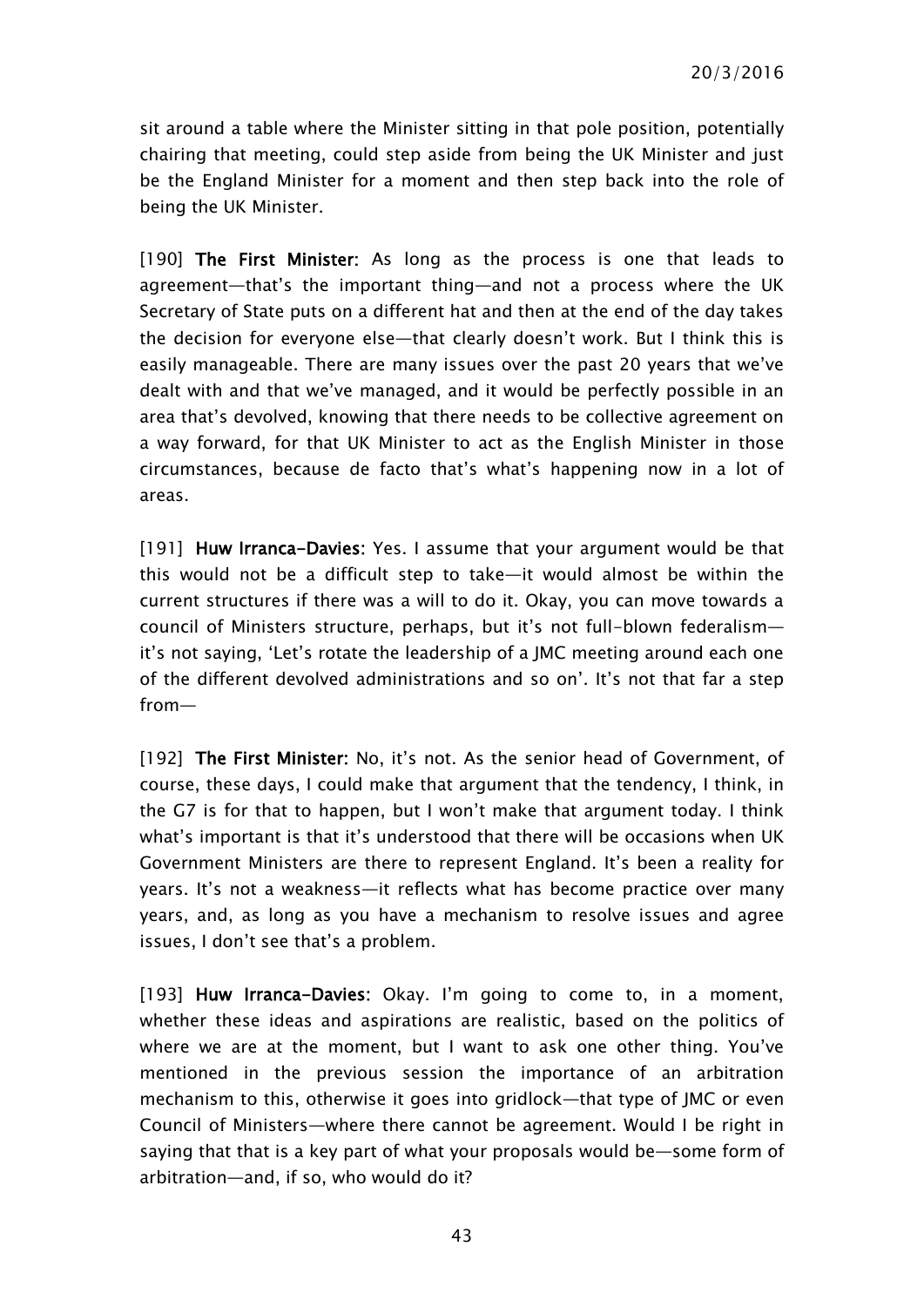sit around a table where the Minister sitting in that pole position, potentially chairing that meeting, could step aside from being the UK Minister and just be the England Minister for a moment and then step back into the role of being the UK Minister.

[190] **The First Minister:** As long as the process is one that leads to agreement—that's the important thing—and not a process where the UK Secretary of State puts on a different hat and then at the end of the day takes the decision for everyone else—that clearly doesn't work. But I think this is easily manageable. There are many issues over the past 20 years that we've dealt with and that we've managed, and it would be perfectly possible in an area that's devolved, knowing that there needs to be collective agreement on a way forward, for that UK Minister to act as the English Minister in those circumstances, because de facto that's what's happening now in a lot of areas.

[191] **Huw Irranca-Davies:** Yes. I assume that your argument would be that this would not be a difficult step to take—it would almost be within the current structures if there was a will to do it. Okay, you can move towards a council of Ministers structure, perhaps, but it's not full-blown federalism—it's not saying, 'Let's rotate the leadership of a JMC meeting around each one of the different devolved administrations and so on'. It's not that far a step from—

[192] **The First Minister:** No, it's not. As the senior head of Government, of course, these days, I could make that argument that the tendency, I think, in the G7 is for that to happen, but I won't make that argument today. I think what's important is that it's understood that there will be occasions when UK Government Ministers are there to represent England. It's been a reality for years. It's not a weakness—it reflects what has become practice over many years, and, as long as you have a mechanism to resolve issues and agree issues, I don't see that's a problem.

[193] **Huw Irranca-Davies:** Okay. I'm going to come to, in a moment, whether these ideas and aspirations are realistic, based on the politics of where we are at the moment, but I want to ask one other thing. You've mentioned in the previous session the importance of an arbitration mechanism to this, otherwise it goes into gridlock—that type of JMC or even Council of Ministers—where there cannot be agreement. Would I be right in saying that that is a key part of what your proposals would be—some form of arbitration—and, if so, who would do it?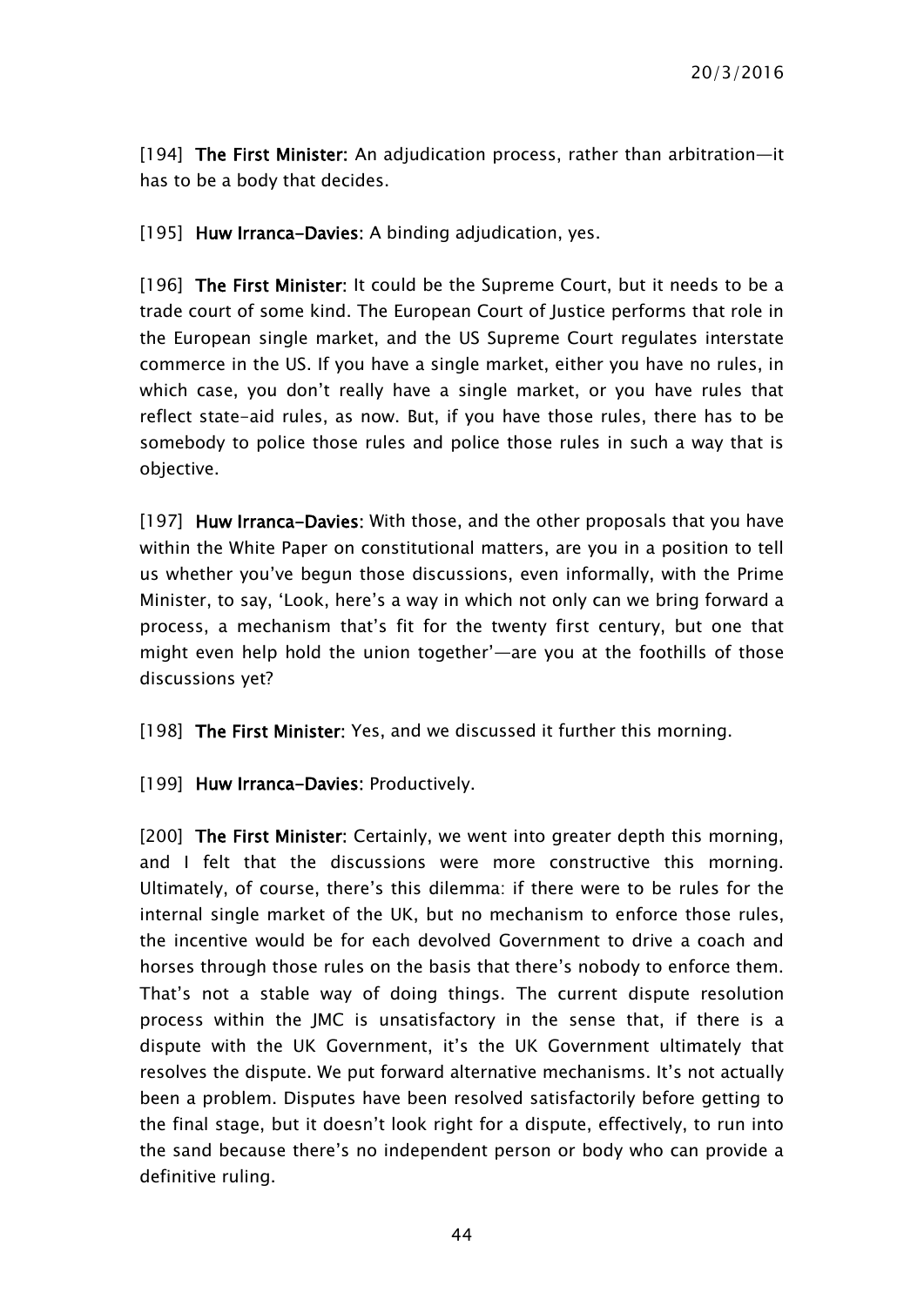[194] **The First Minister:** An adjudication process, rather than arbitration—it has to be a body that decides.

[195] **Huw Irranca-Davies:** A binding adjudication, yes.

[196] **The First Minister:** It could be the Supreme Court, but it needs to be a trade court of some kind. The European Court of Justice performs that role in the European single market, and the US Supreme Court regulates interstate commerce in the US. If you have a single market, either you have no rules, in which case, you don't really have a single market, or you have rules that reflect state-aid rules, as now. But, if you have those rules, there has to be somebody to police those rules and police those rules in such a way that is objective.

[197] **Huw Irranca-Davies:** With those, and the other proposals that you have within the White Paper on constitutional matters, are you in a position to tell us whether you've begun those discussions, even informally, with the Prime Minister, to say, 'Look, here's a way in which not only can we bring forward a process, a mechanism that's fit for the twenty first century, but one that might even help hold the union together'—are you at the foothills of those discussions yet?

[198] **The First Minister:** Yes, and we discussed it further this morning.

[199] **Huw Irranca-Davies:** Productively.

[200] **The First Minister:** Certainly, we went into greater depth this morning, and I felt that the discussions were more constructive this morning. Ultimately, of course, there's this dilemma: if there were to be rules for the internal single market of the UK, but no mechanism to enforce those rules, the incentive would be for each devolved Government to drive a coach and horses through those rules on the basis that there's nobody to enforce them. That's not a stable way of doing things. The current dispute resolution process within the JMC is unsatisfactory in the sense that, if there is a dispute with the UK Government, it's the UK Government ultimately that resolves the dispute. We put forward alternative mechanisms. It's not actually been a problem. Disputes have been resolved satisfactorily before getting to the final stage, but it doesn't look right for a dispute, effectively, to run into the sand because there's no independent person or body who can provide a definitive ruling.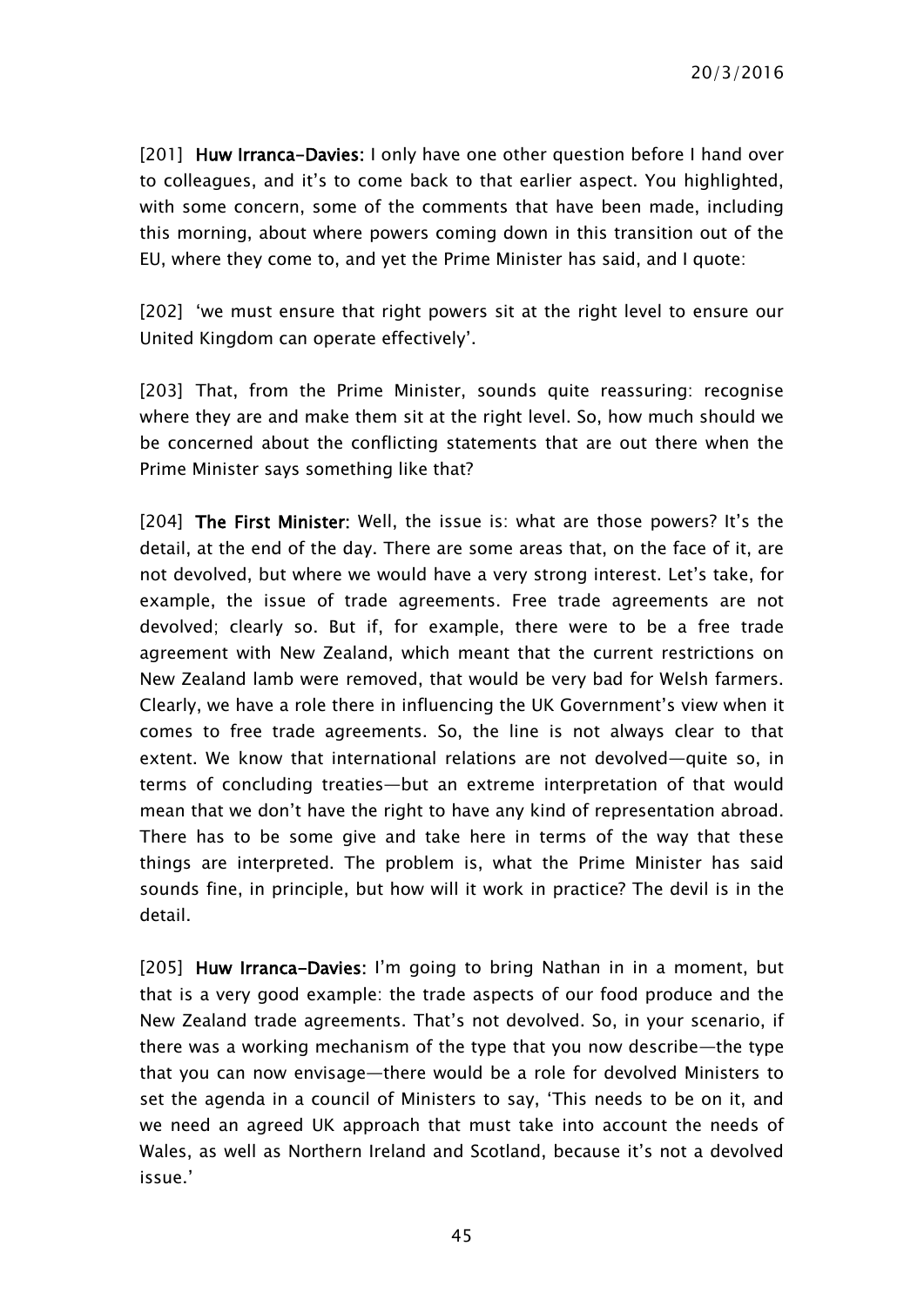[201] **Huw Irranca-Davies:** I only have one other question before I hand over to colleagues, and it's to come back to that earlier aspect. You highlighted, with some concern, some of the comments that have been made, including this morning, about where powers coming down in this transition out of the EU, where they come to, and yet the Prime Minister has said, and I quote:

[202] 'we must ensure that right powers sit at the right level to ensure our United Kingdom can operate effectively'.

[203] That, from the Prime Minister, sounds quite reassuring: recognise where they are and make them sit at the right level. So, how much should we be concerned about the conflicting statements that are out there when the Prime Minister says something like that?

[204] **The First Minister:** Well, the issue is: what are those powers? It's the detail, at the end of the day. There are some areas that, on the face of it, are not devolved, but where we would have a very strong interest. Let's take, for example, the issue of trade agreements. Free trade agreements are not devolved; clearly so. But if, for example, there were to be a free trade agreement with New Zealand, which meant that the current restrictions on New Zealand lamb were removed, that would be very bad for Welsh farmers. Clearly, we have a role there in influencing the UK Government's view when it comes to free trade agreements. So, the line is not always clear to that extent. We know that international relations are not devolved—quite so, in terms of concluding treaties—but an extreme interpretation of that would mean that we don't have the right to have any kind of representation abroad. There has to be some give and take here in terms of the way that these things are interpreted. The problem is, what the Prime Minister has said sounds fine, in principle, but how will it work in practice? The devil is in the detail.

[205] **Huw Irranca-Davies:** I'm going to bring Nathan in in a moment, but that is a very good example: the trade aspects of our food produce and the New Zealand trade agreements. That's not devolved. So, in your scenario, if there was a working mechanism of the type that you now describe—the type that you can now envisage—there would be a role for devolved Ministers to set the agenda in a council of Ministers to say, 'This needs to be on it, and we need an agreed UK approach that must take into account the needs of Wales, as well as Northern Ireland and Scotland, because it's not a devolved issue.'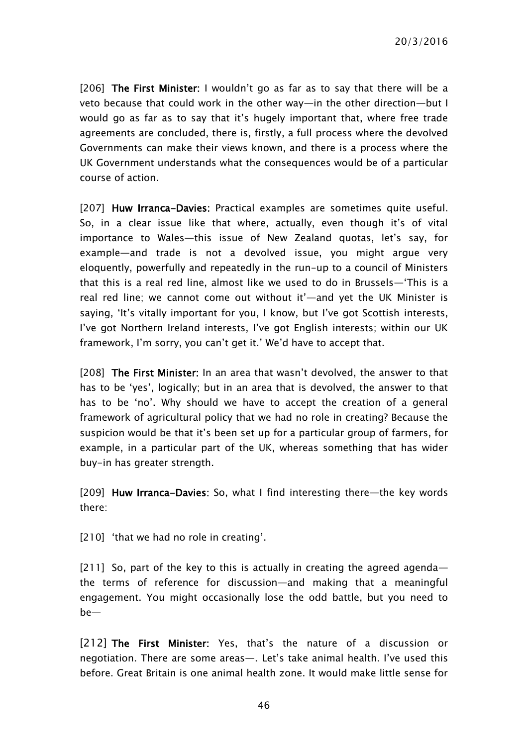[206] **The First Minister:** I wouldn't go as far as to say that there will be a veto because that could work in the other way—in the other direction—but I would go as far as to say that it's hugely important that, where free trade agreements are concluded, there is, firstly, a full process where the devolved Governments can make their views known, and there is a process where the UK Government understands what the consequences would be of a particular course of action.

[207] **Huw Irranca-Davies:** Practical examples are sometimes quite useful. So, in a clear issue like that where, actually, even though it's of vital importance to Wales—this issue of New Zealand quotas, let's say, for example—and trade is not a devolved issue, you might argue very eloquently, powerfully and repeatedly in the run-up to a council of Ministers that this is a real red line, almost like we used to do in Brussels—'This is a real red line; we cannot come out without it'—and yet the UK Minister is saying, 'It's vitally important for you, I know, but I've got Scottish interests, I've got Northern Ireland interests, I've got English interests; within our UK framework, I'm sorry, you can't get it.' We'd have to accept that.

[208] **The First Minister:** In an area that wasn't devolved, the answer to that has to be 'yes', logically; but in an area that is devolved, the answer to that has to be 'no'. Why should we have to accept the creation of a general framework of agricultural policy that we had no role in creating? Because the suspicion would be that it's been set up for a particular group of farmers, for example, in a particular part of the UK, whereas something that has wider buy-in has greater strength.

[209] **Huw Irranca-Davies:** So, what I find interesting there—the key words there:

[210] 'that we had no role in creating'.

[211] So, part of the key to this is actually in creating the agreed agenda—the terms of reference for discussion—and making that a meaningful engagement. You might occasionally lose the odd battle, but you need to be—

[212] **The First Minister:** Yes, that's the nature of a discussion or negotiation. There are some areas—. Let's take animal health. I've used this before. Great Britain is one animal health zone. It would make little sense for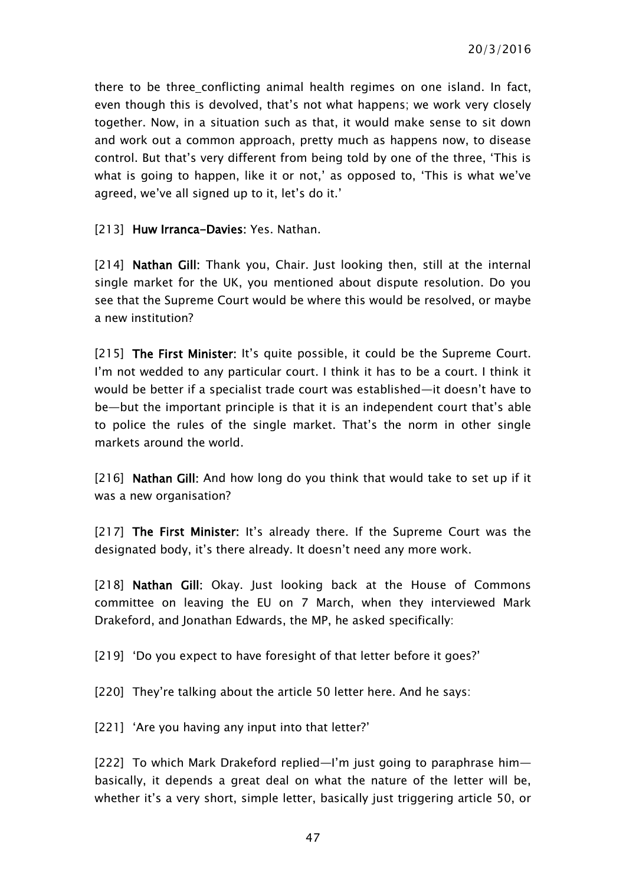there to be three_conflicting animal health regimes on one island. In fact, even though this is devolved, that's not what happens; we work very closely together. Now, in a situation such as that, it would make sense to sit down and work out a common approach, pretty much as happens now, to disease control. But that's very different from being told by one of the three, 'This is what is going to happen, like it or not,' as opposed to, 'This is what we've agreed, we've all signed up to it, let's do it.'

[213] **Huw Irranca-Davies:** Yes. Nathan.

[214] **Nathan Gill:** Thank you, Chair. Just looking then, still at the internal single market for the UK, you mentioned about dispute resolution. Do you see that the Supreme Court would be where this would be resolved, or maybe a new institution?

[215] **The First Minister:** It's quite possible, it could be the Supreme Court. I'm not wedded to any particular court. I think it has to be a court. I think it would be better if a specialist trade court was established—it doesn't have to be—but the important principle is that it is an independent court that's able to police the rules of the single market. That's the norm in other single markets around the world.

[216] **Nathan Gill:** And how long do you think that would take to set up if it was a new organisation?

[217] **The First Minister:** It's already there. If the Supreme Court was the designated body, it's there already. It doesn't need any more work.

[218] **Nathan Gill:** Okay. Just looking back at the House of Commons committee on leaving the EU on 7 March, when they interviewed Mark Drakeford, and Jonathan Edwards, the MP, he asked specifically:

[219] 'Do you expect to have foresight of that letter before it goes?'

[220] They're talking about the article 50 letter here. And he says:

[221] 'Are you having any input into that letter?'

[222] To which Mark Drakeford replied—I'm just going to paraphrase him—basically, it depends a great deal on what the nature of the letter will be, whether it's a very short, simple letter, basically just triggering article 50, or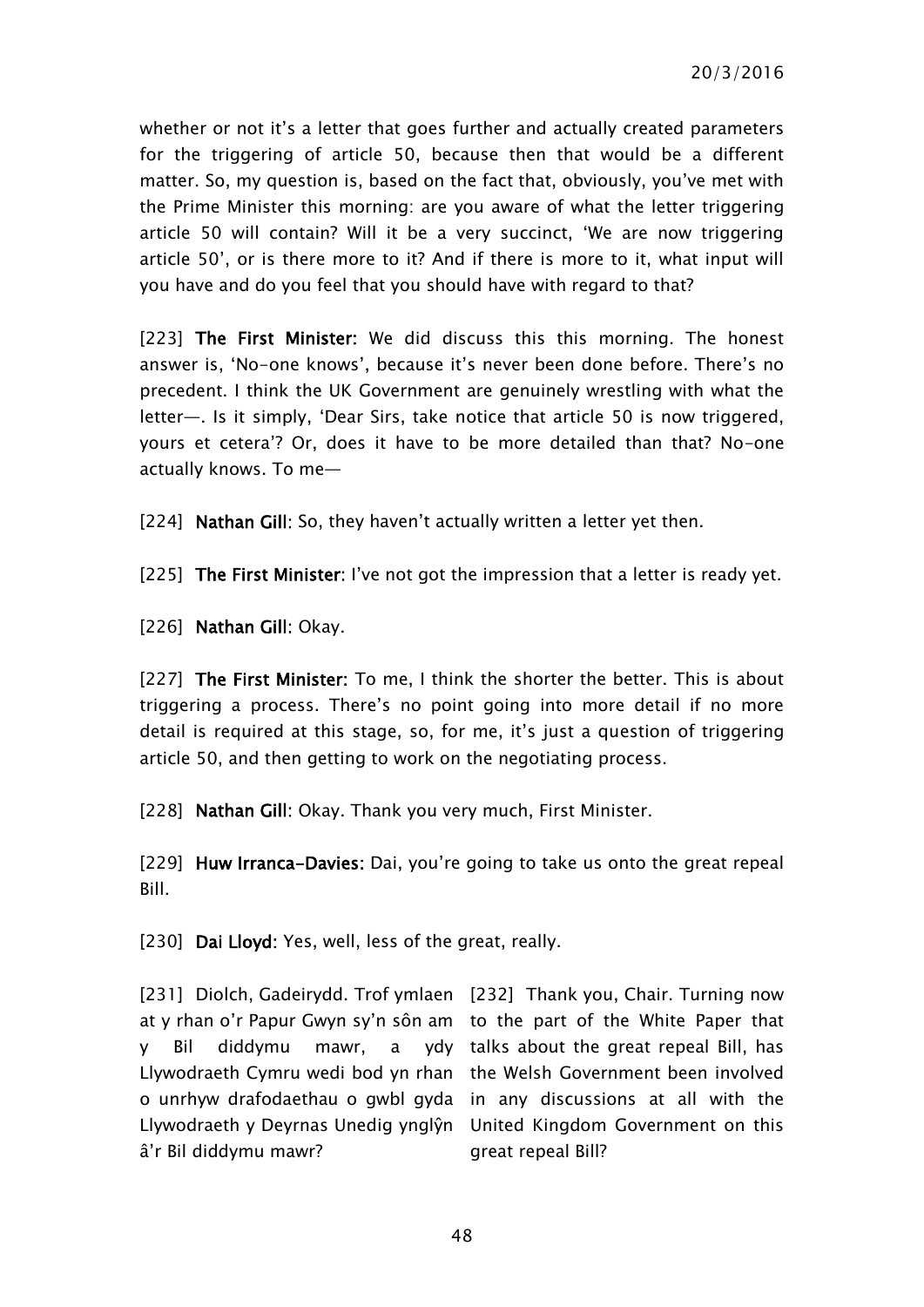whether or not it's a letter that goes further and actually created parameters for the triggering of article 50, because then that would be a different matter. So, my question is, based on the fact that, obviously, you've met with the Prime Minister this morning: are you aware of what the letter triggering article 50 will contain? Will it be a very succinct, 'We are now triggering article 50', or is there more to it? And if there is more to it, what input will you have and do you feel that you should have with regard to that?

[223] **The First Minister:** We did discuss this this morning. The honest answer is, 'No-one knows', because it's never been done before. There's no precedent. I think the UK Government are genuinely wrestling with what the letter—. Is it simply, 'Dear Sirs, take notice that article 50 is now triggered, yours et cetera'? Or, does it have to be more detailed than that? No-one actually knows. To me—

[224] **Nathan Gill**: So, they haven't actually written a letter yet then.

[225] **The First Minister**: I've not got the impression that a letter is ready yet.

[226] **Nathan Gill**: Okay.

[227] **The First Minister:** To me, I think the shorter the better. This is about triggering a process. There's no point going into more detail if no more detail is required at this stage, so, for me, it's just a question of triggering article 50, and then getting to work on the negotiating process.

[228] **Nathan Gill**: Okay. Thank you very much, First Minister.

[229] **Huw Irranca-Davies:** Dai, you're going to take us onto the great repeal Bill.

[230] **Dai Lloyd**: Yes, well, less of the great, really.

[231] Diolch, Gadeirydd. Trof ymlaen at y rhan o'r Papur Gwyn sy'n sôn am y Bil diddymu mawr, a ydy Llywodraeth Cymru wedi bod yn rhan o unrhyw drafodaethau o gwbl gyda Llywodraeth y Deyrnas Unedig ynglŷn â'r Bil diddymu mawr?

[232] Thank you, Chair. Turning now to the part of the White Paper that talks about the great repeal Bill, has the Welsh Government been involved in any discussions at all with the United Kingdom Government on this great repeal Bill?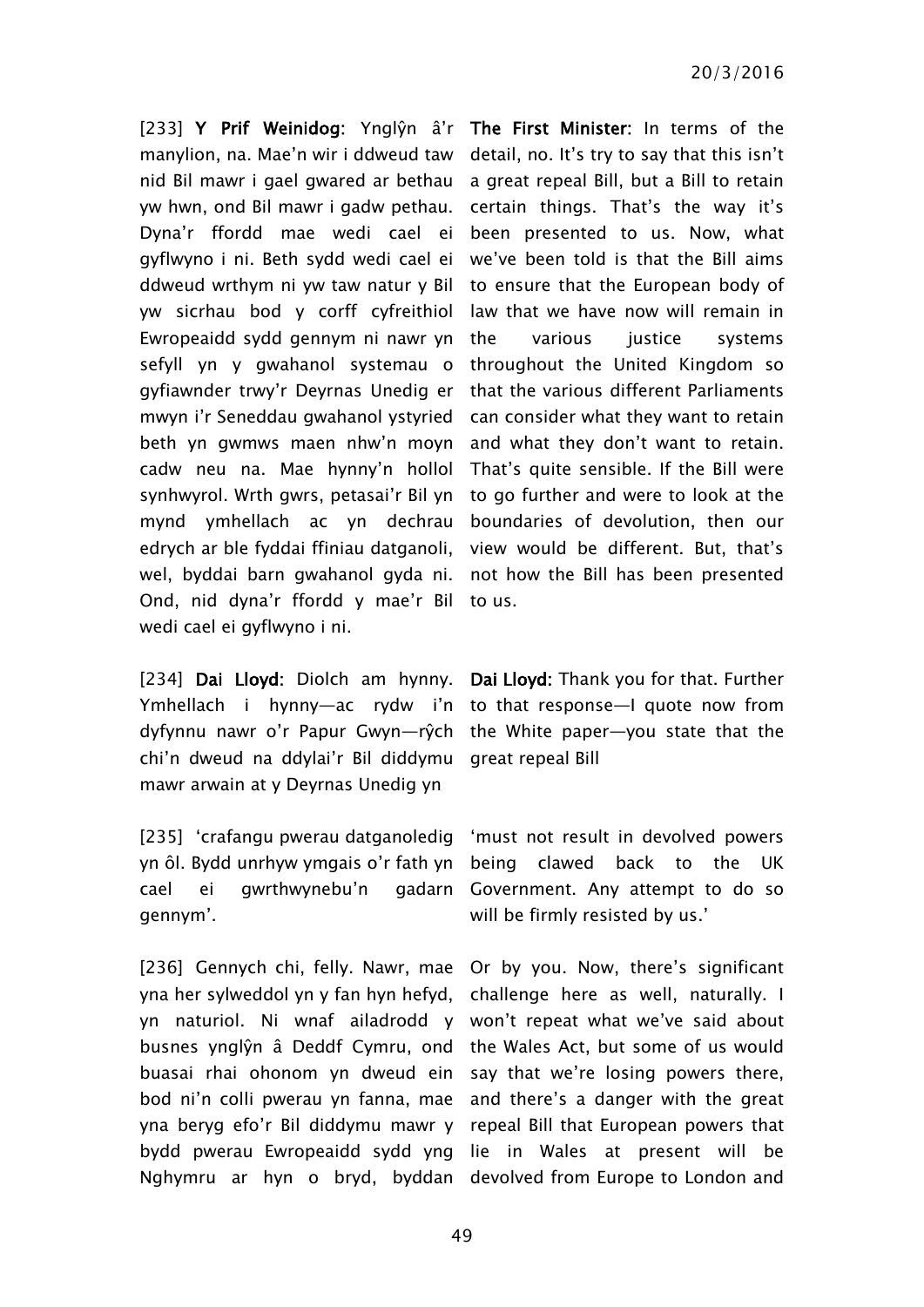[233] **Y Prif Weinidog**: Ynglŷn â'r manylion, na. Mae'n wir i ddweud taw nid Bil mawr i gael gwared ar bethau yw hwn, ond Bil mawr i gadw pethau. Dyna'r ffordd mae wedi cael ei gyflwyno i ni. Beth sydd wedi cael ei ddweud wrthym ni yw taw natur y Bil yw sicrhau bod y corff cyfreithiol Ewropeaidd sydd gennym ni nawr yn sefyll yn y gwahanol systemau o gyfiawnder trwy'r Deyrnas Unedig er mwyn i'r Seneddau gwahanol ystyried beth yn gwmws maen nhw'n moyn cadw neu na. Mae hynny'n hollol synhwyrol. Wrth gwrs, petasai'r Bil yn mynd ymhellach ac yn dechrau edrych ar ble fyddai ffiniau datganoli, wel, byddai barn gwahanol gyda ni. Ond, nid dyna'r ffordd y mae'r Bil wedi cael ei gyflwyno i ni.

**The First Minister**: In terms of the detail, no. It's try to say that this isn't a great repeal Bill, but a Bill to retain certain things. That's the way it's been presented to us. Now, what we've been told is that the Bill aims to ensure that the European body of law that we have now will remain in the various justice systems throughout the United Kingdom so that the various different Parliaments can consider what they want to retain and what they don't want to retain. That's quite sensible. If the Bill were to go further and were to look at the boundaries of devolution, then our view would be different. But, that's not how the Bill has been presented to us.

[234] **Dai Lloyd**: Diolch am hynny. Ymhellach i hynny—ac rydw i'n dyfynnu nawr o'r Papur Gwyn—rŷch chi'n dweud na ddylai'r Bil diddymu mawr arwain at y Deyrnas Unedig yn

**Dai Lloyd**: Thank you for that. Further to that response—I quote now from the White paper—you state that the great repeal Bill

[235] 'crafangu pwerau datganoledig yn ôl. Bydd unrhyw ymgais o'r fath yn cael ei gwrthwynebu'n gadarn gennym'.

'must not result in devolved powers being clawed back to the UK Government. Any attempt to do so will be firmly resisted by us.'

[236] Gennych chi, felly. Nawr, mae yna her sylweddol yn y fan hyn hefyd, yn naturiol. Ni wnaf ailadrodd y busnes ynglŷn â Deddf Cymru, ond buasai rhai ohonom yn dweud ein bod ni'n colli pwerau yn fanna, mae yna beryg efo'r Bil diddymu mawr y bydd pwerau Ewropeaidd sydd yng Nghymru ar hyn o bryd, byddan

Or by you. Now, there's significant challenge here as well, naturally. I won't repeat what we've said about the Wales Act, but some of us would say that we're losing powers there, and there's a danger with the great repeal Bill that European powers that lie in Wales at present will be devolved from Europe to London and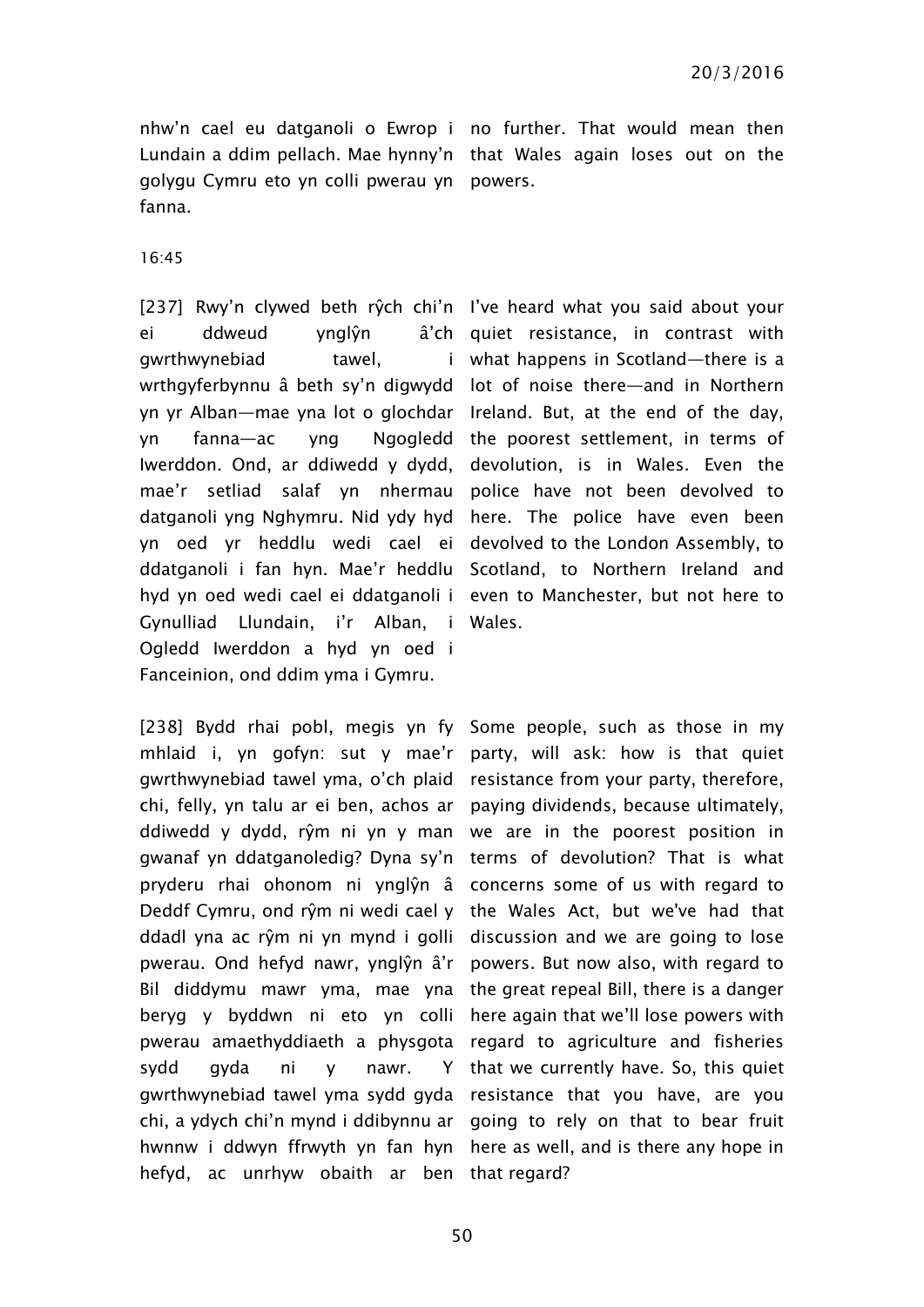nhw'n cael eu datganoli o Ewrop i Lundain a ddim pellach. Mae hynny'n golygu Cymru eto yn colli pwerau yn fanna.

no further. That would mean then that Wales again loses out on the powers.

16:45

[237] Rwy'n clywed beth rŷch chi'n ei ddweud ynglŷn â'ch gwrthwynebiad tawel, i wrthgyferbynnu â beth sy'n digwydd yn yr Alban—mae yna lot o glochdar yn fanna—ac yng Ngogledd Iwerddon. Ond, ar ddiwedd y dydd, mae'r setliad salaf yn nhermau datganoli yng Nghymru. Nid ydy hyd yn oed yr heddlu wedi cael ei ddatganoli i fan hyn. Mae'r heddlu hyd yn oed wedi cael ei ddatganoli i Gynulliad Llundain, i'r Alban, i Ogledd Iwerddon a hyd yn oed i Fanceinion, ond ddim yma i Gymru.

I've heard what you said about your quiet resistance, in contrast with what happens in Scotland—there is a lot of noise there—and in Northern Ireland. But, at the end of the day, the poorest settlement, in terms of devolution, is in Wales. Even the police have not been devolved to here. The police have even been devolved to the London Assembly, to Scotland, to Northern Ireland and even to Manchester, but not here to Wales.

[238] Bydd rhai pobl, megis yn fy mhlaid i, yn gofyn: sut y mae'r gwrthwynebiad tawel yma, o'ch plaid chi, felly, yn talu ar ei ben, achos ar ddiwedd y dydd, rŷm ni yn y man gwanaf yn ddatganoledig? Dyna sy'n pryderu rhai ohonom ni ynglŷn â Deddf Cymru, ond rŷm ni wedi cael y ddadl yna ac rŷm ni yn mynd i golli pwerau. Ond hefyd nawr, ynglŷn â'r Bil diddymu mawr yma, mae yna beryg y byddwn ni eto yn colli pwerau amaethyddiaeth a physgota sydd gyda ni y nawr. Y gwrthwynebiad tawel yma sydd gyda chi, a ydych chi'n mynd i ddibynnu ar hwnnw i ddwyn ffrwyth yn fan hyn hefyd, ac unrhyw obaith ar ben

Some people, such as those in my party, will ask: how is that quiet resistance from your party, therefore, paying dividends, because ultimately, we are in the poorest position in terms of devolution? That is what concerns some of us with regard to the Wales Act, but we've had that discussion and we are going to lose powers. But now also, with regard to the great repeal Bill, there is a danger here again that we'll lose powers with regard to agriculture and fisheries that we currently have. So, this quiet resistance that you have, are you going to rely on that to bear fruit here as well, and is there any hope in that regard?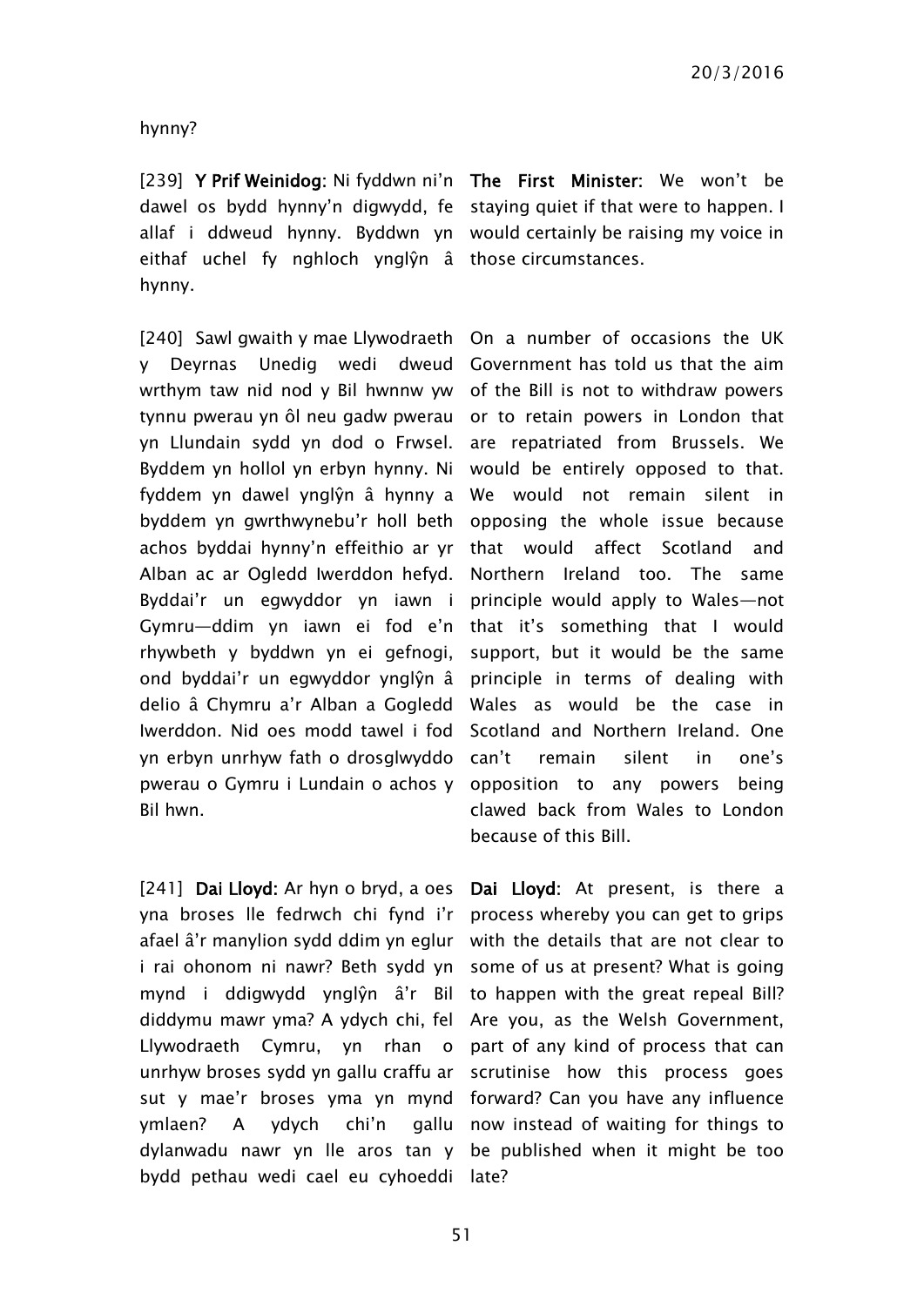hynny?

[239] **Y Prif Weinidog:** Ni fyddwn ni'n dawel os bydd hynny'n digwydd, fe allaf i ddweud hynny. Byddwn yn eithaf uchel fy nghloch ynglŷn â hynny.

**The First Minister:** We won't be staying quiet if that were to happen. I would certainly be raising my voice in those circumstances.

[240] Sawl gwaith y mae Llywodraeth y Deyrnas Unedig wedi dweud wrthym taw nid nod y Bil hwnnw yw tynnu pwerau yn ôl neu gadw pwerau yn Llundain sydd yn dod o Frwsel. Byddem yn hollol yn erbyn hynny. Ni fyddem yn dawel ynglŷn â hynny a byddem yn gwrthwynebu'r holl beth achos byddai hynny'n effeithio ar yr Alban ac ar Ogledd Iwerddon hefyd. Byddai'r un egwyddor yn iawn i Gymru—ddim yn iawn ei fod e'n rhywbeth y byddwn yn ei gefnogi, ond byddai'r un egwyddor ynglŷn â delio â Chymru a'r Alban a Gogledd Iwerddon. Nid oes modd tawel i fod yn erbyn unrhyw fath o drosglwyddo pwerau o Gymru i Lundain o achos y Bil hwn.

On a number of occasions the UK Government has told us that the aim of the Bill is not to withdraw powers or to retain powers in London that are repatriated from Brussels. We would be entirely opposed to that. We would not remain silent in opposing the whole issue because that would affect Scotland and Northern Ireland too. The same principle would apply to Wales—not that it's something that I would support, but it would be the same principle in terms of dealing with Wales as would be the case in Scotland and Northern Ireland. One can't remain silent in one's opposition to any powers being clawed back from Wales to London because of this Bill.

[241] **Dai Lloyd:** Ar hyn o bryd, a oes yna broses lle fedrwch chi fynd i'r afael â'r manylion sydd ddim yn eglur i rai ohonom ni nawr? Beth sydd yn mynd i ddigwydd ynglŷn â'r Bil diddymu mawr yma? A ydych chi, fel Llywodraeth Cymru, yn rhan o unrhyw broses sydd yn gallu craffu ar sut y mae'r broses yma yn mynd ymlaen? A ydych chi'n gallu dylanwadu nawr yn lle aros tan y bydd pethau wedi cael eu cyhoeddi

**Dai Lloyd:** At present, is there a process whereby you can get to grips with the details that are not clear to some of us at present? What is going to happen with the great repeal Bill? Are you, as the Welsh Government, part of any kind of process that can scrutinise how this process goes forward? Can you have any influence now instead of waiting for things to be published when it might be too late?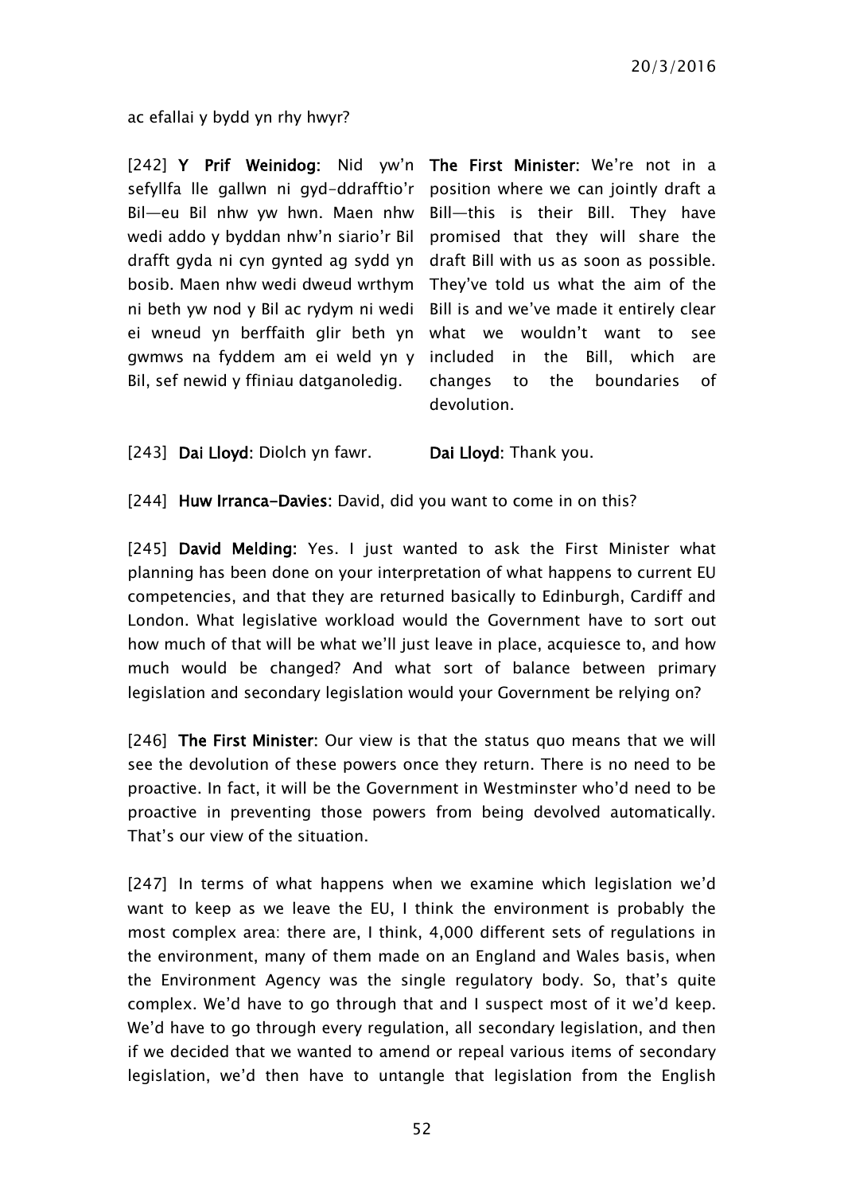ac efallai y bydd yn rhy hwyr?

| | |
|---|---|
| [242] **Y Prif Weinidog**: Nid yw'n sefyllfa lle gallwn ni gyd-ddrafftio'r Bil—eu Bil nhw yw hwn. Maen nhw wedi addo y byddan nhw'n siario'r Bil drafft gyda ni cyn gynted ag sydd yn bosib. Maen nhw wedi dweud wrthym ni beth yw nod y Bil ac rydym ni wedi ei wneud yn berffaith glir beth yn gwmws na fyddem am ei weld yn y Bil, sef newid y ffiniau datganoledig. | **The First Minister**: We're not in a position where we can jointly draft a Bill—this is their Bill. They have promised that they will share the draft Bill with us as soon as possible. They've told us what the aim of the Bill is and we've made it entirely clear what we wouldn't want to see included in the Bill, which are changes to the boundaries of devolution. |
| [243] **Dai Lloyd**: Diolch yn fawr. | **Dai Lloyd**: Thank you. |

[244] **Huw Irranca-Davies**: David, did you want to come in on this?

[245] **David Melding**: Yes. I just wanted to ask the First Minister what planning has been done on your interpretation of what happens to current EU competencies, and that they are returned basically to Edinburgh, Cardiff and London. What legislative workload would the Government have to sort out how much of that will be what we'll just leave in place, acquiesce to, and how much would be changed? And what sort of balance between primary legislation and secondary legislation would your Government be relying on?

[246] **The First Minister**: Our view is that the status quo means that we will see the devolution of these powers once they return. There is no need to be proactive. In fact, it will be the Government in Westminster who'd need to be proactive in preventing those powers from being devolved automatically. That's our view of the situation.

[247] In terms of what happens when we examine which legislation we'd want to keep as we leave the EU, I think the environment is probably the most complex area: there are, I think, 4,000 different sets of regulations in the environment, many of them made on an England and Wales basis, when the Environment Agency was the single regulatory body. So, that's quite complex. We'd have to go through that and I suspect most of it we'd keep. We'd have to go through every regulation, all secondary legislation, and then if we decided that we wanted to amend or repeal various items of secondary legislation, we'd then have to untangle that legislation from the English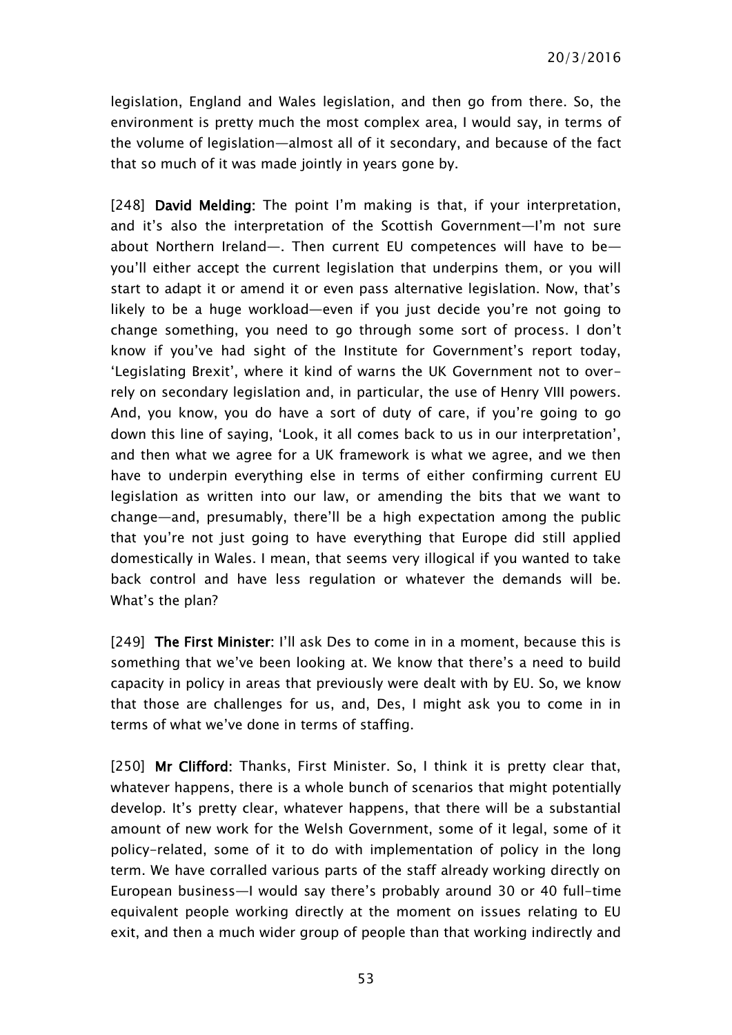legislation, England and Wales legislation, and then go from there. So, the environment is pretty much the most complex area, I would say, in terms of the volume of legislation—almost all of it secondary, and because of the fact that so much of it was made jointly in years gone by.

[248] **David Melding:** The point I'm making is that, if your interpretation, and it's also the interpretation of the Scottish Government—I'm not sure about Northern Ireland—. Then current EU competences will have to be—you'll either accept the current legislation that underpins them, or you will start to adapt it or amend it or even pass alternative legislation. Now, that's likely to be a huge workload—even if you just decide you're not going to change something, you need to go through some sort of process. I don't know if you've had sight of the Institute for Government's report today, 'Legislating Brexit', where it kind of warns the UK Government not to over-rely on secondary legislation and, in particular, the use of Henry VIII powers. And, you know, you do have a sort of duty of care, if you're going to go down this line of saying, 'Look, it all comes back to us in our interpretation', and then what we agree for a UK framework is what we agree, and we then have to underpin everything else in terms of either confirming current EU legislation as written into our law, or amending the bits that we want to change—and, presumably, there'll be a high expectation among the public that you're not just going to have everything that Europe did still applied domestically in Wales. I mean, that seems very illogical if you wanted to take back control and have less regulation or whatever the demands will be. What's the plan?

[249] **The First Minister:** I'll ask Des to come in in a moment, because this is something that we've been looking at. We know that there's a need to build capacity in policy in areas that previously were dealt with by EU. So, we know that those are challenges for us, and, Des, I might ask you to come in in terms of what we've done in terms of staffing.

[250] **Mr Clifford:** Thanks, First Minister. So, I think it is pretty clear that, whatever happens, there is a whole bunch of scenarios that might potentially develop. It's pretty clear, whatever happens, that there will be a substantial amount of new work for the Welsh Government, some of it legal, some of it policy-related, some of it to do with implementation of policy in the long term. We have corralled various parts of the staff already working directly on European business—I would say there's probably around 30 or 40 full-time equivalent people working directly at the moment on issues relating to EU exit, and then a much wider group of people than that working indirectly and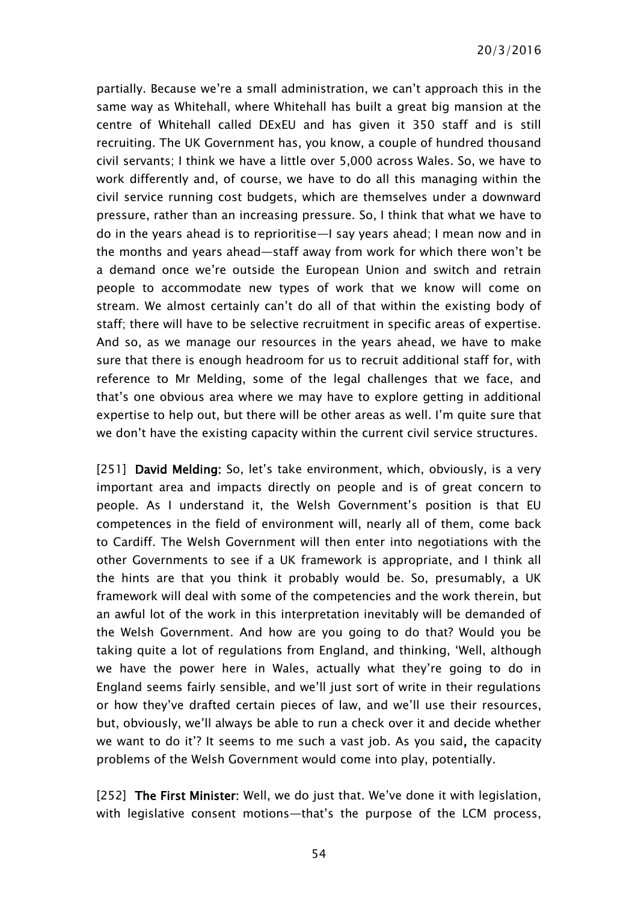partially. Because we're a small administration, we can't approach this in the same way as Whitehall, where Whitehall has built a great big mansion at the centre of Whitehall called DExEU and has given it 350 staff and is still recruiting. The UK Government has, you know, a couple of hundred thousand civil servants; I think we have a little over 5,000 across Wales. So, we have to work differently and, of course, we have to do all this managing within the civil service running cost budgets, which are themselves under a downward pressure, rather than an increasing pressure. So, I think that what we have to do in the years ahead is to reprioritise—I say years ahead; I mean now and in the months and years ahead—staff away from work for which there won't be a demand once we're outside the European Union and switch and retrain people to accommodate new types of work that we know will come on stream. We almost certainly can't do all of that within the existing body of staff; there will have to be selective recruitment in specific areas of expertise. And so, as we manage our resources in the years ahead, we have to make sure that there is enough headroom for us to recruit additional staff for, with reference to Mr Melding, some of the legal challenges that we face, and that's one obvious area where we may have to explore getting in additional expertise to help out, but there will be other areas as well. I'm quite sure that we don't have the existing capacity within the current civil service structures.

[251] **David Melding:** So, let's take environment, which, obviously, is a very important area and impacts directly on people and is of great concern to people. As I understand it, the Welsh Government's position is that EU competences in the field of environment will, nearly all of them, come back to Cardiff. The Welsh Government will then enter into negotiations with the other Governments to see if a UK framework is appropriate, and I think all the hints are that you think it probably would be. So, presumably, a UK framework will deal with some of the competencies and the work therein, but an awful lot of the work in this interpretation inevitably will be demanded of the Welsh Government. And how are you going to do that? Would you be taking quite a lot of regulations from England, and thinking, 'Well, although we have the power here in Wales, actually what they're going to do in England seems fairly sensible, and we'll just sort of write in their regulations or how they've drafted certain pieces of law, and we'll use their resources, but, obviously, we'll always be able to run a check over it and decide whether we want to do it'? It seems to me such a vast job. As you said, the capacity problems of the Welsh Government would come into play, potentially.

[252] **The First Minister:** Well, we do just that. We've done it with legislation, with legislative consent motions—that's the purpose of the LCM process,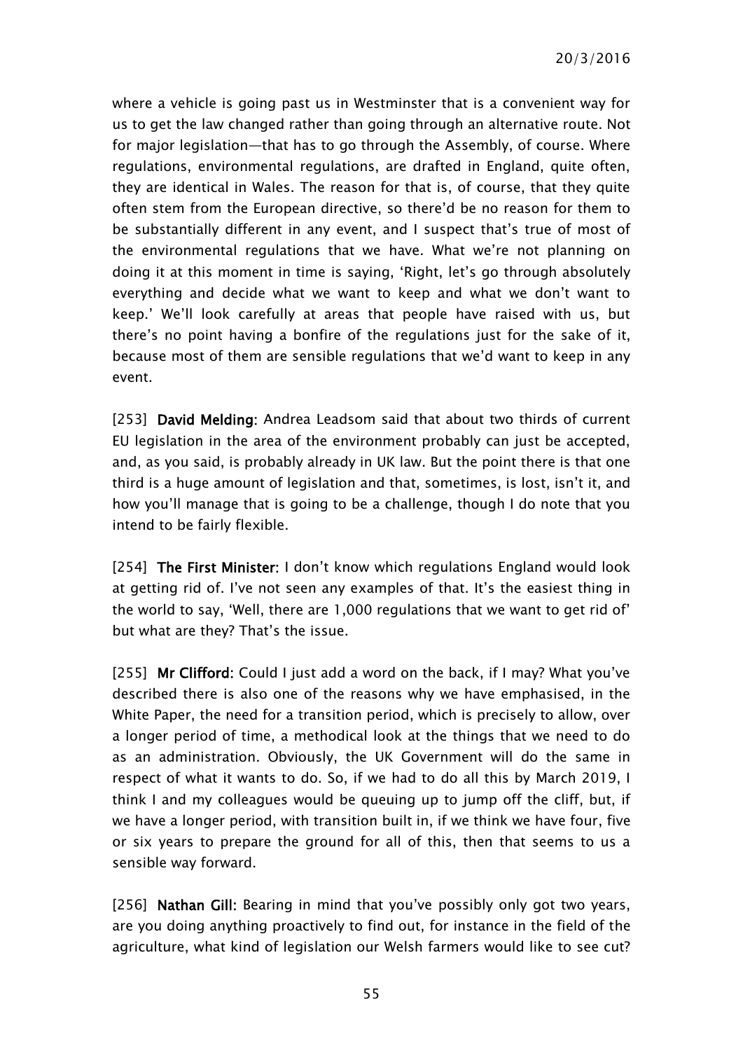where a vehicle is going past us in Westminster that is a convenient way for us to get the law changed rather than going through an alternative route. Not for major legislation—that has to go through the Assembly, of course. Where regulations, environmental regulations, are drafted in England, quite often, they are identical in Wales. The reason for that is, of course, that they quite often stem from the European directive, so there'd be no reason for them to be substantially different in any event, and I suspect that's true of most of the environmental regulations that we have. What we're not planning on doing it at this moment in time is saying, 'Right, let's go through absolutely everything and decide what we want to keep and what we don't want to keep.' We'll look carefully at areas that people have raised with us, but there's no point having a bonfire of the regulations just for the sake of it, because most of them are sensible regulations that we'd want to keep in any event.

[253] **David Melding:** Andrea Leadsom said that about two thirds of current EU legislation in the area of the environment probably can just be accepted, and, as you said, is probably already in UK law. But the point there is that one third is a huge amount of legislation and that, sometimes, is lost, isn't it, and how you'll manage that is going to be a challenge, though I do note that you intend to be fairly flexible.

[254] **The First Minister:** I don't know which regulations England would look at getting rid of. I've not seen any examples of that. It's the easiest thing in the world to say, 'Well, there are 1,000 regulations that we want to get rid of' but what are they? That's the issue.

[255] **Mr Clifford:** Could I just add a word on the back, if I may? What you've described there is also one of the reasons why we have emphasised, in the White Paper, the need for a transition period, which is precisely to allow, over a longer period of time, a methodical look at the things that we need to do as an administration. Obviously, the UK Government will do the same in respect of what it wants to do. So, if we had to do all this by March 2019, I think I and my colleagues would be queuing up to jump off the cliff, but, if we have a longer period, with transition built in, if we think we have four, five or six years to prepare the ground for all of this, then that seems to us a sensible way forward.

[256] **Nathan Gill:** Bearing in mind that you've possibly only got two years, are you doing anything proactively to find out, for instance in the field of the agriculture, what kind of legislation our Welsh farmers would like to see cut?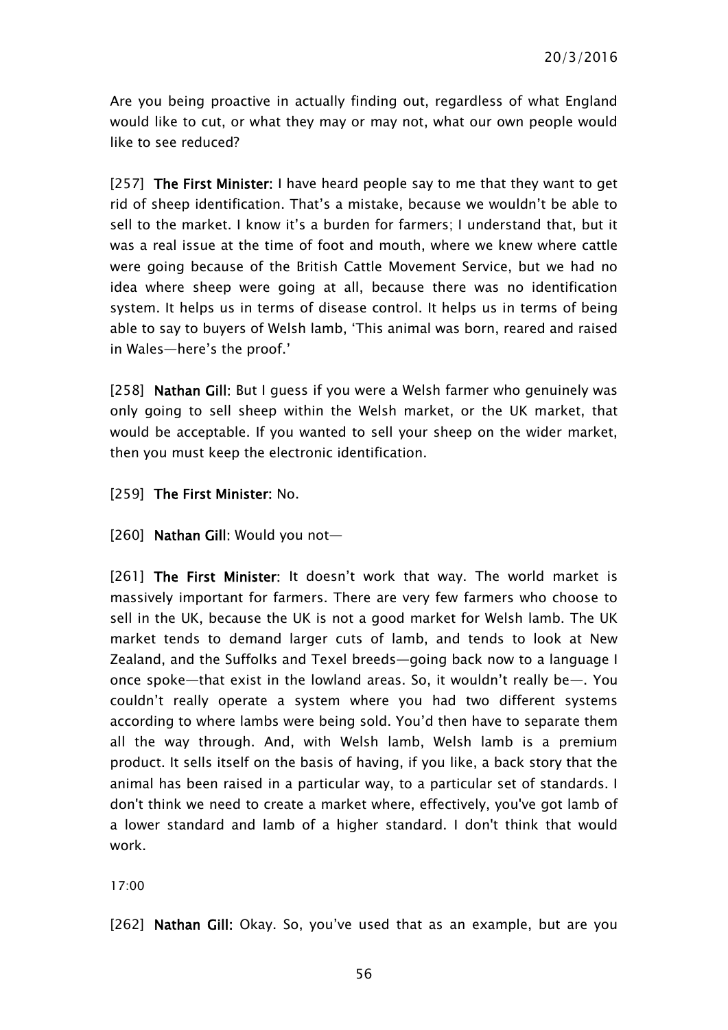Are you being proactive in actually finding out, regardless of what England would like to cut, or what they may or may not, what our own people would like to see reduced?

[257] **The First Minister:** I have heard people say to me that they want to get rid of sheep identification. That's a mistake, because we wouldn't be able to sell to the market. I know it's a burden for farmers; I understand that, but it was a real issue at the time of foot and mouth, where we knew where cattle were going because of the British Cattle Movement Service, but we had no idea where sheep were going at all, because there was no identification system. It helps us in terms of disease control. It helps us in terms of being able to say to buyers of Welsh lamb, 'This animal was born, reared and raised in Wales—here's the proof.'

[258] **Nathan Gill:** But I guess if you were a Welsh farmer who genuinely was only going to sell sheep within the Welsh market, or the UK market, that would be acceptable. If you wanted to sell your sheep on the wider market, then you must keep the electronic identification.

[259] **The First Minister:** No.

[260] **Nathan Gill:** Would you not—

[261] **The First Minister:** It doesn't work that way. The world market is massively important for farmers. There are very few farmers who choose to sell in the UK, because the UK is not a good market for Welsh lamb. The UK market tends to demand larger cuts of lamb, and tends to look at New Zealand, and the Suffolks and Texel breeds—going back now to a language I once spoke—that exist in the lowland areas. So, it wouldn't really be—. You couldn't really operate a system where you had two different systems according to where lambs were being sold. You'd then have to separate them all the way through. And, with Welsh lamb, Welsh lamb is a premium product. It sells itself on the basis of having, if you like, a back story that the animal has been raised in a particular way, to a particular set of standards. I don't think we need to create a market where, effectively, you've got lamb of a lower standard and lamb of a higher standard. I don't think that would work.

17:00

[262] **Nathan Gill:** Okay. So, you've used that as an example, but are you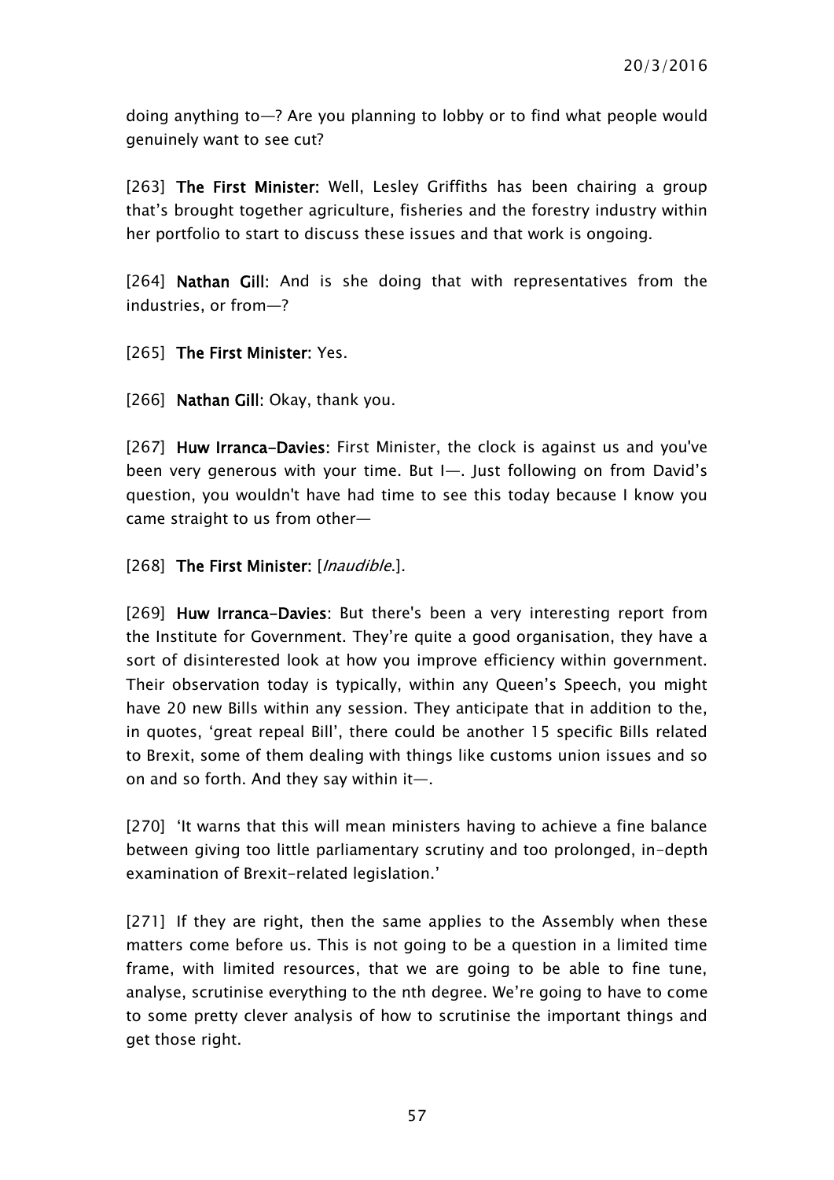doing anything to—? Are you planning to lobby or to find what people would genuinely want to see cut?

[263] **The First Minister:** Well, Lesley Griffiths has been chairing a group that's brought together agriculture, fisheries and the forestry industry within her portfolio to start to discuss these issues and that work is ongoing.

[264] **Nathan Gill:** And is she doing that with representatives from the industries, or from—?

[265] **The First Minister:** Yes.

[266] **Nathan Gill:** Okay, thank you.

[267] **Huw Irranca-Davies:** First Minister, the clock is against us and you've been very generous with your time. But I—. Just following on from David's question, you wouldn't have had time to see this today because I know you came straight to us from other—

[268] **The First Minister:** [*Inaudible*.].

[269] **Huw Irranca-Davies:** But there's been a very interesting report from the Institute for Government. They're quite a good organisation, they have a sort of disinterested look at how you improve efficiency within government. Their observation today is typically, within any Queen's Speech, you might have 20 new Bills within any session. They anticipate that in addition to the, in quotes, 'great repeal Bill', there could be another 15 specific Bills related to Brexit, some of them dealing with things like customs union issues and so on and so forth. And they say within it—.

[270] 'It warns that this will mean ministers having to achieve a fine balance between giving too little parliamentary scrutiny and too prolonged, in-depth examination of Brexit-related legislation.'

[271] If they are right, then the same applies to the Assembly when these matters come before us. This is not going to be a question in a limited time frame, with limited resources, that we are going to be able to fine tune, analyse, scrutinise everything to the nth degree. We're going to have to come to some pretty clever analysis of how to scrutinise the important things and get those right.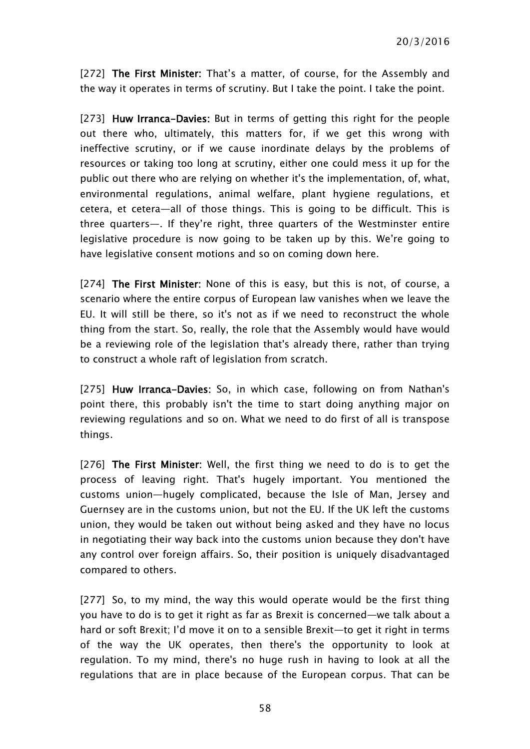[272] **The First Minister:** That's a matter, of course, for the Assembly and the way it operates in terms of scrutiny. But I take the point. I take the point.

[273] **Huw Irranca-Davies:** But in terms of getting this right for the people out there who, ultimately, this matters for, if we get this wrong with ineffective scrutiny, or if we cause inordinate delays by the problems of resources or taking too long at scrutiny, either one could mess it up for the public out there who are relying on whether it's the implementation, of, what, environmental regulations, animal welfare, plant hygiene regulations, et cetera, et cetera—all of those things. This is going to be difficult. This is three quarters—. If they're right, three quarters of the Westminster entire legislative procedure is now going to be taken up by this. We're going to have legislative consent motions and so on coming down here.

[274] **The First Minister:** None of this is easy, but this is not, of course, a scenario where the entire corpus of European law vanishes when we leave the EU. It will still be there, so it's not as if we need to reconstruct the whole thing from the start. So, really, the role that the Assembly would have would be a reviewing role of the legislation that's already there, rather than trying to construct a whole raft of legislation from scratch.

[275] **Huw Irranca-Davies:** So, in which case, following on from Nathan's point there, this probably isn't the time to start doing anything major on reviewing regulations and so on. What we need to do first of all is transpose things.

[276] **The First Minister:** Well, the first thing we need to do is to get the process of leaving right. That's hugely important. You mentioned the customs union—hugely complicated, because the Isle of Man, Jersey and Guernsey are in the customs union, but not the EU. If the UK left the customs union, they would be taken out without being asked and they have no locus in negotiating their way back into the customs union because they don't have any control over foreign affairs. So, their position is uniquely disadvantaged compared to others.

[277] So, to my mind, the way this would operate would be the first thing you have to do is to get it right as far as Brexit is concerned—we talk about a hard or soft Brexit; I'd move it on to a sensible Brexit—to get it right in terms of the way the UK operates, then there's the opportunity to look at regulation. To my mind, there's no huge rush in having to look at all the regulations that are in place because of the European corpus. That can be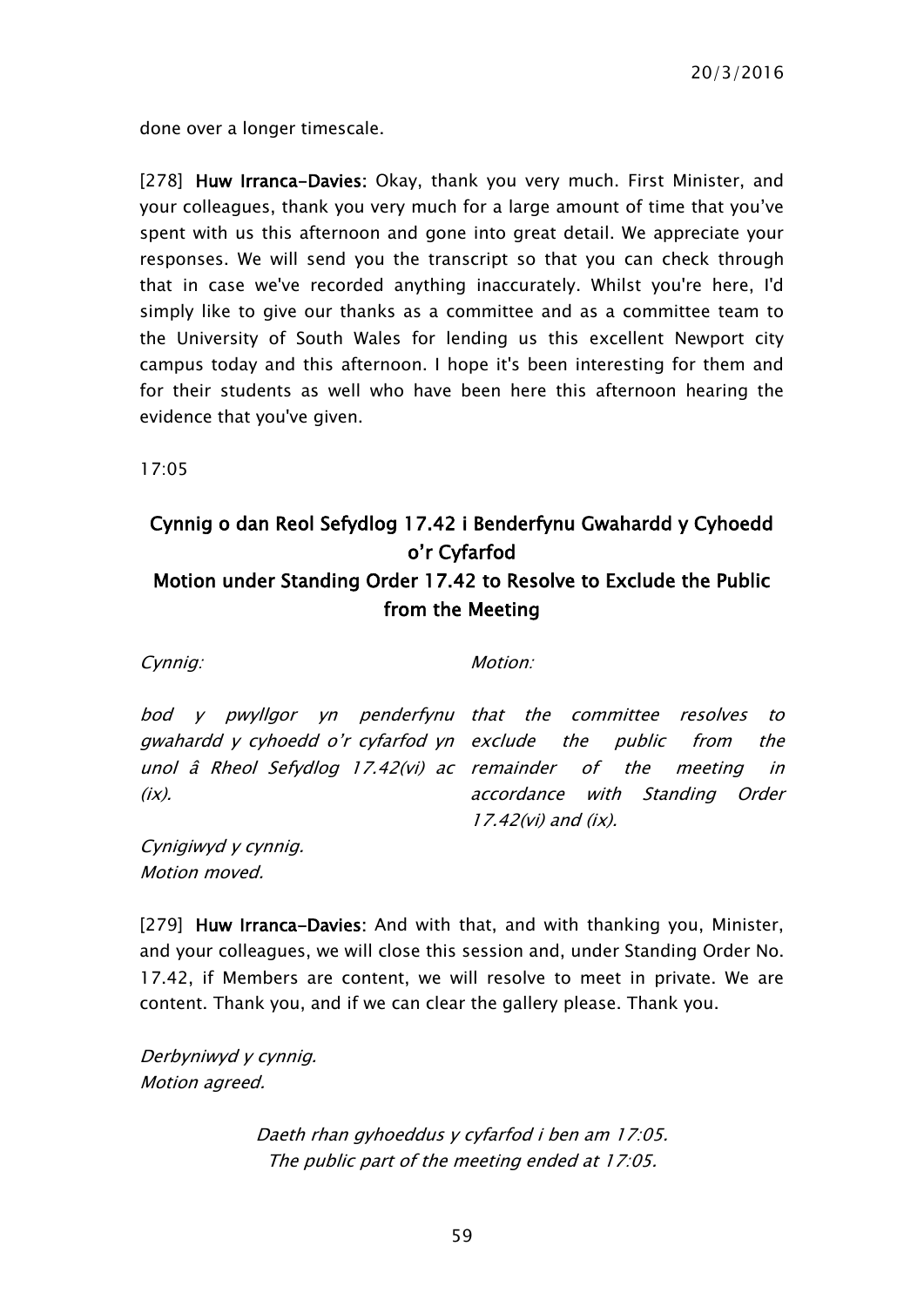done over a longer timescale.

[278] **Huw Irranca-Davies:** Okay, thank you very much. First Minister, and your colleagues, thank you very much for a large amount of time that you've spent with us this afternoon and gone into great detail. We appreciate your responses. We will send you the transcript so that you can check through that in case we've recorded anything inaccurately. Whilst you're here, I'd simply like to give our thanks as a committee and as a committee team to the University of South Wales for lending us this excellent Newport city campus today and this afternoon. I hope it's been interesting for them and for their students as well who have been here this afternoon hearing the evidence that you've given.

17:05

## Cynnig o dan Reol Sefydlog 17.42 i Benderfynu Gwahardd y Cyhoedd o'r Cyfarfod
## Motion under Standing Order 17.42 to Resolve to Exclude the Public from the Meeting

| *Cynnig:* | *Motion:* |
| --- | --- |
| *bod y pwyllgor yn penderfynu gwahardd y cyhoedd o'r cyfarfod yn unol â Rheol Sefydlog 17.42(vi) ac (ix).* | *that the committee resolves to exclude the public from the remainder of the meeting in accordance with Standing Order 17.42(vi) and (ix).* |

*Cynigiwyd y cynnig.*
*Motion moved.*

[279] **Huw Irranca-Davies:** And with that, and with thanking you, Minister, and your colleagues, we will close this session and, under Standing Order No. 17.42, if Members are content, we will resolve to meet in private. We are content. Thank you, and if we can clear the gallery please. Thank you.

*Derbyniwyd y cynnig.*
*Motion agreed.*

*Daeth rhan gyhoeddus y cyfarfod i ben am 17:05.*
*The public part of the meeting ended at 17:05.*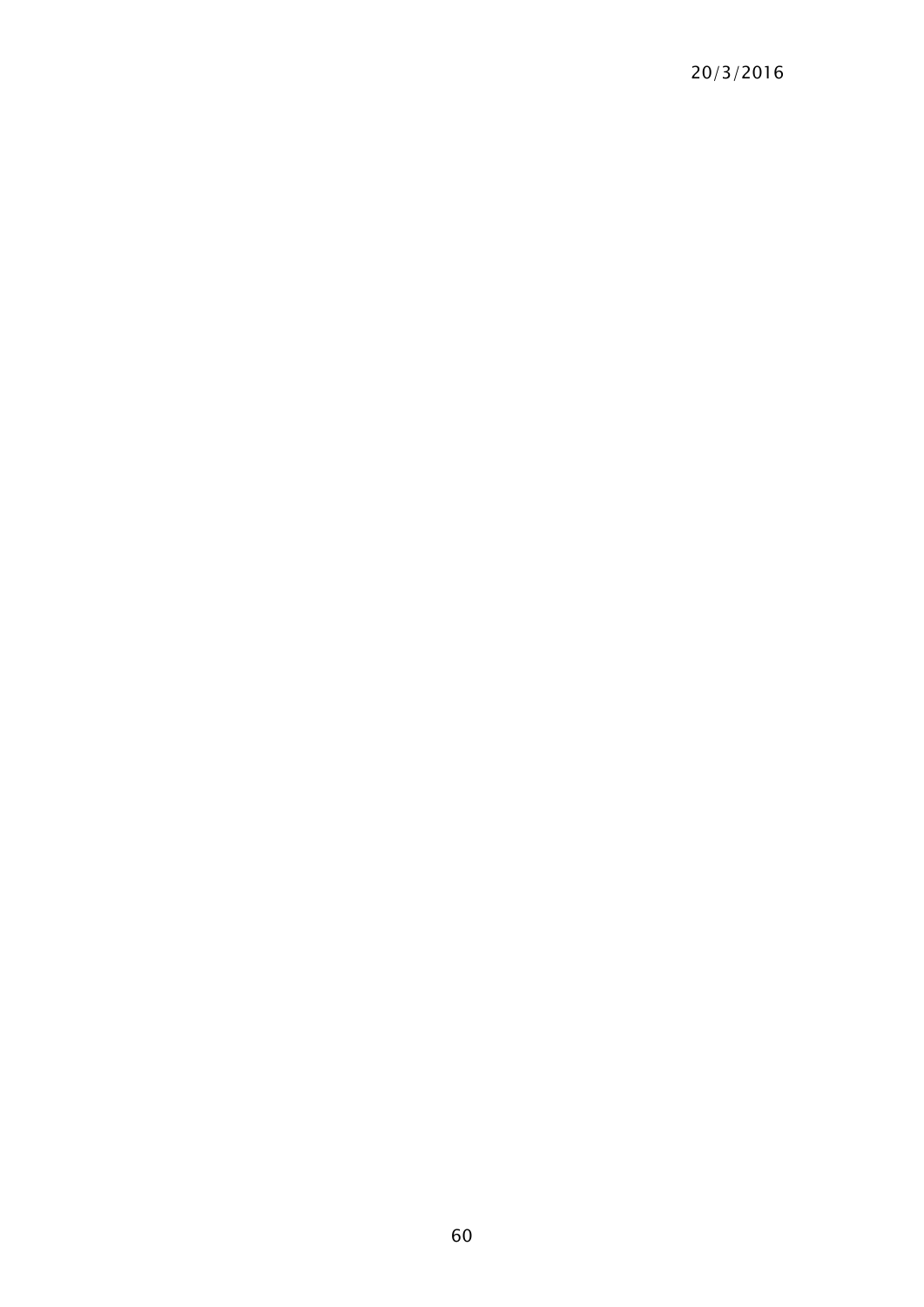20/3/2016